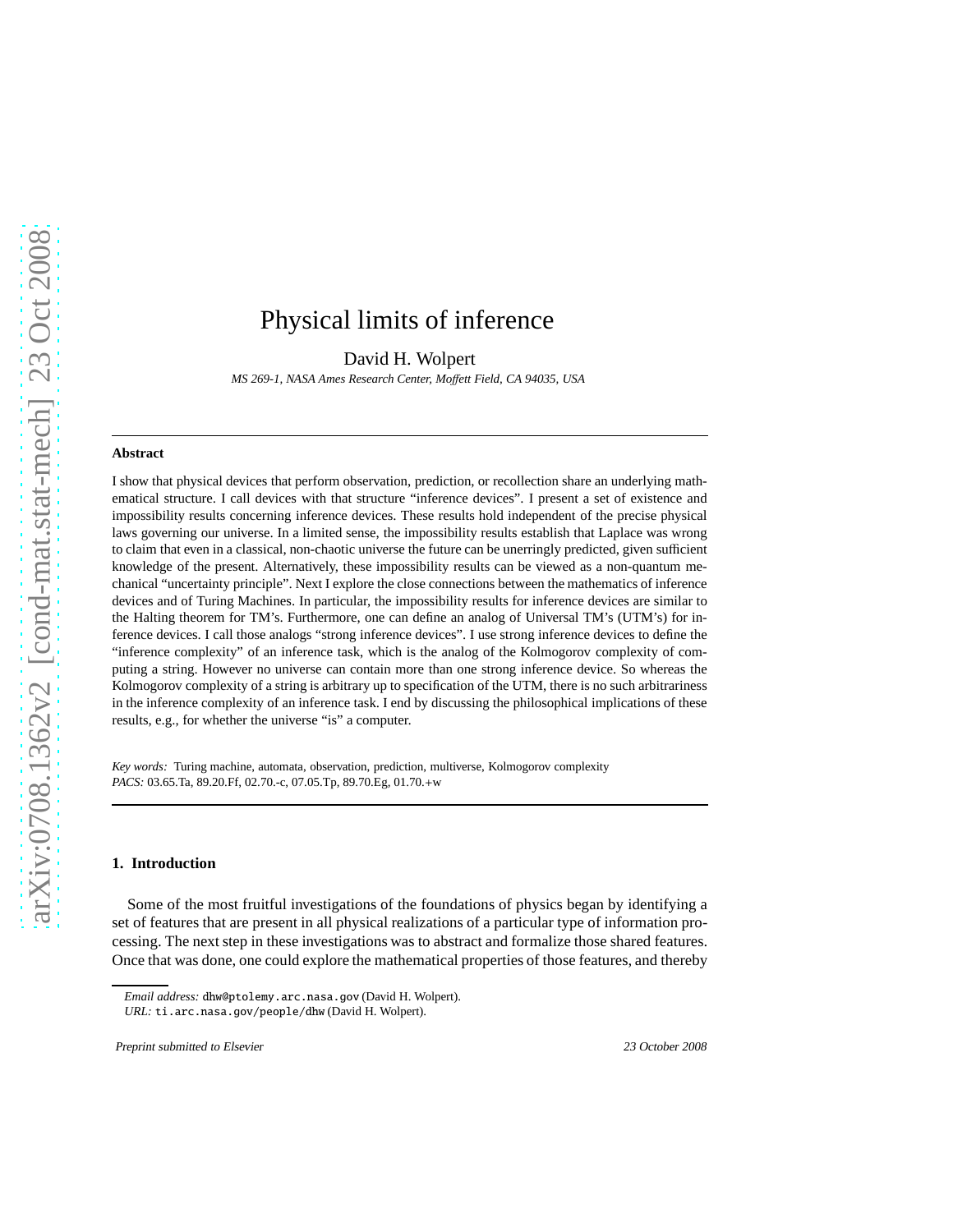# Physical limits of inference

David H. Wolpert

*MS 269-1, NASA Ames Research Center, Moffett Field, CA 94035, USA*

---

**Abstract**

I show that physical devices that perform observation, prediction, or recollection share an underlying mathematical structure. I call devices with that structure "inference devices". I present a set of existence and impossibility results concerning inference devices. These results hold independent of the precise physical laws governing our universe. In a limited sense, the impossibility results establish that Laplace was wrong to claim that even in a classical, non-chaotic universe the future can be unerringly predicted, given sufficient knowledge of the present. Alternatively, these impossibility results can be viewed as a non-quantum mechanical "uncertainty principle". Next I explore the close connections between the mathematics of inference devices and of Turing Machines. In particular, the impossibility results for inference devices are similar to the Halting theorem for TM's. Furthermore, one can define an analog of Universal TM's (UTM's) for inference devices. I call those analogs "strong inference devices". I use strong inference devices to define the "inference complexity" of an inference task, which is the analog of the Kolmogorov complexity of computing a string. However no universe can contain more than one strong inference device. So whereas the Kolmogorov complexity of a string is arbitrary up to specification of the UTM, there is no such arbitrariness in the inference complexity of an inference task. I end by discussing the philosophical implications of these results, e.g., for whether the universe "is" a computer.

*Key words:* Turing machine, automata, observation, prediction, multiverse, Kolmogorov complexity
*PACS:* 03.65.Ta, 89.20.Ff, 02.70.-c, 07.05.Tp, 89.70.Eg, 01.70.+w

---

## 1. Introduction

Some of the most fruitful investigations of the foundations of physics began by identifying a set of features that are present in all physical realizations of a particular type of information processing. The next step in these investigations was to abstract and formalize those shared features. Once that was done, one could explore the mathematical properties of those features, and thereby

*Email address:* dhw@ptolemy.arc.nasa.gov (David H. Wolpert).
*URL:* ti.arc.nasa.gov/people/dhw (David H. Wolpert).

Preprint submitted to Elsevier — 23 October 2008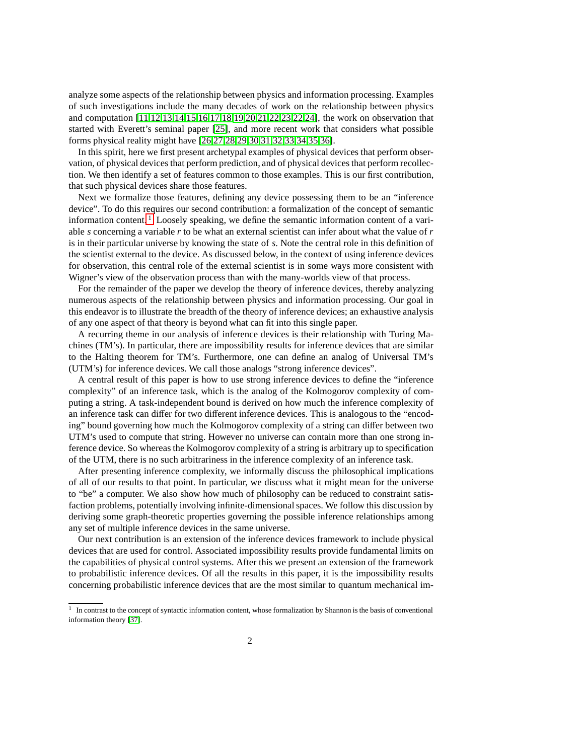analyze some aspects of the relationship between physics and information processing. Examples of such investigations include the many decades of work on the relationship between physics and computation [11,12,13,14,15,16,17,18,19,20,21,22,23,22,24], the work on observation that started with Everett's seminal paper [25], and more recent work that considers what possible forms physical reality might have [26,27,28,29,30,31,32,33,34,35,36].

In this spirit, here we first present archetypal examples of physical devices that perform observation, of physical devices that perform prediction, and of physical devices that perform recollection. We then identify a set of features common to those examples. This is our first contribution, that such physical devices share those features.

Next we formalize those features, defining any device possessing them to be an "inference device". To do this requires our second contribution: a formalization of the concept of semantic information content.[1] Loosely speaking, we define the semantic information content of a variable $s$ concerning a variable $r$ to be what an external scientist can infer about what the value of $r$ is in their particular universe by knowing the state of $s$. Note the central role in this definition of the scientist external to the device. As discussed below, in the context of using inference devices for observation, this central role of the external scientist is in some ways more consistent with Wigner's view of the observation process than with the many-worlds view of that process.

For the remainder of the paper we develop the theory of inference devices, thereby analyzing numerous aspects of the relationship between physics and information processing. Our goal in this endeavor is to illustrate the breadth of the theory of inference devices; an exhaustive analysis of any one aspect of that theory is beyond what can fit into this single paper.

A recurring theme in our analysis of inference devices is their relationship with Turing Machines (TM's). In particular, there are impossibility results for inference devices that are similar to the Halting theorem for TM's. Furthermore, one can define an analog of Universal TM's (UTM's) for inference devices. We call those analogs "strong inference devices".

A central result of this paper is how to use strong inference devices to define the "inference complexity" of an inference task, which is the analog of the Kolmogorov complexity of computing a string. A task-independent bound is derived on how much the inference complexity of an inference task can differ for two different inference devices. This is analogous to the "encoding" bound governing how much the Kolmogorov complexity of a string can differ between two UTM's used to compute that string. However no universe can contain more than one strong inference device. So whereas the Kolmogorov complexity of a string is arbitrary up to specification of the UTM, there is no such arbitrariness in the inference complexity of an inference task.

After presenting inference complexity, we informally discuss the philosophical implications of all of our results to that point. In particular, we discuss what it might mean for the universe to "be" a computer. We also show how much of philosophy can be reduced to constraint satisfaction problems, potentially involving infinite-dimensional spaces. We follow this discussion by deriving some graph-theoretic properties governing the possible inference relationships among any set of multiple inference devices in the same universe.

Our next contribution is an extension of the inference devices framework to include physical devices that are used for control. Associated impossibility results provide fundamental limits on the capabilities of physical control systems. After this we present an extension of the framework to probabilistic inference devices. Of all the results in this paper, it is the impossibility results concerning probabilistic inference devices that are the most similar to quantum mechanical im-

[1] In contrast to the concept of syntactic information content, whose formalization by Shannon is the basis of conventional information theory [37].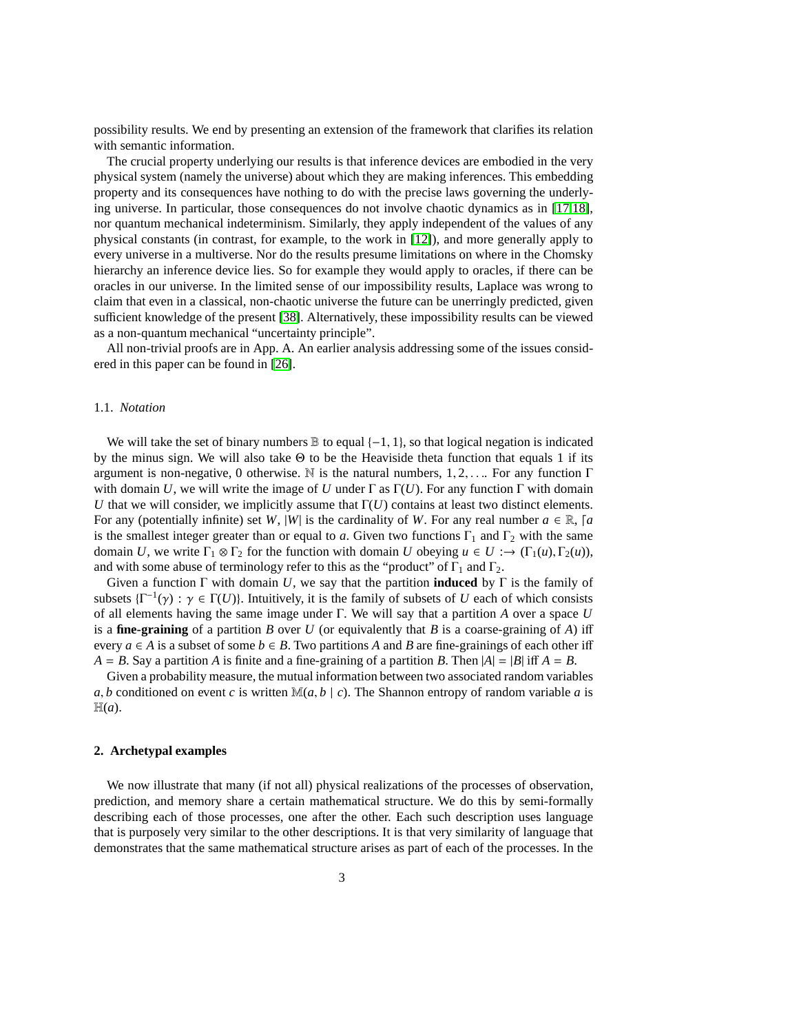possibility results. We end by presenting an extension of the framework that clarifies its relation with semantic information.

The crucial property underlying our results is that inference devices are embodied in the very physical system (namely the universe) about which they are making inferences. This embedding property and its consequences have nothing to do with the precise laws governing the underlying universe. In particular, those consequences do not involve chaotic dynamics as in [17,18], nor quantum mechanical indeterminism. Similarly, they apply independent of the values of any physical constants (in contrast, for example, to the work in [12]), and more generally apply to every universe in a multiverse. Nor do the results presume limitations on where in the Chomsky hierarchy an inference device lies. So for example they would apply to oracles, if there can be oracles in our universe. In the limited sense of our impossibility results, Laplace was wrong to claim that even in a classical, non-chaotic universe the future can be unerringly predicted, given sufficient knowledge of the present [38]. Alternatively, these impossibility results can be viewed as a non-quantum mechanical "uncertainty principle".

All non-trivial proofs are in App. A. An earlier analysis addressing some of the issues considered in this paper can be found in [26].

### 1.1. *Notation*

We will take the set of binary numbers $\mathbb{B}$ to equal $\{-1, 1\}$, so that logical negation is indicated by the minus sign. We will also take $\Theta$ to be the Heaviside theta function that equals 1 if its argument is non-negative, 0 otherwise. $\mathbb{N}$ is the natural numbers, $1, 2, \ldots$. For any function $\Gamma$ with domain $U$, we will write the image of $U$ under $\Gamma$ as $\Gamma(U)$. For any function $\Gamma$ with domain $U$ that we will consider, we implicitly assume that $\Gamma(U)$ contains at least two distinct elements. For any (potentially infinite) set $W$, $|W|$ is the cardinality of $W$. For any real number $a \in \mathbb{R}$, $\lceil a$ is the smallest integer greater than or equal to $a$. Given two functions $\Gamma_1$ and $\Gamma_2$ with the same domain $U$, we write $\Gamma_1 \otimes \Gamma_2$ for the function with domain $U$ obeying $u \in U :\rightarrow (\Gamma_1(u), \Gamma_2(u))$, and with some abuse of terminology refer to this as the "product" of $\Gamma_1$ and $\Gamma_2$.

Given a function $\Gamma$ with domain $U$, we say that the partition **induced** by $\Gamma$ is the family of subsets $\{\Gamma^{-1}(\gamma) : \gamma \in \Gamma(U)\}$. Intuitively, it is the family of subsets of $U$ each of which consists of all elements having the same image under $\Gamma$. We will say that a partition $A$ over a space $U$ is a **fine-graining** of a partition $B$ over $U$ (or equivalently that $B$ is a coarse-graining of $A$) iff every $a \in A$ is a subset of some $b \in B$. Two partitions $A$ and $B$ are fine-grainings of each other iff $A = B$. Say a partition $A$ is finite and a fine-graining of a partition $B$. Then $|A| = |B|$ iff $A = B$.

Given a probability measure, the mutual information between two associated random variables $a, b$ conditioned on event $c$ is written $\mathbb{M}(a, b \mid c)$. The Shannon entropy of random variable $a$ is $\mathbb{H}(a)$.

## 2. Archetypal examples

We now illustrate that many (if not all) physical realizations of the processes of observation, prediction, and memory share a certain mathematical structure. We do this by semi-formally describing each of those processes, one after the other. Each such description uses language that is purposely very similar to the other descriptions. It is that very similarity of language that demonstrates that the same mathematical structure arises as part of each of the processes. In the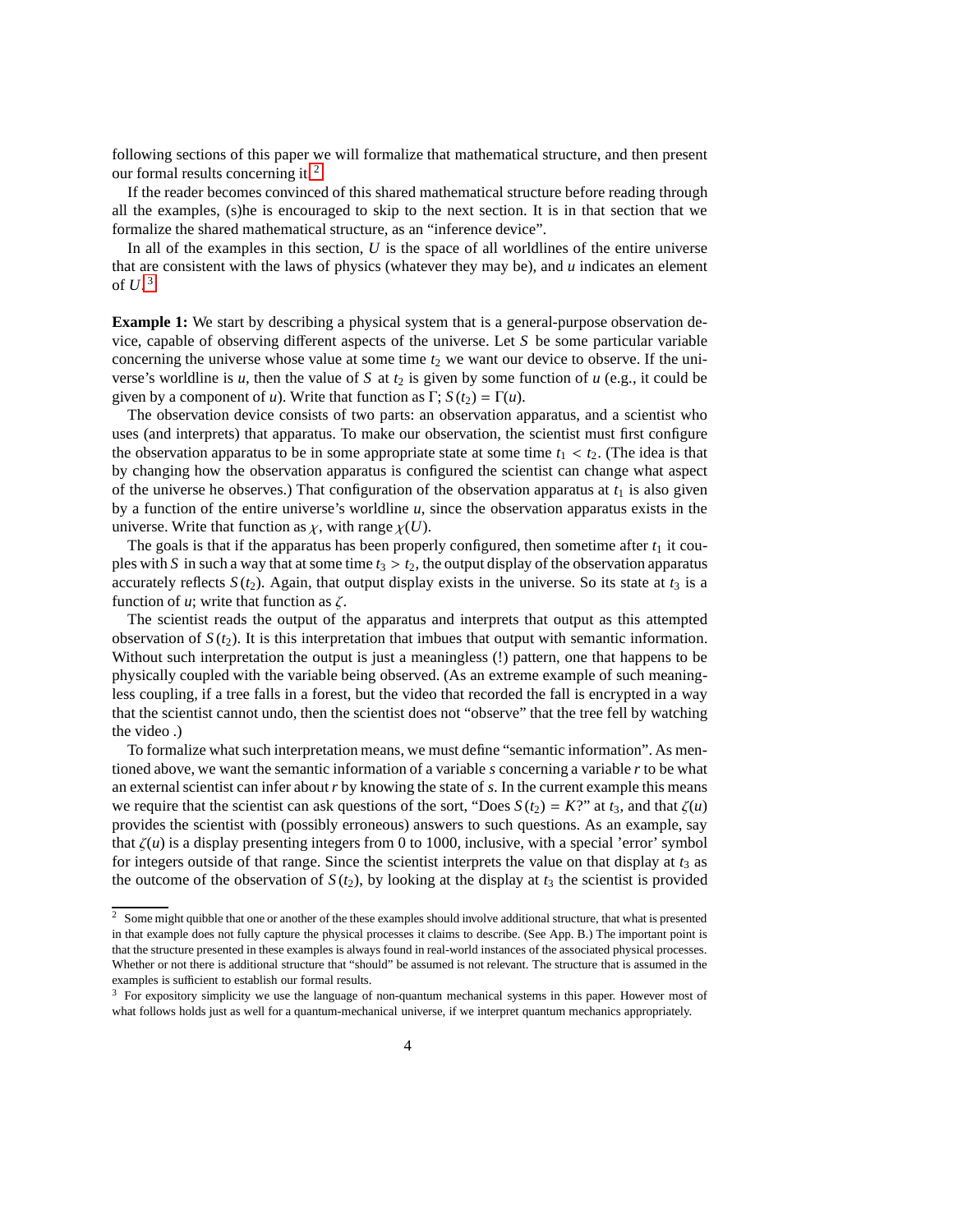following sections of this paper we will formalize that mathematical structure, and then present our formal results concerning it.[2]

If the reader becomes convinced of this shared mathematical structure before reading through all the examples, (s)he is encouraged to skip to the next section. It is in that section that we formalize the shared mathematical structure, as an "inference device".

In all of the examples in this section, $U$ is the space of all worldlines of the entire universe that are consistent with the laws of physics (whatever they may be), and $u$ indicates an element of $U$.[3]

**Example 1:** We start by describing a physical system that is a general-purpose observation device, capable of observing different aspects of the universe. Let $S$ be some particular variable concerning the universe whose value at some time $t_2$ we want our device to observe. If the universe's worldline is $u$, then the value of $S$ at $t_2$ is given by some function of $u$ (e.g., it could be given by a component of $u$). Write that function as $\Gamma$; $S(t_2) = \Gamma(u)$.

The observation device consists of two parts: an observation apparatus, and a scientist who uses (and interprets) that apparatus. To make our observation, the scientist must first configure the observation apparatus to be in some appropriate state at some time $t_1 < t_2$. (The idea is that by changing how the observation apparatus is configured the scientist can change what aspect of the universe he observes.) That configuration of the observation apparatus at $t_1$ is also given by a function of the entire universe's worldline $u$, since the observation apparatus exists in the universe. Write that function as $\chi$, with range $\chi(U)$.

The goals is that if the apparatus has been properly configured, then sometime after $t_1$ it couples with $S$ in such a way that at some time $t_3 > t_2$, the output display of the observation apparatus accurately reflects $S(t_2)$. Again, that output display exists in the universe. So its state at $t_3$ is a function of $u$; write that function as $\zeta$.

The scientist reads the output of the apparatus and interprets that output as this attempted observation of $S(t_2)$. It is this interpretation that imbues that output with semantic information. Without such interpretation the output is just a meaningless (!) pattern, one that happens to be physically coupled with the variable being observed. (As an extreme example of such meaningless coupling, if a tree falls in a forest, but the video that recorded the fall is encrypted in a way that the scientist cannot undo, then the scientist does not "observe" that the tree fell by watching the video .)

To formalize what such interpretation means, we must define "semantic information". As mentioned above, we want the semantic information of a variable $s$ concerning a variable $r$ to be what an external scientist can infer about $r$ by knowing the state of $s$. In the current example this means we require that the scientist can ask questions of the sort, "Does $S(t_2) = K$?" at $t_3$, and that $\zeta(u)$ provides the scientist with (possibly erroneous) answers to such questions. As an example, say that $\zeta(u)$ is a display presenting integers from 0 to 1000, inclusive, with a special 'error' symbol for integers outside of that range. Since the scientist interprets the value on that display at $t_3$ as the outcome of the observation of $S(t_2)$, by looking at the display at $t_3$ the scientist is provided

[2] Some might quibble that one or another of the these examples should involve additional structure, that what is presented in that example does not fully capture the physical processes it claims to describe. (See App. B.) The important point is that the structure presented in these examples is always found in real-world instances of the associated physical processes. Whether or not there is additional structure that "should" be assumed is not relevant. The structure that is assumed in the examples is sufficient to establish our formal results.

[3] For expository simplicity we use the language of non-quantum mechanical systems in this paper. However most of what follows holds just as well for a quantum-mechanical universe, if we interpret quantum mechanics appropriately.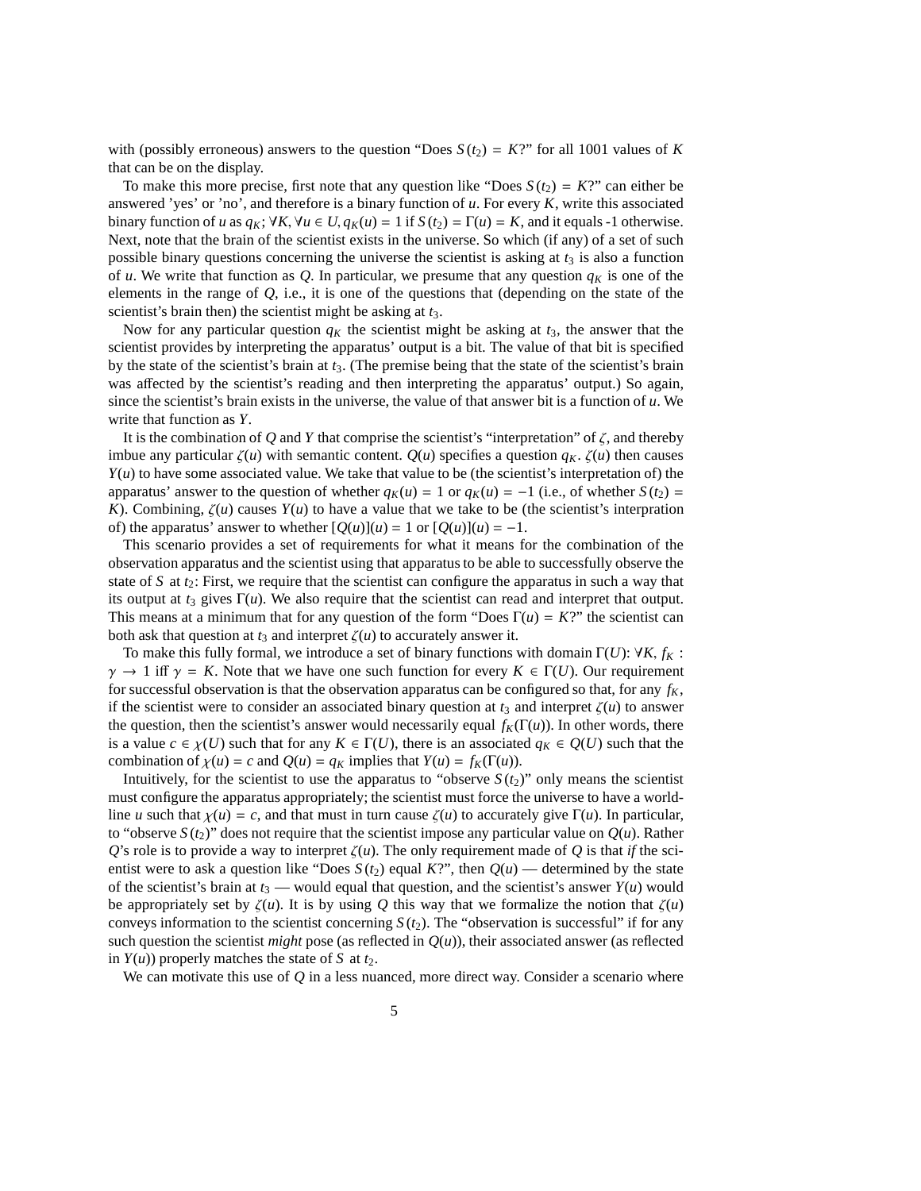with (possibly erroneous) answers to the question "Does $S(t_2) = K$?" for all 1001 values of $K$ that can be on the display.

To make this more precise, first note that any question like "Does $S(t_2) = K$?" can either be answered 'yes' or 'no', and therefore is a binary function of $u$. For every $K$, write this associated binary function of $u$ as $q_K$; $\forall K, \forall u \in U, q_K(u) = 1$ if $S(t_2) = \Gamma(u) = K$, and it equals -1 otherwise. Next, note that the brain of the scientist exists in the universe. So which (if any) of a set of such possible binary questions concerning the universe the scientist is asking at $t_3$ is also a function of $u$. We write that function as $Q$. In particular, we presume that any question $q_K$ is one of the elements in the range of $Q$, i.e., it is one of the questions that (depending on the state of the scientist's brain then) the scientist might be asking at $t_3$.

Now for any particular question $q_K$ the scientist might be asking at $t_3$, the answer that the scientist provides by interpreting the apparatus' output is a bit. The value of that bit is specified by the state of the scientist's brain at $t_3$. (The premise being that the state of the scientist's brain was affected by the scientist's reading and then interpreting the apparatus' output.) So again, since the scientist's brain exists in the universe, the value of that answer bit is a function of $u$. We write that function as $Y$.

It is the combination of $Q$ and $Y$ that comprise the scientist's "interpretation" of $\zeta$, and thereby imbue any particular $\zeta(u)$ with semantic content. $Q(u)$ specifies a question $q_K$. $\zeta(u)$ then causes $Y(u)$ to have some associated value. We take that value to be (the scientist's interpretation of) the apparatus' answer to the question of whether $q_K(u) = 1$ or $q_K(u) = -1$ (i.e., of whether $S(t_2) = K$). Combining, $\zeta(u)$ causes $Y(u)$ to have a value that we take to be (the scientist's interpration of) the apparatus' answer to whether $[Q(u)](u) = 1$ or $[Q(u)](u) = -1$.

This scenario provides a set of requirements for what it means for the combination of the observation apparatus and the scientist using that apparatus to be able to successfully observe the state of $S$ at $t_2$: First, we require that the scientist can configure the apparatus in such a way that its output at $t_3$ gives $\Gamma(u)$. We also require that the scientist can read and interpret that output. This means at a minimum that for any question of the form "Does $\Gamma(u) = K$?" the scientist can both ask that question at $t_3$ and interpret $\zeta(u)$ to accurately answer it.

To make this fully formal, we introduce a set of binary functions with domain $\Gamma(U)$: $\forall K$, $f_K : \gamma \rightarrow 1$ iff $\gamma = K$. Note that we have one such function for every $K \in \Gamma(U)$. Our requirement for successful observation is that the observation apparatus can be configured so that, for any $f_K$, if the scientist were to consider an associated binary question at $t_3$ and interpret $\zeta(u)$ to answer the question, then the scientist's answer would necessarily equal $f_K(\Gamma(u))$. In other words, there is a value $c \in \chi(U)$ such that for any $K \in \Gamma(U)$, there is an associated $q_K \in Q(U)$ such that the combination of $\chi(u) = c$ and $Q(u) = q_K$ implies that $Y(u) = f_K(\Gamma(u))$.

Intuitively, for the scientist to use the apparatus to "observe $S(t_2)$" only means the scientist must configure the apparatus appropriately; the scientist must force the universe to have a worldline $u$ such that $\chi(u) = c$, and that must in turn cause $\zeta(u)$ to accurately give $\Gamma(u)$. In particular, to "observe $S(t_2)$" does not require that the scientist impose any particular value on $Q(u)$. Rather $Q$'s role is to provide a way to interpret $\zeta(u)$. The only requirement made of $Q$ is that *if* the scientist were to ask a question like "Does $S(t_2)$ equal $K$?", then $Q(u)$ — determined by the state of the scientist's brain at $t_3$ — would equal that question, and the scientist's answer $Y(u)$ would be appropriately set by $\zeta(u)$. It is by using $Q$ this way that we formalize the notion that $\zeta(u)$ conveys information to the scientist concerning $S(t_2)$. The "observation is successful" if for any such question the scientist *might* pose (as reflected in $Q(u)$), their associated answer (as reflected in $Y(u)$) properly matches the state of $S$ at $t_2$.

We can motivate this use of $Q$ in a less nuanced, more direct way. Consider a scenario where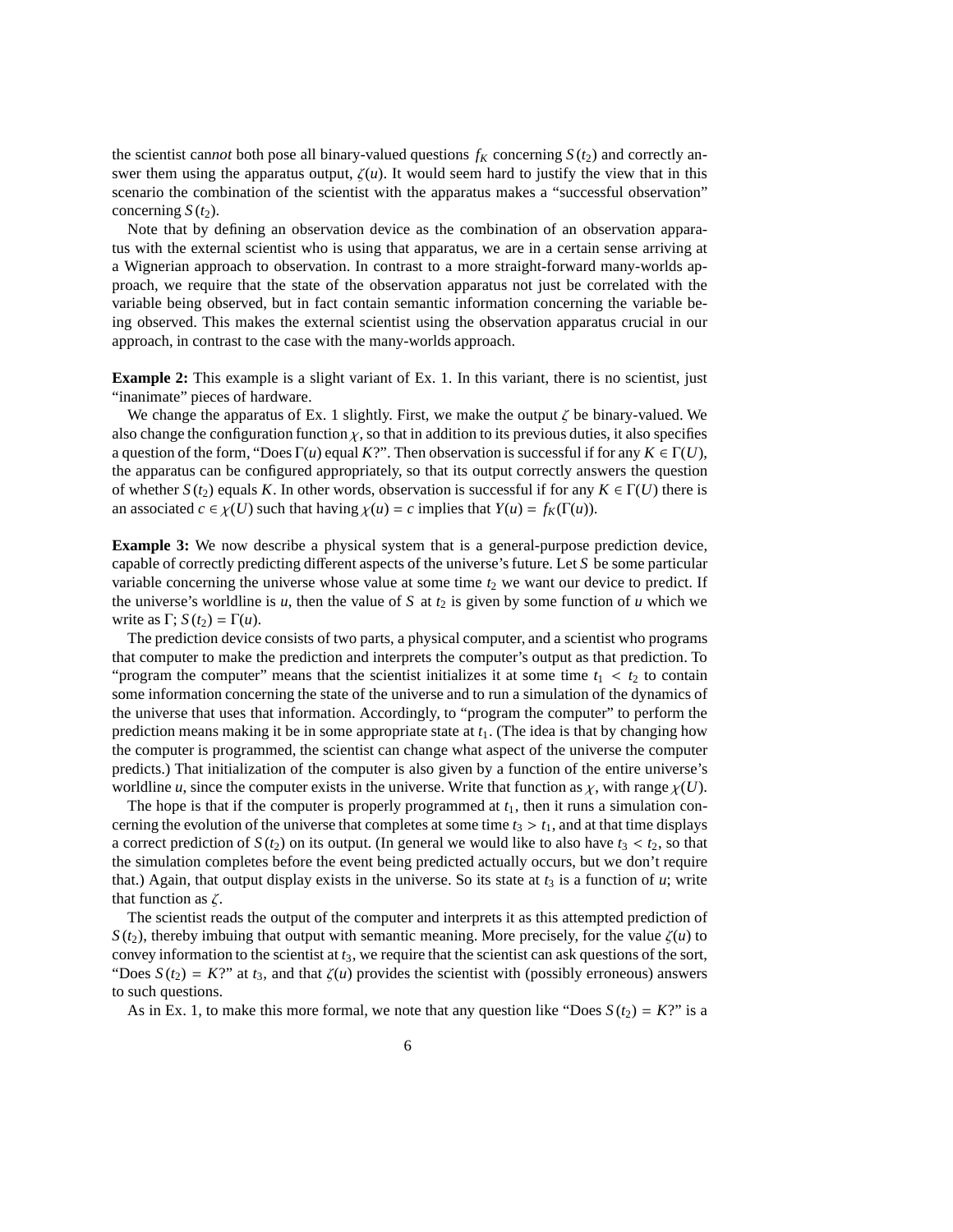the scientist can*not* both pose all binary-valued questions $f_K$ concerning $S(t_2)$ and correctly answer them using the apparatus output, $\zeta(u)$. It would seem hard to justify the view that in this scenario the combination of the scientist with the apparatus makes a "successful observation" concerning $S(t_2)$.

Note that by defining an observation device as the combination of an observation apparatus with the external scientist who is using that apparatus, we are in a certain sense arriving at a Wignerian approach to observation. In contrast to a more straight-forward many-worlds approach, we require that the state of the observation apparatus not just be correlated with the variable being observed, but in fact contain semantic information concerning the variable being observed. This makes the external scientist using the observation apparatus crucial in our approach, in contrast to the case with the many-worlds approach.

**Example 2:** This example is a slight variant of Ex. 1. In this variant, there is no scientist, just "inanimate" pieces of hardware.

We change the apparatus of Ex. 1 slightly. First, we make the output $\zeta$ be binary-valued. We also change the configuration function $\chi$, so that in addition to its previous duties, it also specifies a question of the form, "Does $\Gamma(u)$ equal $K$?". Then observation is successful if for any $K \in \Gamma(U)$, the apparatus can be configured appropriately, so that its output correctly answers the question of whether $S(t_2)$ equals $K$. In other words, observation is successful if for any $K \in \Gamma(U)$ there is an associated $c \in \chi(U)$ such that having $\chi(u) = c$ implies that $Y(u) = f_K(\Gamma(u))$.

**Example 3:** We now describe a physical system that is a general-purpose prediction device, capable of correctly predicting different aspects of the universe's future. Let $S$ be some particular variable concerning the universe whose value at some time $t_2$ we want our device to predict. If the universe's worldline is $u$, then the value of $S$ at $t_2$ is given by some function of $u$ which we write as $\Gamma$; $S(t_2) = \Gamma(u)$.

The prediction device consists of two parts, a physical computer, and a scientist who programs that computer to make the prediction and interprets the computer's output as that prediction. To "program the computer" means that the scientist initializes it at some time $t_1 < t_2$ to contain some information concerning the state of the universe and to run a simulation of the dynamics of the universe that uses that information. Accordingly, to "program the computer" to perform the prediction means making it be in some appropriate state at $t_1$. (The idea is that by changing how the computer is programmed, the scientist can change what aspect of the universe the computer predicts.) That initialization of the computer is also given by a function of the entire universe's worldline $u$, since the computer exists in the universe. Write that function as $\chi$, with range $\chi(U)$.

The hope is that if the computer is properly programmed at $t_1$, then it runs a simulation concerning the evolution of the universe that completes at some time $t_3 > t_1$, and at that time displays a correct prediction of $S(t_2)$ on its output. (In general we would like to also have $t_3 < t_2$, so that the simulation completes before the event being predicted actually occurs, but we don't require that.) Again, that output display exists in the universe. So its state at $t_3$ is a function of $u$; write that function as $\zeta$.

The scientist reads the output of the computer and interprets it as this attempted prediction of $S(t_2)$, thereby imbuing that output with semantic meaning. More precisely, for the value $\zeta(u)$ to convey information to the scientist at $t_3$, we require that the scientist can ask questions of the sort, "Does $S(t_2) = K$?" at $t_3$, and that $\zeta(u)$ provides the scientist with (possibly erroneous) answers to such questions.

As in Ex. 1, to make this more formal, we note that any question like "Does $S(t_2) = K$?" is a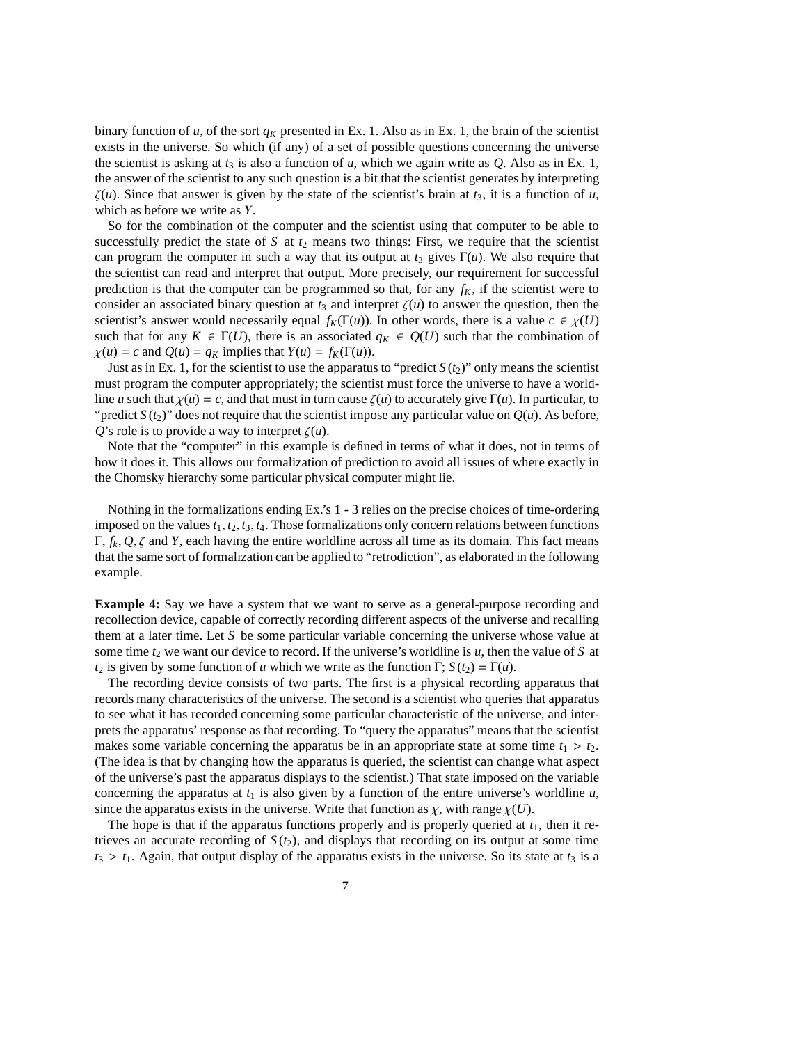binary function of $u$, of the sort $q_K$ presented in Ex. 1. Also as in Ex. 1, the brain of the scientist exists in the universe. So which (if any) of a set of possible questions concerning the universe the scientist is asking at $t_3$ is also a function of $u$, which we again write as $Q$. Also as in Ex. 1, the answer of the scientist to any such question is a bit that the scientist generates by interpreting $\zeta(u)$. Since that answer is given by the state of the scientist's brain at $t_3$, it is a function of $u$, which as before we write as $Y$.

So for the combination of the computer and the scientist using that computer to be able to successfully predict the state of $S$ at $t_2$ means two things: First, we require that the scientist can program the computer in such a way that its output at $t_3$ gives $\Gamma(u)$. We also require that the scientist can read and interpret that output. More precisely, our requirement for successful prediction is that the computer can be programmed so that, for any $f_K$, if the scientist were to consider an associated binary question at $t_3$ and interpret $\zeta(u)$ to answer the question, then the scientist's answer would necessarily equal $f_K(\Gamma(u))$. In other words, there is a value $c \in \chi(U)$ such that for any $K \in \Gamma(U)$, there is an associated $q_K \in Q(U)$ such that the combination of $\chi(u) = c$ and $Q(u) = q_K$ implies that $Y(u) = f_K(\Gamma(u))$.

Just as in Ex. 1, for the scientist to use the apparatus to "predict $S(t_2)$" only means the scientist must program the computer appropriately; the scientist must force the universe to have a worldline $u$ such that $\chi(u) = c$, and that must in turn cause $\zeta(u)$ to accurately give $\Gamma(u)$. In particular, to "predict $S(t_2)$" does not require that the scientist impose any particular value on $Q(u)$. As before, $Q$'s role is to provide a way to interpret $\zeta(u)$.

Note that the "computer" in this example is defined in terms of what it does, not in terms of how it does it. This allows our formalization of prediction to avoid all issues of where exactly in the Chomsky hierarchy some particular physical computer might lie.

Nothing in the formalizations ending Ex.'s 1 - 3 relies on the precise choices of time-ordering imposed on the values $t_1, t_2, t_3, t_4$. Those formalizations only concern relations between functions $\Gamma$, $f_k, Q, \zeta$ and $Y$, each having the entire worldline across all time as its domain. This fact means that the same sort of formalization can be applied to "retrodiction", as elaborated in the following example.

**Example 4:** Say we have a system that we want to serve as a general-purpose recording and recollection device, capable of correctly recording different aspects of the universe and recalling them at a later time. Let $S$ be some particular variable concerning the universe whose value at some time $t_2$ we want our device to record. If the universe's worldline is $u$, then the value of $S$ at $t_2$ is given by some function of $u$ which we write as the function $\Gamma$; $S(t_2) = \Gamma(u)$.

The recording device consists of two parts. The first is a physical recording apparatus that records many characteristics of the universe. The second is a scientist who queries that apparatus to see what it has recorded concerning some particular characteristic of the universe, and interprets the apparatus' response as that recording. To "query the apparatus" means that the scientist makes some variable concerning the apparatus be in an appropriate state at some time $t_1 > t_2$. (The idea is that by changing how the apparatus is queried, the scientist can change what aspect of the universe's past the apparatus displays to the scientist.) That state imposed on the variable concerning the apparatus at $t_1$ is also given by a function of the entire universe's worldline $u$, since the apparatus exists in the universe. Write that function as $\chi$, with range $\chi(U)$.

The hope is that if the apparatus functions properly and is properly queried at $t_1$, then it retrieves an accurate recording of $S(t_2)$, and displays that recording on its output at some time $t_3 > t_1$. Again, that output display of the apparatus exists in the universe. So its state at $t_3$ is a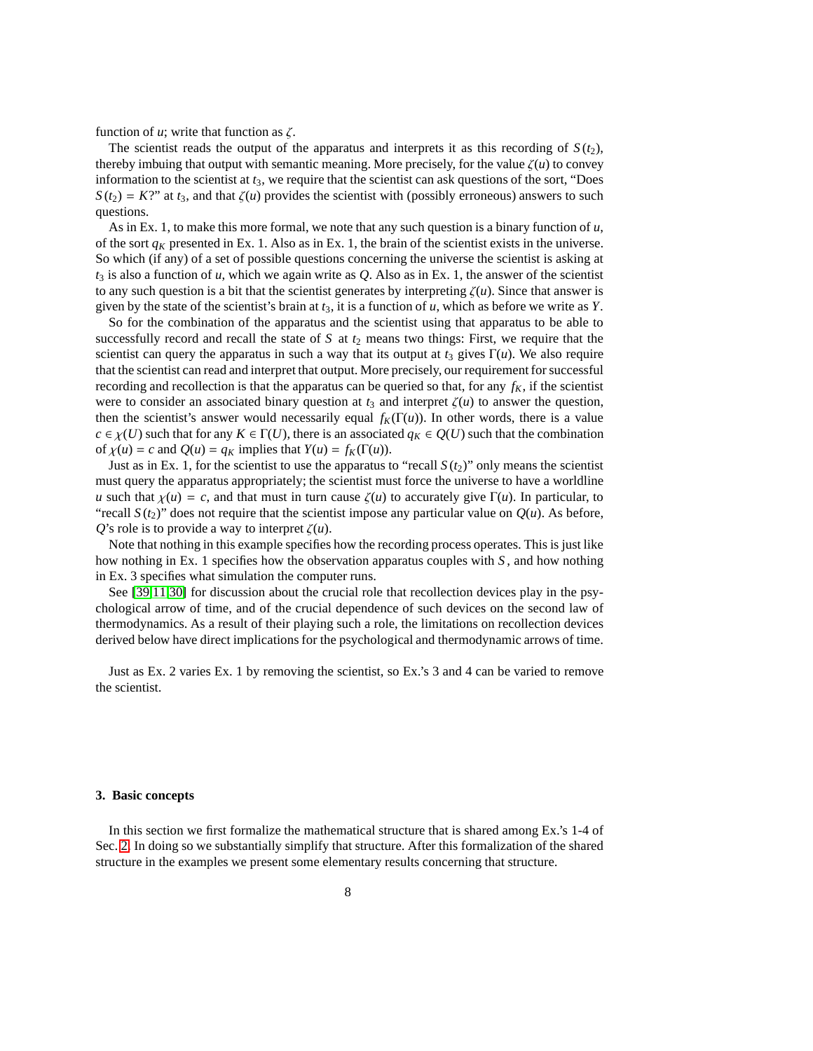function of $u$; write that function as $\zeta$.

The scientist reads the output of the apparatus and interprets it as this recording of $S(t_2)$, thereby imbuing that output with semantic meaning. More precisely, for the value $\zeta(u)$ to convey information to the scientist at $t_3$, we require that the scientist can ask questions of the sort, "Does $S(t_2) = K$?" at $t_3$, and that $\zeta(u)$ provides the scientist with (possibly erroneous) answers to such questions.

As in Ex. 1, to make this more formal, we note that any such question is a binary function of $u$, of the sort $q_K$ presented in Ex. 1. Also as in Ex. 1, the brain of the scientist exists in the universe. So which (if any) of a set of possible questions concerning the universe the scientist is asking at $t_3$ is also a function of $u$, which we again write as $Q$. Also as in Ex. 1, the answer of the scientist to any such question is a bit that the scientist generates by interpreting $\zeta(u)$. Since that answer is given by the state of the scientist's brain at $t_3$, it is a function of $u$, which as before we write as $Y$.

So for the combination of the apparatus and the scientist using that apparatus to be able to successfully record and recall the state of $S$ at $t_2$ means two things: First, we require that the scientist can query the apparatus in such a way that its output at $t_3$ gives $\Gamma(u)$. We also require that the scientist can read and interpret that output. More precisely, our requirement for successful recording and recollection is that the apparatus can be queried so that, for any $f_K$, if the scientist were to consider an associated binary question at $t_3$ and interpret $\zeta(u)$ to answer the question, then the scientist's answer would necessarily equal $f_K(\Gamma(u))$. In other words, there is a value $c \in \chi(U)$ such that for any $K \in \Gamma(U)$, there is an associated $q_K \in Q(U)$ such that the combination of $\chi(u) = c$ and $Q(u) = q_K$ implies that $Y(u) = f_K(\Gamma(u))$.

Just as in Ex. 1, for the scientist to use the apparatus to "recall $S(t_2)$" only means the scientist must query the apparatus appropriately; the scientist must force the universe to have a worldline $u$ such that $\chi(u) = c$, and that must in turn cause $\zeta(u)$ to accurately give $\Gamma(u)$. In particular, to "recall $S(t_2)$" does not require that the scientist impose any particular value on $Q(u)$. As before, $Q$'s role is to provide a way to interpret $\zeta(u)$.

Note that nothing in this example specifies how the recording process operates. This is just like how nothing in Ex. 1 specifies how the observation apparatus couples with $S$, and how nothing in Ex. 3 specifies what simulation the computer runs.

See [39,11,30] for discussion about the crucial role that recollection devices play in the psychological arrow of time, and of the crucial dependence of such devices on the second law of thermodynamics. As a result of their playing such a role, the limitations on recollection devices derived below have direct implications for the psychological and thermodynamic arrows of time.

Just as Ex. 2 varies Ex. 1 by removing the scientist, so Ex.'s 3 and 4 can be varied to remove the scientist.

## 3. Basic concepts

In this section we first formalize the mathematical structure that is shared among Ex.'s 1-4 of Sec. 2. In doing so we substantially simplify that structure. After this formalization of the shared structure in the examples we present some elementary results concerning that structure.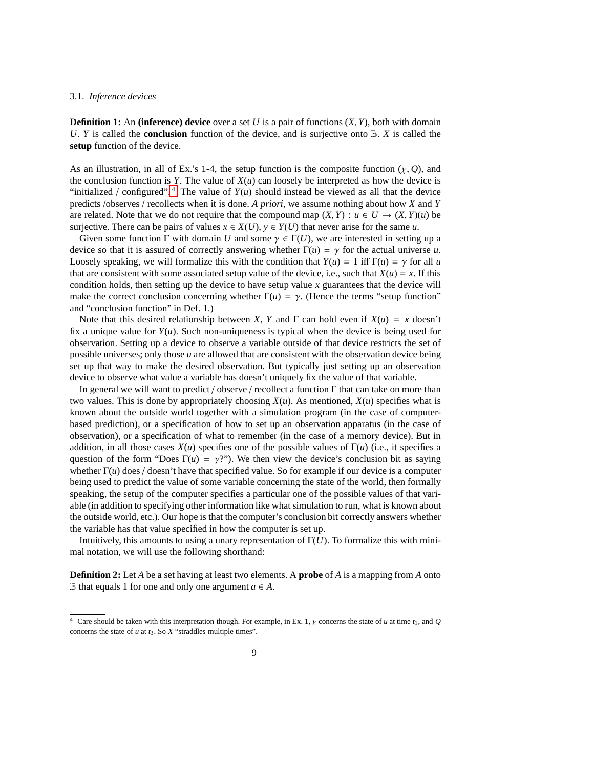### 3.1. *Inference devices*

**Definition 1:** An **(inference) device** over a set $U$ is a pair of functions $(X, Y)$, both with domain $U$. $Y$ is called the **conclusion** function of the device, and is surjective onto $\mathbb{B}$. $X$ is called the **setup** function of the device.

As an illustration, in all of Ex.'s 1-4, the setup function is the composite function $(\chi, Q)$, and the conclusion function is $Y$. The value of $X(u)$ can loosely be interpreted as how the device is "initialized / configured".[4] The value of $Y(u)$ should instead be viewed as all that the device predicts /observes / recollects when it is done. *A priori*, we assume nothing about how $X$ and $Y$ are related. Note that we do not require that the compound map $(X, Y) : u \in U \to (X, Y)(u)$ be surjective. There can be pairs of values $x \in X(U)$, $y \in Y(U)$ that never arise for the same $u$.

Given some function $\Gamma$ with domain $U$ and some $\gamma \in \Gamma(U)$, we are interested in setting up a device so that it is assured of correctly answering whether $\Gamma(u) = \gamma$ for the actual universe $u$. Loosely speaking, we will formalize this with the condition that $Y(u) = 1$ iff $\Gamma(u) = \gamma$ for all $u$ that are consistent with some associated setup value of the device, i.e., such that $X(u) = x$. If this condition holds, then setting up the device to have setup value $x$ guarantees that the device will make the correct conclusion concerning whether $\Gamma(u) = \gamma$. (Hence the terms "setup function" and "conclusion function" in Def. 1.)

Note that this desired relationship between $X$, $Y$ and $\Gamma$ can hold even if $X(u) = x$ doesn't fix a unique value for $Y(u)$. Such non-uniqueness is typical when the device is being used for observation. Setting up a device to observe a variable outside of that device restricts the set of possible universes; only those $u$ are allowed that are consistent with the observation device being set up that way to make the desired observation. But typically just setting up an observation device to observe what value a variable has doesn't uniquely fix the value of that variable.

In general we will want to predict / observe / recollect a function $\Gamma$ that can take on more than two values. This is done by appropriately choosing $X(u)$. As mentioned, $X(u)$ specifies what is known about the outside world together with a simulation program (in the case of computer-based prediction), or a specification of how to set up an observation apparatus (in the case of observation), or a specification of what to remember (in the case of a memory device). But in addition, in all those cases $X(u)$ specifies one of the possible values of $\Gamma(u)$ (i.e., it specifies a question of the form "Does $\Gamma(u) = \gamma$?"). We then view the device's conclusion bit as saying whether $\Gamma(u)$ does / doesn't have that specified value. So for example if our device is a computer being used to predict the value of some variable concerning the state of the world, then formally speaking, the setup of the computer specifies a particular one of the possible values of that variable (in addition to specifying other information like what simulation to run, what is known about the outside world, etc.). Our hope is that the computer's conclusion bit correctly answers whether the variable has that value specified in how the computer is set up.

Intuitively, this amounts to using a unary representation of $\Gamma(U)$. To formalize this with minimal notation, we will use the following shorthand:

**Definition 2:** Let $A$ be a set having at least two elements. A **probe** of $A$ is a mapping from $A$ onto $\mathbb{B}$ that equals 1 for one and only one argument $a \in A$.

[4] Care should be taken with this interpretation though. For example, in Ex. 1, $\chi$ concerns the state of $u$ at time $t_1$, and $Q$ concerns the state of $u$ at $t_3$. So $X$ "straddles multiple times".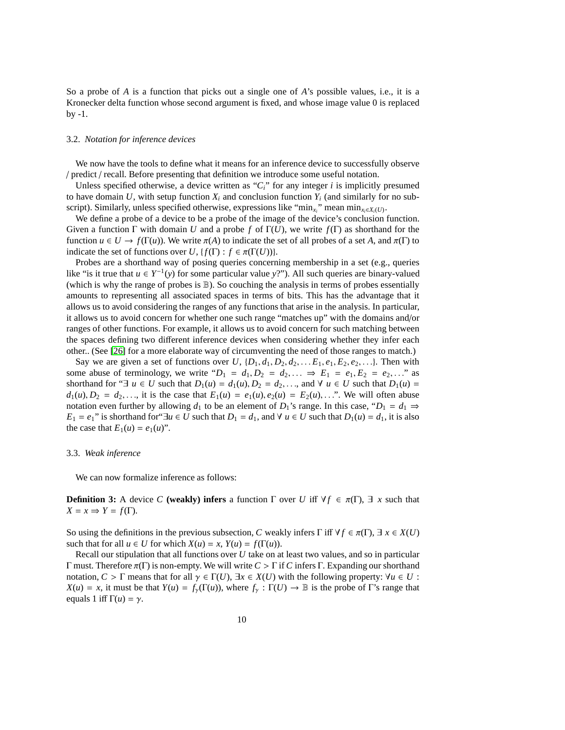So a probe of $A$ is a function that picks out a single one of $A$'s possible values, i.e., it is a Kronecker delta function whose second argument is fixed, and whose image value 0 is replaced by -1.

### 3.2. *Notation for inference devices*

We now have the tools to define what it means for an inference device to successfully observe / predict / recall. Before presenting that definition we introduce some useful notation.

Unless specified otherwise, a device written as "$C_i$" for any integer $i$ is implicitly presumed to have domain $U$, with setup function $X_i$ and conclusion function $Y_i$ (and similarly for no subscript). Similarly, unless specified otherwise, expressions like "$\min_{x_i}$" mean $\min_{x_i \in X_i(U)}$.

We define a probe of a device to be a probe of the image of the device's conclusion function. Given a function $\Gamma$ with domain $U$ and a probe $f$ of $\Gamma(U)$, we write $f(\Gamma)$ as shorthand for the function $u \in U \rightarrow f(\Gamma(u))$. We write $\pi(A)$ to indicate the set of all probes of a set $A$, and $\pi(\Gamma)$ to indicate the set of functions over $U$, $\{f(\Gamma) : f \in \pi(\Gamma(U))\}$.

Probes are a shorthand way of posing queries concerning membership in a set (e.g., queries like "is it true that $u \in Y^{-1}(y)$ for some particular value $y$?"). All such queries are binary-valued (which is why the range of probes is $\mathbb{B}$). So couching the analysis in terms of probes essentially amounts to representing all associated spaces in terms of bits. This has the advantage that it allows us to avoid considering the ranges of any functions that arise in the analysis. In particular, it allows us to avoid concern for whether one such range "matches up" with the domains and/or ranges of other functions. For example, it allows us to avoid concern for such matching between the spaces defining two different inference devices when considering whether they infer each other.. (See [26] for a more elaborate way of circumventing the need of those ranges to match.)

Say we are given a set of functions over $U$, $\{D_1, d_1, D_2, d_2, \ldots E_1, e_1, E_2, e_2, \ldots\}$. Then with some abuse of terminology, we write "$D_1 = d_1, D_2 = d_2, \ldots \Rightarrow E_1 = e_1, E_2 = e_2, \ldots$" as shorthand for "$\exists\ u \in U$ such that $D_1(u) = d_1(u), D_2 = d_2, \ldots$, and $\forall\ u \in U$ such that $D_1(u) = d_1(u), D_2 = d_2, \ldots$, it is the case that $E_1(u) = e_1(u), e_2(u) = E_2(u), \ldots$". We will often abuse notation even further by allowing $d_1$ to be an element of $D_1$'s range. In this case, "$D_1 = d_1 \Rightarrow E_1 = e_1$" is shorthand for"$\exists u \in U$ such that $D_1 = d_1$, and $\forall\ u \in U$ such that $D_1(u) = d_1$, it is also the case that $E_1(u) = e_1(u)$".

### 3.3. *Weak inference*

We can now formalize inference as follows:

**Definition 3:** A device $C$ **(weakly) infers** a function $\Gamma$ over $U$ iff $\forall f \in \pi(\Gamma)$, $\exists\ x$ such that $X = x \Rightarrow Y = f(\Gamma)$.

So using the definitions in the previous subsection, $C$ weakly infers $\Gamma$ iff $\forall f \in \pi(\Gamma)$, $\exists\ x \in X(U)$ such that for all $u \in U$ for which $X(u) = x$, $Y(u) = f(\Gamma(u))$.

Recall our stipulation that all functions over $U$ take on at least two values, and so in particular $\Gamma$ must. Therefore $\pi(\Gamma)$ is non-empty. We will write $C > \Gamma$ if $C$ infers $\Gamma$. Expanding our shorthand notation, $C > \Gamma$ means that for all $\gamma \in \Gamma(U)$, $\exists x \in X(U)$ with the following property: $\forall u \in U$ : $X(u) = x$, it must be that $Y(u) = f_\gamma(\Gamma(u))$, where $f_\gamma : \Gamma(U) \rightarrow \mathbb{B}$ is the probe of $\Gamma$'s range that equals 1 iff $\Gamma(u) = \gamma$.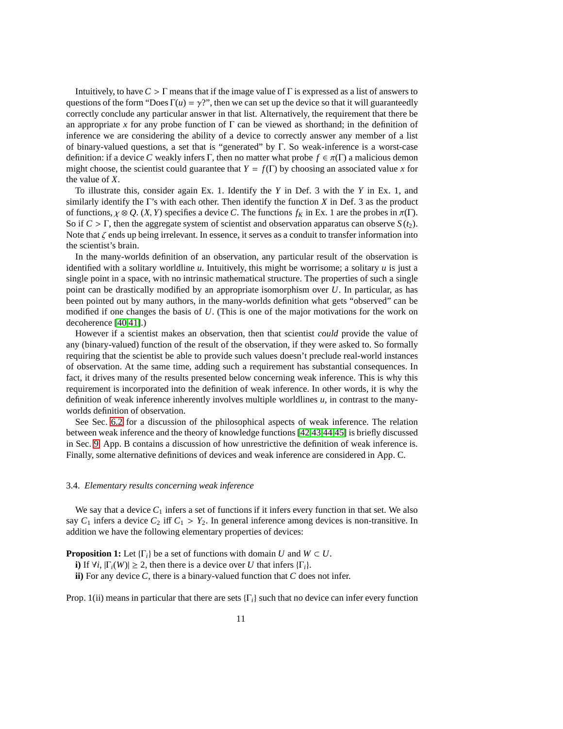Intuitively, to have $C > \Gamma$ means that if the image value of $\Gamma$ is expressed as a list of answers to questions of the form "Does $\Gamma(u) = \gamma$?", then we can set up the device so that it will guaranteedly correctly conclude any particular answer in that list. Alternatively, the requirement that there be an appropriate $x$ for any probe function of $\Gamma$ can be viewed as shorthand; in the definition of inference we are considering the ability of a device to correctly answer any member of a list of binary-valued questions, a set that is "generated" by $\Gamma$. So weak-inference is a worst-case definition: if a device $C$ weakly infers $\Gamma$, then no matter what probe $f \in \pi(\Gamma)$ a malicious demon might choose, the scientist could guarantee that $Y = f(\Gamma)$ by choosing an associated value $x$ for the value of $X$.

To illustrate this, consider again Ex. 1. Identify the $Y$ in Def. 3 with the $Y$ in Ex. 1, and similarly identify the $\Gamma$'s with each other. Then identify the function $X$ in Def. 3 as the product of functions, $\chi \otimes Q$. $(X, Y)$ specifies a device $C$. The functions $f_K$ in Ex. 1 are the probes in $\pi(\Gamma)$. So if $C > \Gamma$, then the aggregate system of scientist and observation apparatus can observe $S(t_2)$. Note that $\zeta$ ends up being irrelevant. In essence, it serves as a conduit to transfer information into the scientist's brain.

In the many-worlds definition of an observation, any particular result of the observation is identified with a solitary worldline $u$. Intuitively, this might be worrisome; a solitary $u$ is just a single point in a space, with no intrinsic mathematical structure. The properties of such a single point can be drastically modified by an appropriate isomorphism over $U$. In particular, as has been pointed out by many authors, in the many-worlds definition what gets "observed" can be modified if one changes the basis of $U$. (This is one of the major motivations for the work on decoherence [40,41].)

However if a scientist makes an observation, then that scientist *could* provide the value of any (binary-valued) function of the result of the observation, if they were asked to. So formally requiring that the scientist be able to provide such values doesn't preclude real-world instances of observation. At the same time, adding such a requirement has substantial consequences. In fact, it drives many of the results presented below concerning weak inference. This is why this requirement is incorporated into the definition of weak inference. In other words, it is why the definition of weak inference inherently involves multiple worldlines $u$, in contrast to the many-worlds definition of observation.

See Sec. 6.2 for a discussion of the philosophical aspects of weak inference. The relation between weak inference and the theory of knowledge functions [42,43,44,45] is briefly discussed in Sec. 9. App. B contains a discussion of how unrestrictive the definition of weak inference is. Finally, some alternative definitions of devices and weak inference are considered in App. C.

### 3.4. *Elementary results concerning weak inference*

We say that a device $C_1$ infers a set of functions if it infers every function in that set. We also say $C_1$ infers a device $C_2$ iff $C_1 > Y_2$. In general inference among devices is non-transitive. In addition we have the following elementary properties of devices:

**Proposition 1:** Let $\{\Gamma_i\}$ be a set of functions with domain $U$ and $W \subset U$.

**i)** If $\forall i$, $|\Gamma_i(W)| \geq 2$, then there is a device over $U$ that infers $\{\Gamma_i\}$.

**ii)** For any device $C$, there is a binary-valued function that $C$ does not infer.

Prop. 1(ii) means in particular that there are sets $\{\Gamma_i\}$ such that no device can infer every function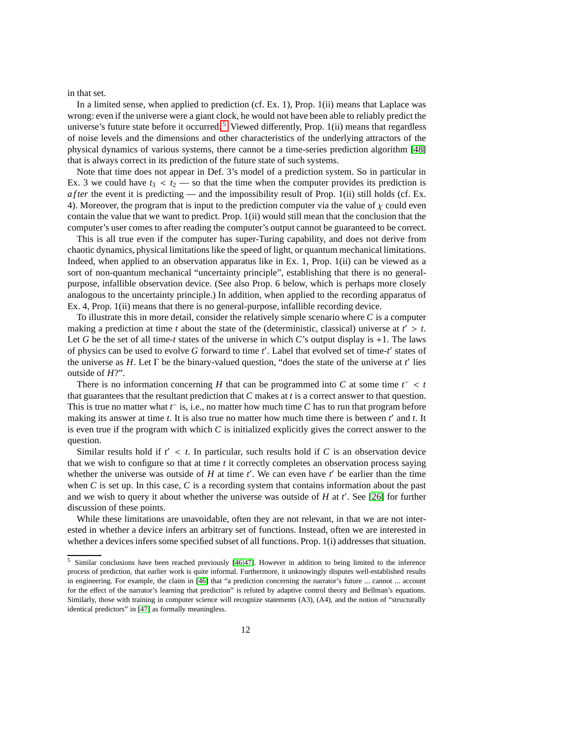in that set.

In a limited sense, when applied to prediction (cf. Ex. 1), Prop. 1(ii) means that Laplace was wrong: even if the universe were a giant clock, he would not have been able to reliably predict the universe's future state before it occurred.[5] Viewed differently, Prop. 1(ii) means that regardless of noise levels and the dimensions and other characteristics of the underlying attractors of the physical dynamics of various systems, there cannot be a time-series prediction algorithm [48] that is always correct in its prediction of the future state of such systems.

Note that time does not appear in Def. 3's model of a prediction system. So in particular in Ex. 3 we could have $t_3 < t_2$ — so that the time when the computer provides its prediction is *after* the event it is predicting — and the impossibility result of Prop. 1(ii) still holds (cf. Ex. 4). Moreover, the program that is input to the prediction computer via the value of $\chi$ could even contain the value that we want to predict. Prop. 1(ii) would still mean that the conclusion that the computer's user comes to after reading the computer's output cannot be guaranteed to be correct.

This is all true even if the computer has super-Turing capability, and does not derive from chaotic dynamics, physical limitations like the speed of light, or quantum mechanical limitations. Indeed, when applied to an observation apparatus like in Ex. 1, Prop. 1(ii) can be viewed as a sort of non-quantum mechanical "uncertainty principle", establishing that there is no general-purpose, infallible observation device. (See also Prop. 6 below, which is perhaps more closely analogous to the uncertainty principle.) In addition, when applied to the recording apparatus of Ex. 4, Prop. 1(ii) means that there is no general-purpose, infallible recording device.

To illustrate this in more detail, consider the relatively simple scenario where $C$ is a computer making a prediction at time $t$ about the state of the (deterministic, classical) universe at $t' > t$. Let $G$ be the set of all time-$t$ states of the universe in which $C$'s output display is $+1$. The laws of physics can be used to evolve $G$ forward to time $t'$. Label that evolved set of time-$t'$ states of the universe as $H$. Let $\Gamma$ be the binary-valued question, "does the state of the universe at $t'$ lies outside of $H$?".

There is no information concerning $H$ that can be programmed into $C$ at some time $t^- < t$ that guarantees that the resultant prediction that $C$ makes at $t$ is a correct answer to that question. This is true no matter what $t^-$ is, i.e., no matter how much time $C$ has to run that program before making its answer at time $t$. It is also true no matter how much time there is between $t'$ and $t$. It is even true if the program with which $C$ is initialized explicitly gives the correct answer to the question.

Similar results hold if $t' < t$. In particular, such results hold if $C$ is an observation device that we wish to configure so that at time $t$ it correctly completes an observation process saying whether the universe was outside of $H$ at time $t'$. We can even have $t'$ be earlier than the time when $C$ is set up. In this case, $C$ is a recording system that contains information about the past and we wish to query it about whether the universe was outside of $H$ at $t'$. See [26] for further discussion of these points.

While these limitations are unavoidable, often they are not relevant, in that we are not interested in whether a device infers an arbitrary set of functions. Instead, often we are interested in whether a devices infers some specified subset of all functions. Prop. 1(i) addresses that situation.

---

[5] Similar conclusions have been reached previously [46,47]. However in addition to being limited to the inference process of prediction, that earlier work is quite informal. Furthermore, it unknowingly disputes well-established results in engineering. For example, the claim in [46] that "a prediction concerning the narrator's future ... cannot ... account for the effect of the narrator's learning that prediction" is refuted by adaptive control theory and Bellman's equations. Similarly, those with training in computer science will recognize statements (A3), (A4), and the notion of "structurally identical predictors" in [47] as formally meaningless.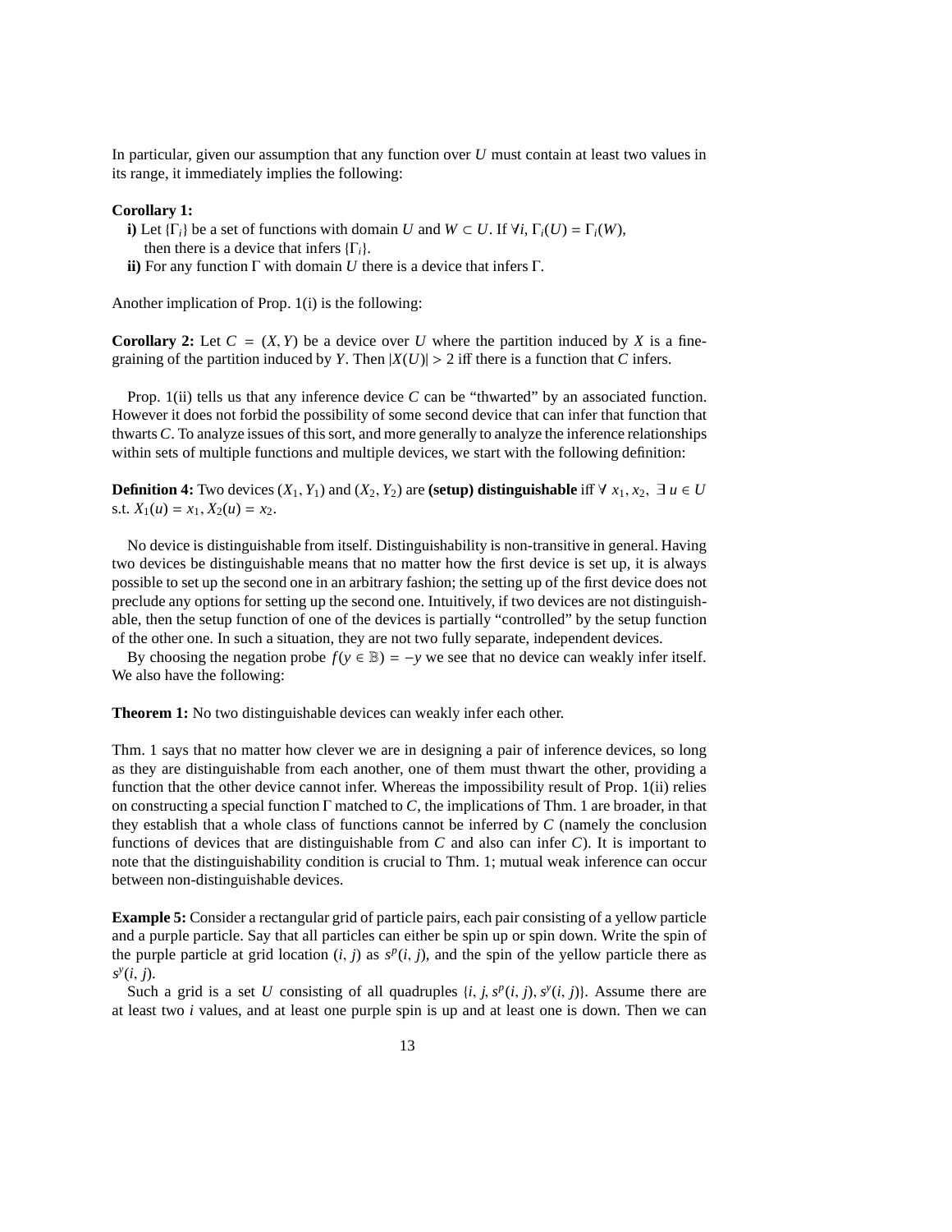In particular, given our assumption that any function over $U$ must contain at least two values in its range, it immediately implies the following:

**Corollary 1:**

**i)** Let $\{\Gamma_i\}$ be a set of functions with domain $U$ and $W \subset U$. If $\forall i, \Gamma_i(U) = \Gamma_i(W)$, then there is a device that infers $\{\Gamma_i\}$.

**ii)** For any function $\Gamma$ with domain $U$ there is a device that infers $\Gamma$.

Another implication of Prop. 1(i) is the following:

**Corollary 2:** Let $C = (X, Y)$ be a device over $U$ where the partition induced by $X$ is a fine-graining of the partition induced by $Y$. Then $|X(U)| > 2$ iff there is a function that $C$ infers.

Prop. 1(ii) tells us that any inference device $C$ can be "thwarted" by an associated function. However it does not forbid the possibility of some second device that can infer that function that thwarts $C$. To analyze issues of this sort, and more generally to analyze the inference relationships within sets of multiple functions and multiple devices, we start with the following definition:

**Definition 4:** Two devices $(X_1, Y_1)$ and $(X_2, Y_2)$ are **(setup) distinguishable** iff $\forall\ x_1, x_2,\ \exists\ u \in U$ s.t. $X_1(u) = x_1, X_2(u) = x_2$.

No device is distinguishable from itself. Distinguishability is non-transitive in general. Having two devices be distinguishable means that no matter how the first device is set up, it is always possible to set up the second one in an arbitrary fashion; the setting up of the first device does not preclude any options for setting up the second one. Intuitively, if two devices are not distinguishable, then the setup function of one of the devices is partially "controlled" by the setup function of the other one. In such a situation, they are not two fully separate, independent devices.

By choosing the negation probe $f(y \in \mathbb{B}) = -y$ we see that no device can weakly infer itself. We also have the following:

**Theorem 1:** No two distinguishable devices can weakly infer each other.

Thm. 1 says that no matter how clever we are in designing a pair of inference devices, so long as they are distinguishable from each another, one of them must thwart the other, providing a function that the other device cannot infer. Whereas the impossibility result of Prop. 1(ii) relies on constructing a special function $\Gamma$ matched to $C$, the implications of Thm. 1 are broader, in that they establish that a whole class of functions cannot be inferred by $C$ (namely the conclusion functions of devices that are distinguishable from $C$ and also can infer $C$). It is important to note that the distinguishability condition is crucial to Thm. 1; mutual weak inference can occur between non-distinguishable devices.

**Example 5:** Consider a rectangular grid of particle pairs, each pair consisting of a yellow particle and a purple particle. Say that all particles can either be spin up or spin down. Write the spin of the purple particle at grid location $(i, j)$ as $s^p(i, j)$, and the spin of the yellow particle there as $s^y(i, j)$.

Such a grid is a set $U$ consisting of all quadruples $\{i, j, s^p(i, j), s^y(i, j)\}$. Assume there are at least two $i$ values, and at least one purple spin is up and at least one is down. Then we can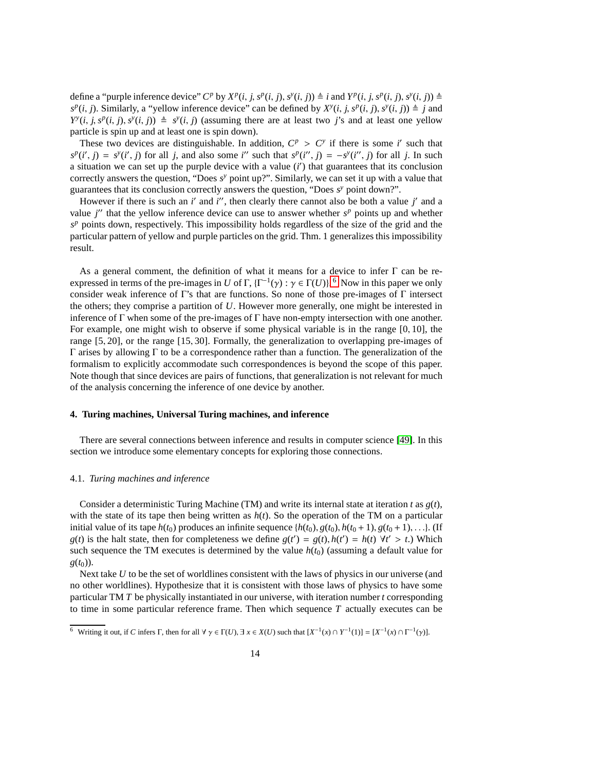define a "purple inference device" $C^p$ by $X^p(i, j, s^p(i, j), s^y(i, j)) \triangleq i$ and $Y^p(i, j, s^p(i, j), s^y(i, j)) \triangleq s^p(i, j)$. Similarly, a "yellow inference device" can be defined by $X^y(i, j, s^p(i, j), s^y(i, j)) \triangleq j$ and $Y^y(i, j, s^p(i, j), s^y(i, j)) \triangleq s^y(i, j)$ (assuming there are at least two $j$'s and at least one yellow particle is spin up and at least one is spin down).

These two devices are distinguishable. In addition, $C^p > C^y$ if there is some $i'$ such that $s^p(i', j) = s^y(i', j)$ for all $j$, and also some $i''$ such that $s^p(i'', j) = -s^y(i'', j)$ for all $j$. In such a situation we can set up the purple device with a value $(i')$ that guarantees that its conclusion correctly answers the question, "Does $s^y$ point up?". Similarly, we can set it up with a value that guarantees that its conclusion correctly answers the question, "Does $s^y$ point down?".

However if there is such an $i'$ and $i''$, then clearly there cannot also be both a value $j'$ and a value $j''$ that the yellow inference device can use to answer whether $s^p$ points up and whether $s^p$ points down, respectively. This impossibility holds regardless of the size of the grid and the particular pattern of yellow and purple particles on the grid. Thm. 1 generalizes this impossibility result.

As a general comment, the definition of what it means for a device to infer $\Gamma$ can be re-expressed in terms of the pre-images in $U$ of $\Gamma$, $\{\Gamma^{-1}(\gamma) : \gamma \in \Gamma(U)\}$.[6] Now in this paper we only consider weak inference of $\Gamma$'s that are functions. So none of those pre-images of $\Gamma$ intersect the others; they comprise a partition of $U$. However more generally, one might be interested in inference of $\Gamma$ when some of the pre-images of $\Gamma$ have non-empty intersection with one another. For example, one might wish to observe if some physical variable is in the range $[0, 10]$, the range $[5, 20]$, or the range $[15, 30]$. Formally, the generalization to overlapping pre-images of $\Gamma$ arises by allowing $\Gamma$ to be a correspondence rather than a function. The generalization of the formalism to explicitly accommodate such correspondences is beyond the scope of this paper. Note though that since devices are pairs of functions, that generalization is not relevant for much of the analysis concerning the inference of one device by another.

## 4. Turing machines, Universal Turing machines, and inference

There are several connections between inference and results in computer science [49]. In this section we introduce some elementary concepts for exploring those connections.

### 4.1. *Turing machines and inference*

Consider a deterministic Turing Machine (TM) and write its internal state at iteration $t$ as $g(t)$, with the state of its tape then being written as $h(t)$. So the operation of the TM on a particular initial value of its tape $h(t_0)$ produces an infinite sequence $\{h(t_0), g(t_0), h(t_0 + 1), g(t_0 + 1), \ldots\}$. (If $g(t)$ is the halt state, then for completeness we define $g(t') = g(t), h(t') = h(t)\ \forall t' > t$.) Which such sequence the TM executes is determined by the value $h(t_0)$ (assuming a default value for $g(t_0)$).

Next take $U$ to be the set of worldlines consistent with the laws of physics in our universe (and no other worldlines). Hypothesize that it is consistent with those laws of physics to have some particular TM $T$ be physically instantiated in our universe, with iteration number $t$ corresponding to time in some particular reference frame. Then which sequence $T$ actually executes can be

[6] Writing it out, if $C$ infers $\Gamma$, then for all $\forall\ \gamma \in \Gamma(U), \exists\ x \in X(U)$ such that $[X^{-1}(x) \cap Y^{-1}(1)] = [X^{-1}(x) \cap \Gamma^{-1}(\gamma)]$.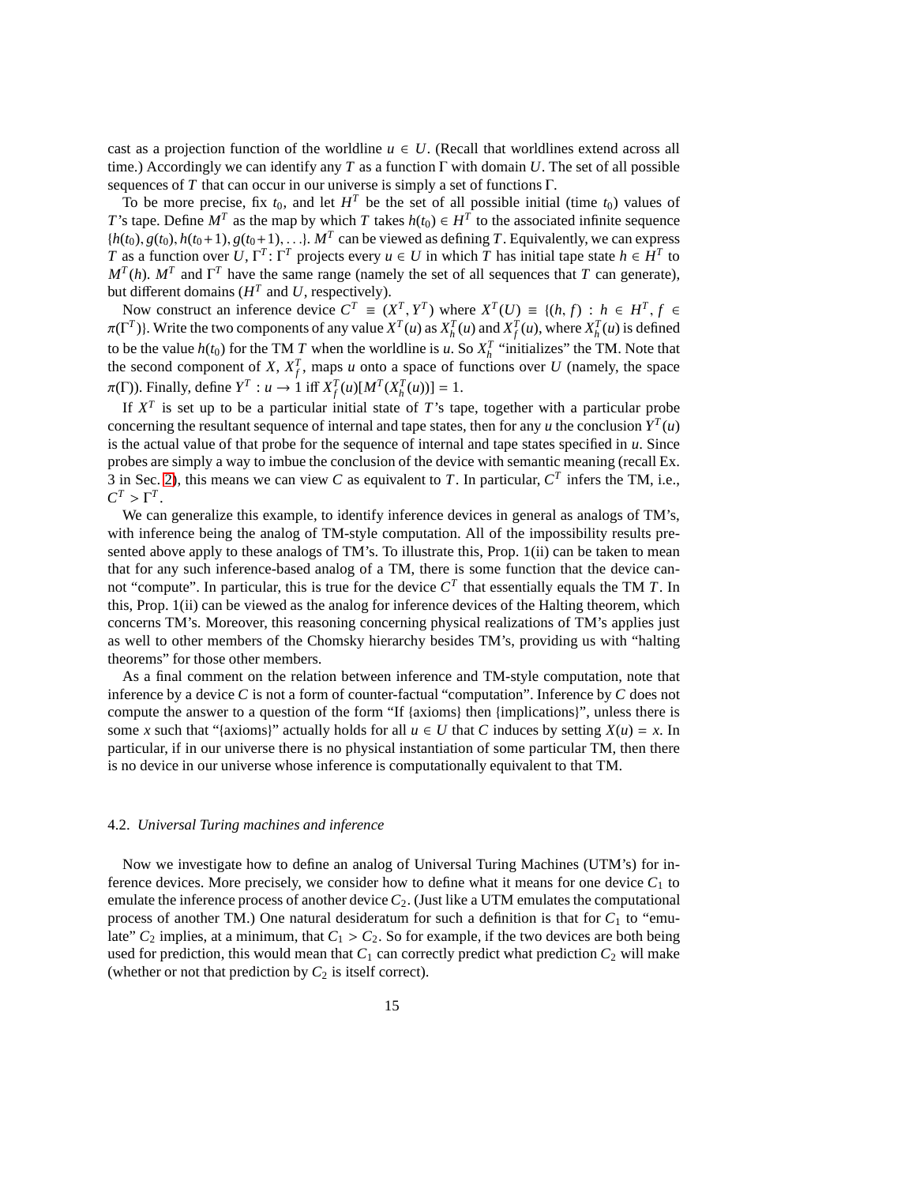cast as a projection function of the worldline $u \in U$. (Recall that worldlines extend across all time.) Accordingly we can identify any $T$ as a function $\Gamma$ with domain $U$. The set of all possible sequences of $T$ that can occur in our universe is simply a set of functions $\Gamma$.

To be more precise, fix $t_0$, and let $H^T$ be the set of all possible initial (time $t_0$) values of $T$'s tape. Define $M^T$ as the map by which $T$ takes $h(t_0) \in H^T$ to the associated infinite sequence $\{h(t_0), g(t_0), h(t_0+1), g(t_0+1), \ldots\}$. $M^T$ can be viewed as defining $T$. Equivalently, we can express $T$ as a function over $U$, $\Gamma^T$: $\Gamma^T$ projects every $u \in U$ in which $T$ has initial tape state $h \in H^T$ to $M^T(h)$. $M^T$ and $\Gamma^T$ have the same range (namely the set of all sequences that $T$ can generate), but different domains ($H^T$ and $U$, respectively).

Now construct an inference device $C^T \equiv (X^T, Y^T)$ where $X^T(U) \equiv \{(h, f) : h \in H^T, f \in \pi(\Gamma^T)\}$. Write the two components of any value $X^T(u)$ as $X^T_h(u)$ and $X^T_f(u)$, where $X^T_h(u)$ is defined to be the value $h(t_0)$ for the TM $T$ when the worldline is $u$. So $X^T_h$ "initializes" the TM. Note that the second component of $X$, $X^T_f$, maps $u$ onto a space of functions over $U$ (namely, the space $\pi(\Gamma)$). Finally, define $Y^T : u \rightarrow 1$ iff $X^T_f(u)[M^T(X^T_h(u))] = 1$.

If $X^T$ is set up to be a particular initial state of $T$'s tape, together with a particular probe concerning the resultant sequence of internal and tape states, then for any $u$ the conclusion $Y^T(u)$ is the actual value of that probe for the sequence of internal and tape states specified in $u$. Since probes are simply a way to imbue the conclusion of the device with semantic meaning (recall Ex. 3 in Sec. 2), this means we can view $C$ as equivalent to $T$. In particular, $C^T$ infers the TM, i.e., $C^T > \Gamma^T$.

We can generalize this example, to identify inference devices in general as analogs of TM's, with inference being the analog of TM-style computation. All of the impossibility results presented above apply to these analogs of TM's. To illustrate this, Prop. 1(ii) can be taken to mean that for any such inference-based analog of a TM, there is some function that the device cannot "compute". In particular, this is true for the device $C^T$ that essentially equals the TM $T$. In this, Prop. 1(ii) can be viewed as the analog for inference devices of the Halting theorem, which concerns TM's. Moreover, this reasoning concerning physical realizations of TM's applies just as well to other members of the Chomsky hierarchy besides TM's, providing us with "halting theorems" for those other members.

As a final comment on the relation between inference and TM-style computation, note that inference by a device $C$ is not a form of counter-factual "computation". Inference by $C$ does not compute the answer to a question of the form "If {axioms} then {implications}", unless there is some $x$ such that "{axioms}" actually holds for all $u \in U$ that $C$ induces by setting $X(u) = x$. In particular, if in our universe there is no physical instantiation of some particular TM, then there is no device in our universe whose inference is computationally equivalent to that TM.

### 4.2. *Universal Turing machines and inference*

Now we investigate how to define an analog of Universal Turing Machines (UTM's) for inference devices. More precisely, we consider how to define what it means for one device $C_1$ to emulate the inference process of another device $C_2$. (Just like a UTM emulates the computational process of another TM.) One natural desideratum for such a definition is that for $C_1$ to "emulate" $C_2$ implies, at a minimum, that $C_1 > C_2$. So for example, if the two devices are both being used for prediction, this would mean that $C_1$ can correctly predict what prediction $C_2$ will make (whether or not that prediction by $C_2$ is itself correct).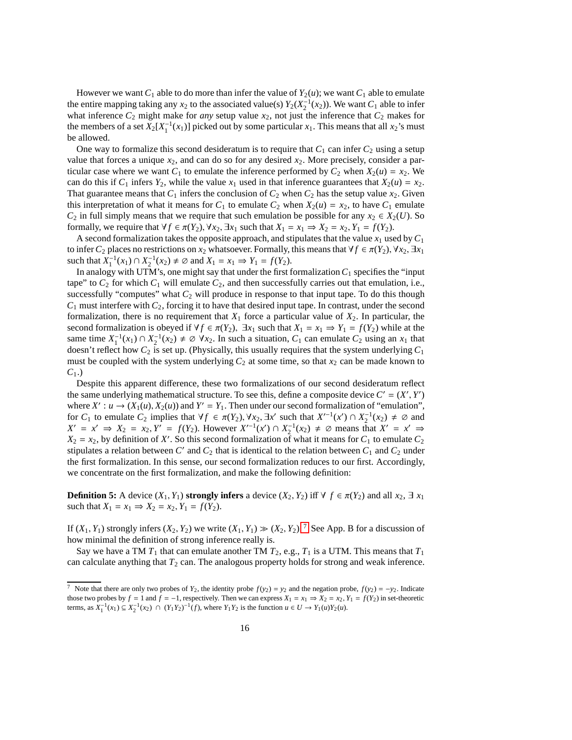However we want $C_1$ able to do more than infer the value of $Y_2(u)$; we want $C_1$ able to emulate the entire mapping taking any $x_2$ to the associated value(s) $Y_2(X_2^{-1}(x_2))$. We want $C_1$ able to infer what inference $C_2$ might make for *any* setup value $x_2$, not just the inference that $C_2$ makes for the members of a set $X_2[X_1^{-1}(x_1)]$ picked out by some particular $x_1$. This means that all $x_2$'s must be allowed.

One way to formalize this second desideratum is to require that $C_1$ can infer $C_2$ using a setup value that forces a unique $x_2$, and can do so for any desired $x_2$. More precisely, consider a particular case where we want $C_1$ to emulate the inference performed by $C_2$ when $X_2(u) = x_2$. We can do this if $C_1$ infers $Y_2$, while the value $x_1$ used in that inference guarantees that $X_2(u) = x_2$. That guarantee means that $C_1$ infers the conclusion of $C_2$ when $C_2$ has the setup value $x_2$. Given this interpretation of what it means for $C_1$ to emulate $C_2$ when $X_2(u) = x_2$, to have $C_1$ emulate $C_2$ in full simply means that we require that such emulation be possible for any $x_2 \in X_2(U)$. So formally, we require that $\forall f \in \pi(Y_2), \forall x_2, \exists x_1$ such that $X_1 = x_1 \Rightarrow X_2 = x_2, Y_1 = f(Y_2)$.

A second formalization takes the opposite approach, and stipulates that the value $x_1$ used by $C_1$ to infer $C_2$ places no restrictions on $x_2$ whatsoever. Formally, this means that $\forall f \in \pi(Y_2), \forall x_2, \exists x_1$ such that $X_1^{-1}(x_1) \cap X_2^{-1}(x_2) \neq \varnothing$ and $X_1 = x_1 \Rightarrow Y_1 = f(Y_2)$.

In analogy with UTM's, one might say that under the first formalization $C_1$ specifies the "input tape" to $C_2$ for which $C_1$ will emulate $C_2$, and then successfully carries out that emulation, i.e., successfully "computes" what $C_2$ will produce in response to that input tape. To do this though $C_1$ must interfere with $C_2$, forcing it to have that desired input tape. In contrast, under the second formalization, there is no requirement that $X_1$ force a particular value of $X_2$. In particular, the second formalization is obeyed if $\forall f \in \pi(Y_2)$, $\exists x_1$ such that $X_1 = x_1 \Rightarrow Y_1 = f(Y_2)$ while at the same time $X_1^{-1}(x_1) \cap X_2^{-1}(x_2) \neq \varnothing \; \forall x_2$. In such a situation, $C_1$ can emulate $C_2$ using an $x_1$ that doesn't reflect how $C_2$ is set up. (Physically, this usually requires that the system underlying $C_1$ must be coupled with the system underlying $C_2$ at some time, so that $x_2$ can be made known to $C_1$.)

Despite this apparent difference, these two formalizations of our second desideratum reflect the same underlying mathematical structure. To see this, define a composite device $C' = (X', Y')$ where $X' : u \to (X_1(u), X_2(u))$ and $Y' = Y_1$. Then under our second formalization of "emulation", for $C_1$ to emulate $C_2$ implies that $\forall f \in \pi(Y_2), \forall x_2, \exists x'$ such that $X'^{-1}(x') \cap X_2^{-1}(x_2) \neq \varnothing$ and $X' = x' \Rightarrow X_2 = x_2, Y' = f(Y_2)$. However $X'^{-1}(x') \cap X_2^{-1}(x_2) \neq \varnothing$ means that $X' = x' \Rightarrow X_2 = x_2$, by definition of $X'$. So this second formalization of what it means for $C_1$ to emulate $C_2$ stipulates a relation between $C'$ and $C_2$ that is identical to the relation between $C_1$ and $C_2$ under the first formalization. In this sense, our second formalization reduces to our first. Accordingly, we concentrate on the first formalization, and make the following definition:

**Definition 5:** A device $(X_1, Y_1)$ **strongly infers** a device $(X_2, Y_2)$ iff $\forall\; f \in \pi(Y_2)$ and all $x_2$, $\exists\; x_1$ such that $X_1 = x_1 \Rightarrow X_2 = x_2, Y_1 = f(Y_2)$.

If $(X_1, Y_1)$ strongly infers $(X_2, Y_2)$ we write $(X_1, Y_1) \gg (X_2, Y_2)$.[7] See App. B for a discussion of how minimal the definition of strong inference really is.

Say we have a TM $T_1$ that can emulate another TM $T_2$, e.g., $T_1$ is a UTM. This means that $T_1$ can calculate anything that $T_2$ can. The analogous property holds for strong and weak inference.

[7] Note that there are only two probes of $Y_2$, the identity probe $f(y_2) = y_2$ and the negation probe, $f(y_2) = -y_2$. Indicate those two probes by $f = 1$ and $f = -1$, respectively. Then we can express $X_1 = x_1 \Rightarrow X_2 = x_2, Y_1 = f(Y_2)$ in set-theoretic terms, as $X_1^{-1}(x_1) \subseteq X_2^{-1}(x_2) \;\cap\; (Y_1Y_2)^{-1}(f)$, where $Y_1Y_2$ is the function $u \in U \to Y_1(u)Y_2(u)$.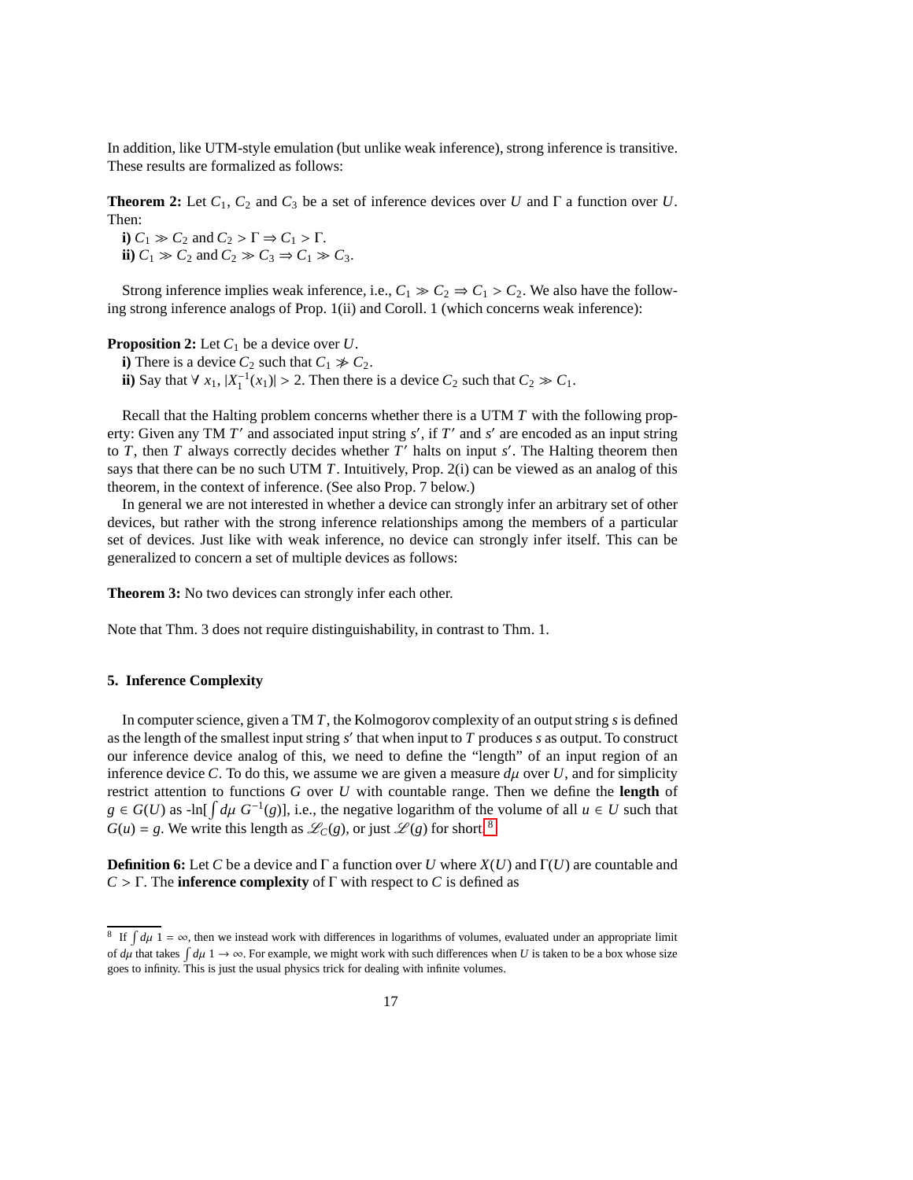In addition, like UTM-style emulation (but unlike weak inference), strong inference is transitive. These results are formalized as follows:

**Theorem 2:** Let $C_1$, $C_2$ and $C_3$ be a set of inference devices over $U$ and $\Gamma$ a function over $U$. Then:

**i)** $C_1 \gg C_2$ and $C_2 > \Gamma \Rightarrow C_1 > \Gamma$.
**ii)** $C_1 \gg C_2$ and $C_2 \gg C_3 \Rightarrow C_1 \gg C_3$.

Strong inference implies weak inference, i.e., $C_1 \gg C_2 \Rightarrow C_1 > C_2$. We also have the following strong inference analogs of Prop. 1(ii) and Coroll. 1 (which concerns weak inference):

**Proposition 2:** Let $C_1$ be a device over $U$.

**i)** There is a device $C_2$ such that $C_1 \not\gg C_2$.
**ii)** Say that $\forall\ x_1$, $|X_1^{-1}(x_1)| > 2$. Then there is a device $C_2$ such that $C_2 \gg C_1$.

Recall that the Halting problem concerns whether there is a UTM $T$ with the following property: Given any TM $T'$ and associated input string $s'$, if $T'$ and $s'$ are encoded as an input string to $T$, then $T$ always correctly decides whether $T'$ halts on input $s'$. The Halting theorem then says that there can be no such UTM $T$. Intuitively, Prop. 2(i) can be viewed as an analog of this theorem, in the context of inference. (See also Prop. 7 below.)

In general we are not interested in whether a device can strongly infer an arbitrary set of other devices, but rather with the strong inference relationships among the members of a particular set of devices. Just like with weak inference, no device can strongly infer itself. This can be generalized to concern a set of multiple devices as follows:

**Theorem 3:** No two devices can strongly infer each other.

Note that Thm. 3 does not require distinguishability, in contrast to Thm. 1.

## 5. Inference Complexity

In computer science, given a TM $T$, the Kolmogorov complexity of an output string $s$ is defined as the length of the smallest input string $s'$ that when input to $T$ produces $s$ as output. To construct our inference device analog of this, we need to define the "length" of an input region of an inference device $C$. To do this, we assume we are given a measure $d\mu$ over $U$, and for simplicity restrict attention to functions $G$ over $U$ with countable range. Then we define the **length** of $g \in G(U)$ as $-\ln[\int d\mu\ G^{-1}(g)]$, i.e., the negative logarithm of the volume of all $u \in U$ such that $G(u) = g$. We write this length as $\mathscr{L}_C(g)$, or just $\mathscr{L}(g)$ for short.[8]

**Definition 6:** Let $C$ be a device and $\Gamma$ a function over $U$ where $X(U)$ and $\Gamma(U)$ are countable and $C > \Gamma$. The **inference complexity** of $\Gamma$ with respect to $C$ is defined as

[8] If $\int d\mu\ 1 = \infty$, then we instead work with differences in logarithms of volumes, evaluated under an appropriate limit of $d\mu$ that takes $\int d\mu\ 1 \to \infty$. For example, we might work with such differences when $U$ is taken to be a box whose size goes to infinity. This is just the usual physics trick for dealing with infinite volumes.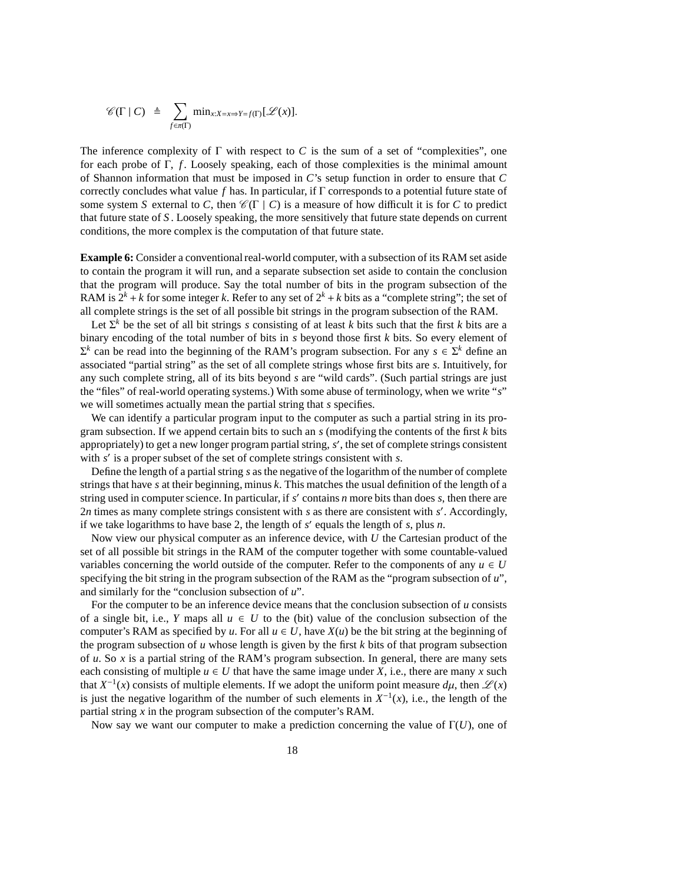$$\mathscr{C}(\Gamma \mid C) \;\triangleq\; \sum_{f \in \pi(\Gamma)} \min_{x : X = x \Rightarrow Y = f(\Gamma)} [\mathscr{L}(x)].$$

The inference complexity of $\Gamma$ with respect to $C$ is the sum of a set of "complexities", one for each probe of $\Gamma$, $f$. Loosely speaking, each of those complexities is the minimal amount of Shannon information that must be imposed in $C$'s setup function in order to ensure that $C$ correctly concludes what value $f$ has. In particular, if $\Gamma$ corresponds to a potential future state of some system $S$ external to $C$, then $\mathscr{C}(\Gamma \mid C)$ is a measure of how difficult it is for $C$ to predict that future state of $S$. Loosely speaking, the more sensitively that future state depends on current conditions, the more complex is the computation of that future state.

**Example 6:** Consider a conventional real-world computer, with a subsection of its RAM set aside to contain the program it will run, and a separate subsection set aside to contain the conclusion that the program will produce. Say the total number of bits in the program subsection of the RAM is $2^k + k$ for some integer $k$. Refer to any set of $2^k + k$ bits as a "complete string"; the set of all complete strings is the set of all possible bit strings in the program subsection of the RAM.

Let $\Sigma^k$ be the set of all bit strings $s$ consisting of at least $k$ bits such that the first $k$ bits are a binary encoding of the total number of bits in $s$ beyond those first $k$ bits. So every element of $\Sigma^k$ can be read into the beginning of the RAM's program subsection. For any $s \in \Sigma^k$ define an associated "partial string" as the set of all complete strings whose first bits are $s$. Intuitively, for any such complete string, all of its bits beyond $s$ are "wild cards". (Such partial strings are just the "files" of real-world operating systems.) With some abuse of terminology, when we write "$s$" we will sometimes actually mean the partial string that $s$ specifies.

We can identify a particular program input to the computer as such a partial string in its program subsection. If we append certain bits to such an $s$ (modifying the contents of the first $k$ bits appropriately) to get a new longer program partial string, $s'$, the set of complete strings consistent with $s'$ is a proper subset of the set of complete strings consistent with $s$.

Define the length of a partial string $s$ as the negative of the logarithm of the number of complete strings that have $s$ at their beginning, minus $k$. This matches the usual definition of the length of a string used in computer science. In particular, if $s'$ contains $n$ more bits than does $s$, then there are $2n$ times as many complete strings consistent with $s$ as there are consistent with $s'$. Accordingly, if we take logarithms to have base 2, the length of $s'$ equals the length of $s$, plus $n$.

Now view our physical computer as an inference device, with $U$ the Cartesian product of the set of all possible bit strings in the RAM of the computer together with some countable-valued variables concerning the world outside of the computer. Refer to the components of any $u \in U$ specifying the bit string in the program subsection of the RAM as the "program subsection of $u$", and similarly for the "conclusion subsection of $u$".

For the computer to be an inference device means that the conclusion subsection of $u$ consists of a single bit, i.e., $Y$ maps all $u \in U$ to the (bit) value of the conclusion subsection of the computer's RAM as specified by $u$. For all $u \in U$, have $X(u)$ be the bit string at the beginning of the program subsection of $u$ whose length is given by the first $k$ bits of that program subsection of $u$. So $x$ is a partial string of the RAM's program subsection. In general, there are many sets each consisting of multiple $u \in U$ that have the same image under $X$, i.e., there are many $x$ such that $X^{-1}(x)$ consists of multiple elements. If we adopt the uniform point measure $d\mu$, then $\mathscr{L}(x)$ is just the negative logarithm of the number of such elements in $X^{-1}(x)$, i.e., the length of the partial string $x$ in the program subsection of the computer's RAM.

Now say we want our computer to make a prediction concerning the value of $\Gamma(U)$, one of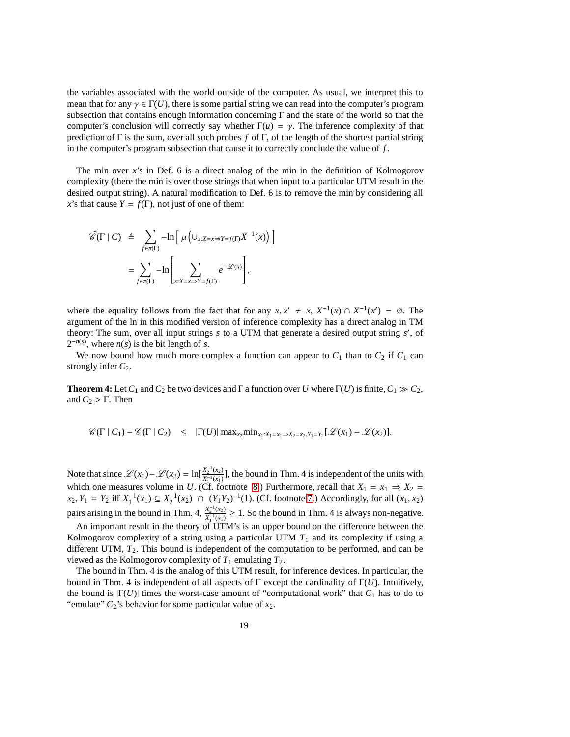the variables associated with the world outside of the computer. As usual, we interpret this to mean that for any $\gamma \in \Gamma(U)$, there is some partial string we can read into the computer's program subsection that contains enough information concerning $\Gamma$ and the state of the world so that the computer's conclusion will correctly say whether $\Gamma(u) = \gamma$. The inference complexity of that prediction of $\Gamma$ is the sum, over all such probes $f$ of $\Gamma$, of the length of the shortest partial string in the computer's program subsection that cause it to correctly conclude the value of $f$.

The min over $x$'s in Def. 6 is a direct analog of the min in the definition of Kolmogorov complexity (there the min is over those strings that when input to a particular UTM result in the desired output string). A natural modification to Def. 6 is to remove the min by considering all $x$'s that cause $Y = f(\Gamma)$, not just of one of them:

$$
\begin{aligned}
\hat{\mathscr{C}}(\Gamma \mid C) &\triangleq \sum_{f \in \pi(\Gamma)} -\ln\Big[\, \mu\left(\cup_{x:X=x \Rightarrow Y=f(\Gamma)} X^{-1}(x)\right) \Big] \\
&= \sum_{f \in \pi(\Gamma)} -\ln\left[ \sum_{x:X=x \Rightarrow Y=f(\Gamma)} e^{-\mathscr{L}(x)} \right],
\end{aligned}
$$

where the equality follows from the fact that for any $x, x' \neq x$, $X^{-1}(x) \cap X^{-1}(x') = \varnothing$. The argument of the ln in this modified version of inference complexity has a direct analog in TM theory: The sum, over all input strings $s$ to a UTM that generate a desired output string $s'$, of $2^{-n(s)}$, where $n(s)$ is the bit length of $s$.

We now bound how much more complex a function can appear to $C_1$ than to $C_2$ if $C_1$ can strongly infer $C_2$.

**Theorem 4:** Let $C_1$ and $C_2$ be two devices and $\Gamma$ a function over $U$ where $\Gamma(U)$ is finite, $C_1 \gg C_2$, and $C_2 > \Gamma$. Then

$$
\mathscr{C}(\Gamma \mid C_1) - \mathscr{C}(\Gamma \mid C_2) \quad \leq \quad |\Gamma(U)| \max_{x_2} \min_{x_1 : X_1 = x_1 \Rightarrow X_2 = x_2, Y_1 = Y_2} [\mathscr{L}(x_1) - \mathscr{L}(x_2)].
$$

Note that since $\mathscr{L}(x_1) - \mathscr{L}(x_2) = \ln[\frac{X_2^{-1}(x_2)}{X_1^{-1}(x_1)}]$, the bound in Thm. 4 is independent of the units with which one measures volume in $U$. (Cf. footnote 8.) Furthermore, recall that $X_1 = x_1 \Rightarrow X_2 = x_2, Y_1 = Y_2$ iff $X_1^{-1}(x_1) \subseteq X_2^{-1}(x_2) \, \cap \, (Y_1 Y_2)^{-1}(1)$. (Cf. footnote 7.) Accordingly, for all $(x_1, x_2)$ pairs arising in the bound in Thm. 4, $\frac{X_2^{-1}(x_2)}{X_1^{-1}(x_1)} \geq 1$. So the bound in Thm. 4 is always non-negative.

An important result in the theory of UTM's is an upper bound on the difference between the Kolmogorov complexity of a string using a particular UTM $T_1$ and its complexity if using a different UTM, $T_2$. This bound is independent of the computation to be performed, and can be viewed as the Kolmogorov complexity of $T_1$ emulating $T_2$.

The bound in Thm. 4 is the analog of this UTM result, for inference devices. In particular, the bound in Thm. 4 is independent of all aspects of $\Gamma$ except the cardinality of $\Gamma(U)$. Intuitively, the bound is $|\Gamma(U)|$ times the worst-case amount of "computational work" that $C_1$ has to do to "emulate" $C_2$'s behavior for some particular value of $x_2$.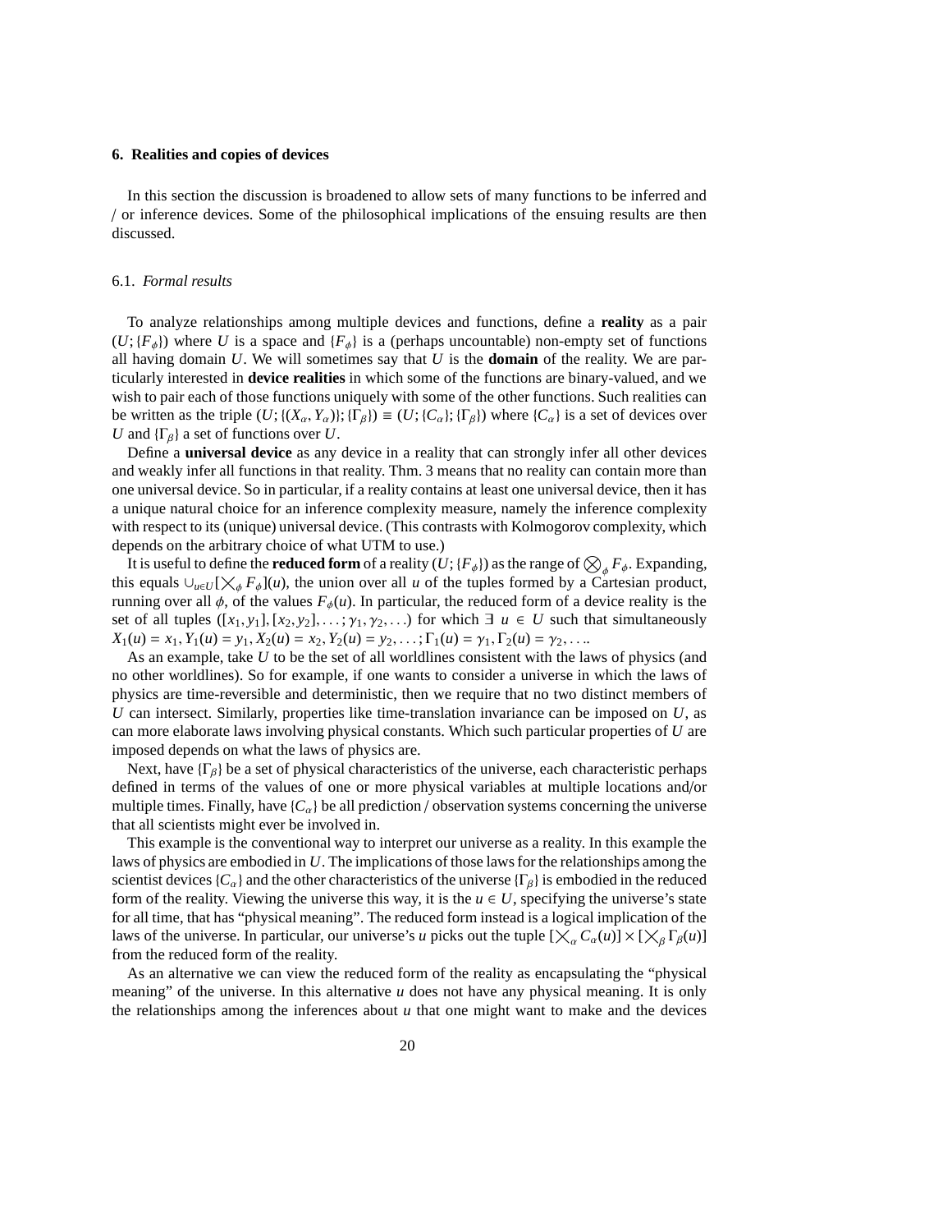## 6. Realities and copies of devices

In this section the discussion is broadened to allow sets of many functions to be inferred and / or inference devices. Some of the philosophical implications of the ensuing results are then discussed.

### 6.1. *Formal results*

To analyze relationships among multiple devices and functions, define a **reality** as a pair $(U; \{F_\phi\})$ where $U$ is a space and $\{F_\phi\}$ is a (perhaps uncountable) non-empty set of functions all having domain $U$. We will sometimes say that $U$ is the **domain** of the reality. We are particularly interested in **device realities** in which some of the functions are binary-valued, and we wish to pair each of those functions uniquely with some of the other functions. Such realities can be written as the triple $(U; \{(X_\alpha, Y_\alpha)\}; \{\Gamma_\beta\}) \equiv (U; \{C_\alpha\}; \{\Gamma_\beta\})$ where $\{C_\alpha\}$ is a set of devices over $U$ and $\{\Gamma_\beta\}$ a set of functions over $U$.

Define a **universal device** as any device in a reality that can strongly infer all other devices and weakly infer all functions in that reality. Thm. 3 means that no reality can contain more than one universal device. So in particular, if a reality contains at least one universal device, then it has a unique natural choice for an inference complexity measure, namely the inference complexity with respect to its (unique) universal device. (This contrasts with Kolmogorov complexity, which depends on the arbitrary choice of what UTM to use.)

It is useful to define the **reduced form** of a reality $(U; \{F_\phi\})$ as the range of $\bigotimes_\phi F_\phi$. Expanding, this equals $\cup_{u \in U} [\bigtimes_\phi F_\phi](u)$, the union over all $u$ of the tuples formed by a Cartesian product, running over all $\phi$, of the values $F_\phi(u)$. In particular, the reduced form of a device reality is the set of all tuples $([x_1, y_1], [x_2, y_2], \ldots; \gamma_1, \gamma_2, \ldots)$ for which $\exists\ u \in U$ such that simultaneously $X_1(u) = x_1, Y_1(u) = y_1, X_2(u) = x_2, Y_2(u) = y_2, \ldots; \Gamma_1(u) = \gamma_1, \Gamma_2(u) = \gamma_2, \ldots$.

As an example, take $U$ to be the set of all worldlines consistent with the laws of physics (and no other worldlines). So for example, if one wants to consider a universe in which the laws of physics are time-reversible and deterministic, then we require that no two distinct members of $U$ can intersect. Similarly, properties like time-translation invariance can be imposed on $U$, as can more elaborate laws involving physical constants. Which such particular properties of $U$ are imposed depends on what the laws of physics are.

Next, have $\{\Gamma_\beta\}$ be a set of physical characteristics of the universe, each characteristic perhaps defined in terms of the values of one or more physical variables at multiple locations and/or multiple times. Finally, have $\{C_\alpha\}$ be all prediction / observation systems concerning the universe that all scientists might ever be involved in.

This example is the conventional way to interpret our universe as a reality. In this example the laws of physics are embodied in $U$. The implications of those laws for the relationships among the scientist devices $\{C_\alpha\}$ and the other characteristics of the universe $\{\Gamma_\beta\}$ is embodied in the reduced form of the reality. Viewing the universe this way, it is the $u \in U$, specifying the universe's state for all time, that has "physical meaning". The reduced form instead is a logical implication of the laws of the universe. In particular, our universe's $u$ picks out the tuple $[\bigtimes_\alpha C_\alpha(u)] \times [\bigtimes_\beta \Gamma_\beta(u)]$ from the reduced form of the reality.

As an alternative we can view the reduced form of the reality as encapsulating the "physical meaning" of the universe. In this alternative $u$ does not have any physical meaning. It is only the relationships among the inferences about $u$ that one might want to make and the devices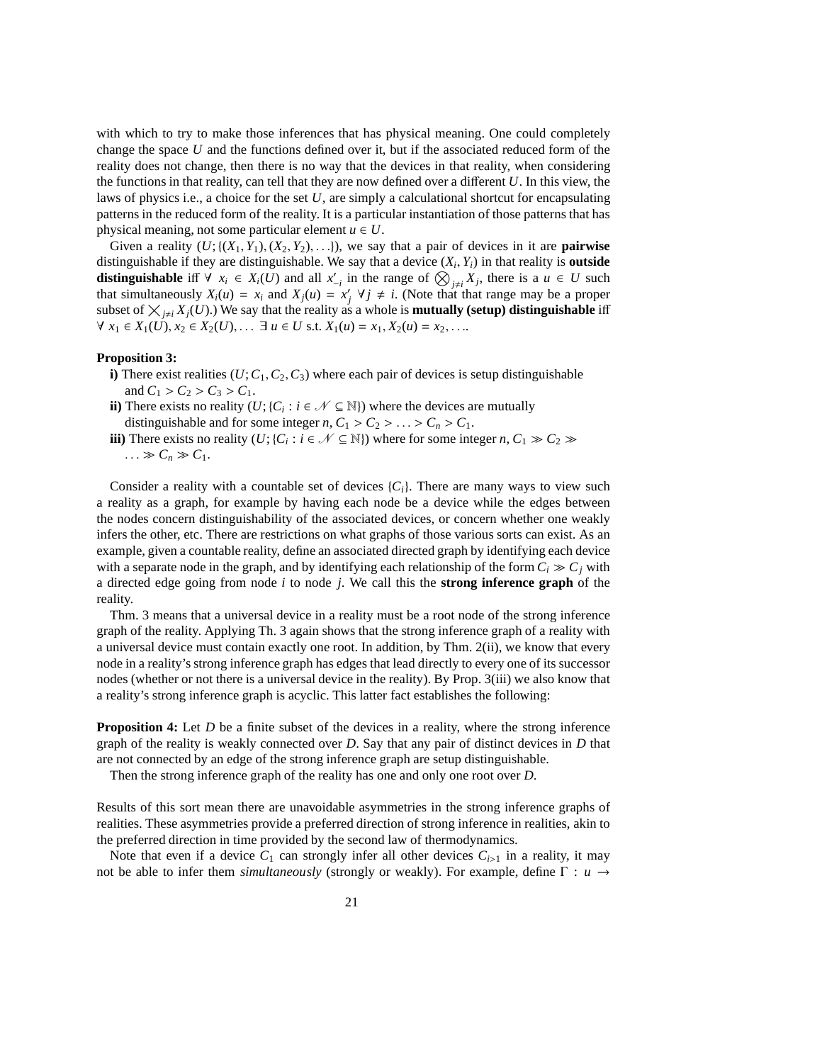with which to try to make those inferences that has physical meaning. One could completely change the space $U$ and the functions defined over it, but if the associated reduced form of the reality does not change, then there is no way that the devices in that reality, when considering the functions in that reality, can tell that they are now defined over a different $U$. In this view, the laws of physics i.e., a choice for the set $U$, are simply a calculational shortcut for encapsulating patterns in the reduced form of the reality. It is a particular instantiation of those patterns that has physical meaning, not some particular element $u \in U$.

Given a reality $(U; \{(X_1, Y_1), (X_2, Y_2), \ldots\})$, we say that a pair of devices in it are **pairwise** distinguishable if they are distinguishable. We say that a device $(X_i, Y_i)$ in that reality is **outside distinguishable** iff $\forall\ x_i \in X_i(U)$ and all $x'_{-i}$ in the range of $\bigotimes_{j \neq i} X_j$, there is a $u \in U$ such that simultaneously $X_i(u) = x_i$ and $X_j(u) = x'_j\ \forall j \neq i$. (Note that that range may be a proper subset of $\bigtimes_{j \neq i} X_j(U)$.) We say that the reality as a whole is **mutually (setup) distinguishable** iff $\forall\ x_1 \in X_1(U), x_2 \in X_2(U), \ldots\ \exists\ u \in U$ s.t. $X_1(u) = x_1, X_2(u) = x_2, \ldots$.

**Proposition 3:**

**i)** There exist realities $(U; C_1, C_2, C_3)$ where each pair of devices is setup distinguishable and $C_1 > C_2 > C_3 > C_1$.

**ii)** There exists no reality $(U; \{C_i : i \in \mathcal{N} \subseteq \mathbb{N}\})$ where the devices are mutually distinguishable and for some integer $n$, $C_1 > C_2 > \ldots > C_n > C_1$.

**iii)** There exists no reality $(U; \{C_i : i \in \mathcal{N} \subseteq \mathbb{N}\})$ where for some integer $n$, $C_1 \gg C_2 \gg \ldots \gg C_n \gg C_1$.

Consider a reality with a countable set of devices $\{C_i\}$. There are many ways to view such a reality as a graph, for example by having each node be a device while the edges between the nodes concern distinguishability of the associated devices, or concern whether one weakly infers the other, etc. There are restrictions on what graphs of those various sorts can exist. As an example, given a countable reality, define an associated directed graph by identifying each device with a separate node in the graph, and by identifying each relationship of the form $C_i \gg C_j$ with a directed edge going from node $i$ to node $j$. We call this the **strong inference graph** of the reality.

Thm. 3 means that a universal device in a reality must be a root node of the strong inference graph of the reality. Applying Th. 3 again shows that the strong inference graph of a reality with a universal device must contain exactly one root. In addition, by Thm. 2(ii), we know that every node in a reality's strong inference graph has edges that lead directly to every one of its successor nodes (whether or not there is a universal device in the reality). By Prop. 3(iii) we also know that a reality's strong inference graph is acyclic. This latter fact establishes the following:

**Proposition 4:** Let $D$ be a finite subset of the devices in a reality, where the strong inference graph of the reality is weakly connected over $D$. Say that any pair of distinct devices in $D$ that are not connected by an edge of the strong inference graph are setup distinguishable.

Then the strong inference graph of the reality has one and only one root over $D$.

Results of this sort mean there are unavoidable asymmetries in the strong inference graphs of realities. These asymmetries provide a preferred direction of strong inference in realities, akin to the preferred direction in time provided by the second law of thermodynamics.

Note that even if a device $C_1$ can strongly infer all other devices $C_{i>1}$ in a reality, it may not be able to infer them *simultaneously* (strongly or weakly). For example, define $\Gamma : u \rightarrow$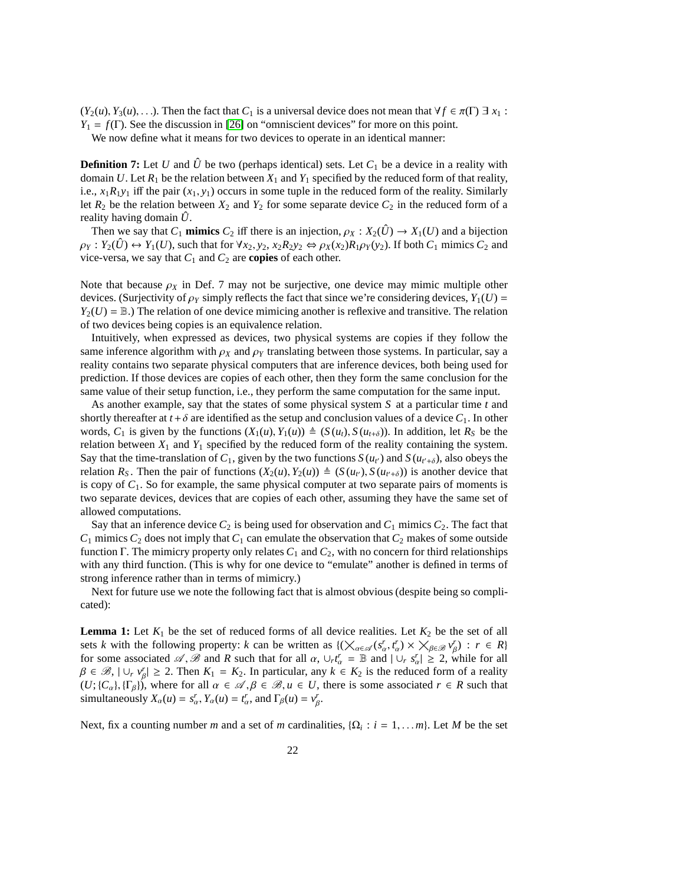$(Y_2(u), Y_3(u), \ldots)$. Then the fact that $C_1$ is a universal device does not mean that $\forall f \in \pi(\Gamma)\ \exists\ x_1 : Y_1 = f(\Gamma)$. See the discussion in [26] on "omniscient devices" for more on this point.

We now define what it means for two devices to operate in an identical manner:

**Definition 7:** Let $U$ and $\hat{U}$ be two (perhaps identical) sets. Let $C_1$ be a device in a reality with domain $U$. Let $R_1$ be the relation between $X_1$ and $Y_1$ specified by the reduced form of that reality, i.e., $x_1 R_1 y_1$ iff the pair $(x_1, y_1)$ occurs in some tuple in the reduced form of the reality. Similarly let $R_2$ be the relation between $X_2$ and $Y_2$ for some separate device $C_2$ in the reduced form of a reality having domain $\hat{U}$.

Then we say that $C_1$ **mimics** $C_2$ iff there is an injection, $\rho_X : X_2(\hat{U}) \to X_1(U)$ and a bijection $\rho_Y : Y_2(\hat{U}) \leftrightarrow Y_1(U)$, such that for $\forall x_2, y_2,\ x_2 R_2 y_2 \Leftrightarrow \rho_X(x_2) R_1 \rho_Y(y_2)$. If both $C_1$ mimics $C_2$ and vice-versa, we say that $C_1$ and $C_2$ are **copies** of each other.

Note that because $\rho_X$ in Def. 7 may not be surjective, one device may mimic multiple other devices. (Surjectivity of $\rho_Y$ simply reflects the fact that since we're considering devices, $Y_1(U) = Y_2(U) = \mathbb{B}$.) The relation of one device mimicing another is reflexive and transitive. The relation of two devices being copies is an equivalence relation.

Intuitively, when expressed as devices, two physical systems are copies if they follow the same inference algorithm with $\rho_X$ and $\rho_Y$ translating between those systems. In particular, say a reality contains two separate physical computers that are inference devices, both being used for prediction. If those devices are copies of each other, then they form the same conclusion for the same value of their setup function, i.e., they perform the same computation for the same input.

As another example, say that the states of some physical system $S$ at a particular time $t$ and shortly thereafter at $t+\delta$ are identified as the setup and conclusion values of a device $C_1$. In other words, $C_1$ is given by the functions $(X_1(u), Y_1(u)) \triangleq (S(u_t), S(u_{t+\delta}))$. In addition, let $R_S$ be the relation between $X_1$ and $Y_1$ specified by the reduced form of the reality containing the system. Say that the time-translation of $C_1$, given by the two functions $S(u_{t'})$ and $S(u_{t'+\delta})$, also obeys the relation $R_S$. Then the pair of functions $(X_2(u), Y_2(u)) \triangleq (S(u_{t'}), S(u_{t'+\delta}))$ is another device that is copy of $C_1$. So for example, the same physical computer at two separate pairs of moments is two separate devices, devices that are copies of each other, assuming they have the same set of allowed computations.

Say that an inference device $C_2$ is being used for observation and $C_1$ mimics $C_2$. The fact that $C_1$ mimics $C_2$ does not imply that $C_1$ can emulate the observation that $C_2$ makes of some outside function $\Gamma$. The mimicry property only relates $C_1$ and $C_2$, with no concern for third relationships with any third function. (This is why for one device to "emulate" another is defined in terms of strong inference rather than in terms of mimicry.)

Next for future use we note the following fact that is almost obvious (despite being so complicated):

**Lemma 1:** Let $K_1$ be the set of reduced forms of all device realities. Let $K_2$ be the set of all sets $k$ with the following property: $k$ can be written as $\{(\bigtimes_{\alpha \in \mathscr{A}}(s^r_\alpha, t^r_\alpha) \times \bigtimes_{\beta \in \mathscr{B}} v^r_\beta) : r \in R\}$ for some associated $\mathscr{A}, \mathscr{B}$ and $R$ such that for all $\alpha$, $\cup_r t^r_\alpha = \mathbb{B}$ and $|\cup_r s^r_\alpha| \geq 2$, while for all $\beta \in \mathscr{B}$, $|\cup_r v^r_\beta| \geq 2$. Then $K_1 = K_2$. In particular, any $k \in K_2$ is the reduced form of a reality $(U; \{C_\alpha\}, \{\Gamma_\beta\})$, where for all $\alpha \in \mathscr{A}, \beta \in \mathscr{B}, u \in U$, there is some associated $r \in R$ such that simultaneously $X_\alpha(u) = s^r_\alpha$, $Y_\alpha(u) = t^r_\alpha$, and $\Gamma_\beta(u) = v^r_\beta$.

Next, fix a counting number $m$ and a set of $m$ cardinalities, $\{\Omega_i : i = 1, \ldots m\}$. Let $M$ be the set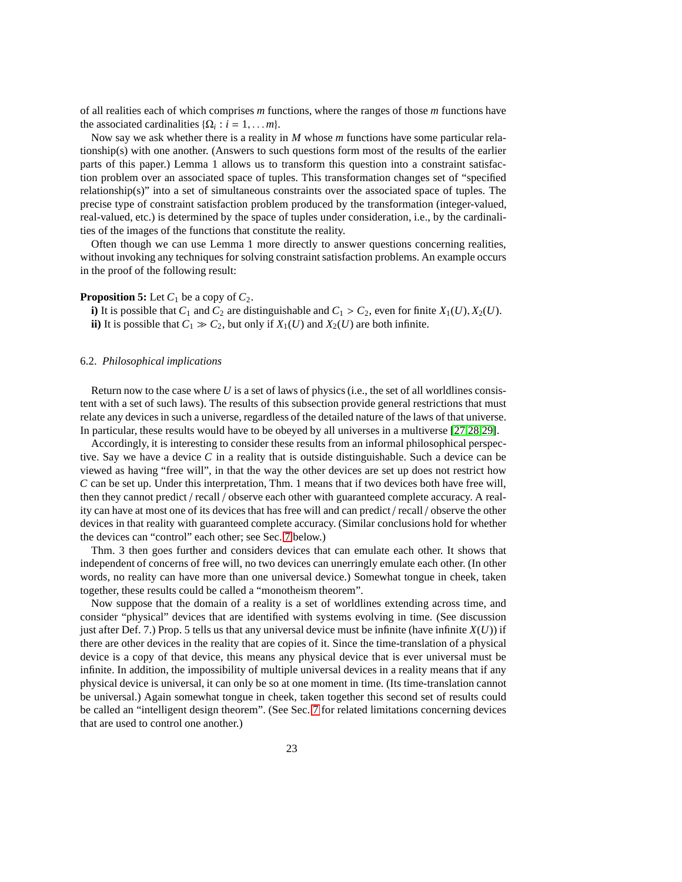of all realities each of which comprises $m$ functions, where the ranges of those $m$ functions have the associated cardinalities $\{\Omega_i : i = 1, \ldots m\}$.

Now say we ask whether there is a reality in $M$ whose $m$ functions have some particular relationship(s) with one another. (Answers to such questions form most of the results of the earlier parts of this paper.) Lemma 1 allows us to transform this question into a constraint satisfaction problem over an associated space of tuples. This transformation changes set of "specified relationship(s)" into a set of simultaneous constraints over the associated space of tuples. The precise type of constraint satisfaction problem produced by the transformation (integer-valued, real-valued, etc.) is determined by the space of tuples under consideration, i.e., by the cardinalities of the images of the functions that constitute the reality.

Often though we can use Lemma 1 more directly to answer questions concerning realities, without invoking any techniques for solving constraint satisfaction problems. An example occurs in the proof of the following result:

**Proposition 5:** Let $C_1$ be a copy of $C_2$.

**i)** It is possible that $C_1$ and $C_2$ are distinguishable and $C_1 > C_2$, even for finite $X_1(U), X_2(U)$.

**ii)** It is possible that $C_1 \gg C_2$, but only if $X_1(U)$ and $X_2(U)$ are both infinite.

### 6.2. *Philosophical implications*

Return now to the case where $U$ is a set of laws of physics (i.e., the set of all worldlines consistent with a set of such laws). The results of this subsection provide general restrictions that must relate any devices in such a universe, regardless of the detailed nature of the laws of that universe. In particular, these results would have to be obeyed by all universes in a multiverse [27,28,29].

Accordingly, it is interesting to consider these results from an informal philosophical perspective. Say we have a device $C$ in a reality that is outside distinguishable. Such a device can be viewed as having "free will", in that the way the other devices are set up does not restrict how $C$ can be set up. Under this interpretation, Thm. 1 means that if two devices both have free will, then they cannot predict / recall / observe each other with guaranteed complete accuracy. A reality can have at most one of its devices that has free will and can predict / recall / observe the other devices in that reality with guaranteed complete accuracy. (Similar conclusions hold for whether the devices can "control" each other; see Sec. 7 below.)

Thm. 3 then goes further and considers devices that can emulate each other. It shows that independent of concerns of free will, no two devices can unerringly emulate each other. (In other words, no reality can have more than one universal device.) Somewhat tongue in cheek, taken together, these results could be called a "monotheism theorem".

Now suppose that the domain of a reality is a set of worldlines extending across time, and consider "physical" devices that are identified with systems evolving in time. (See discussion just after Def. 7.) Prop. 5 tells us that any universal device must be infinite (have infinite $X(U)$) if there are other devices in the reality that are copies of it. Since the time-translation of a physical device is a copy of that device, this means any physical device that is ever universal must be infinite. In addition, the impossibility of multiple universal devices in a reality means that if any physical device is universal, it can only be so at one moment in time. (Its time-translation cannot be universal.) Again somewhat tongue in cheek, taken together this second set of results could be called an "intelligent design theorem". (See Sec. 7 for related limitations concerning devices that are used to control one another.)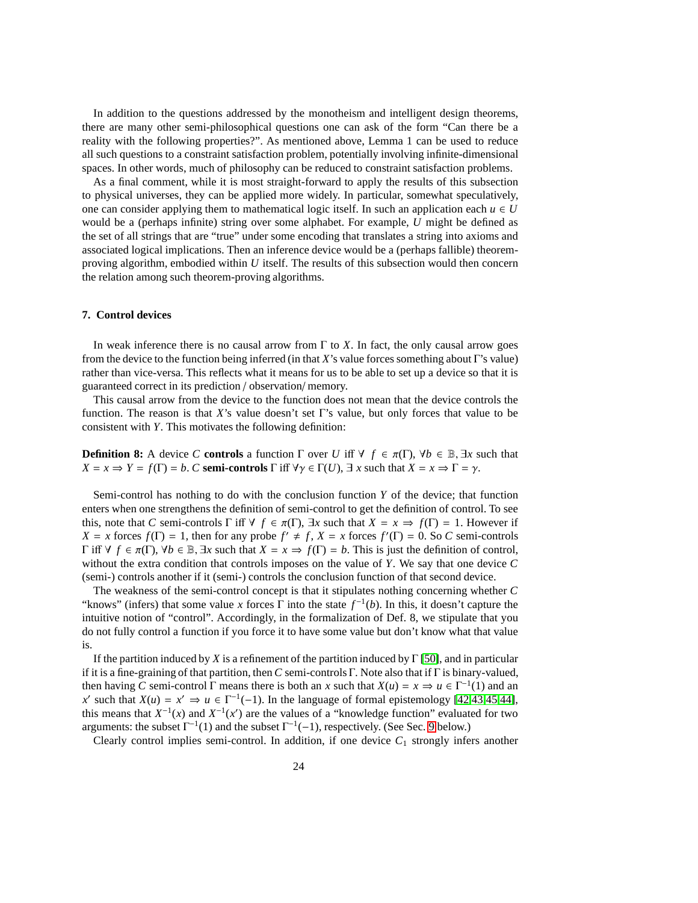In addition to the questions addressed by the monotheism and intelligent design theorems, there are many other semi-philosophical questions one can ask of the form "Can there be a reality with the following properties?". As mentioned above, Lemma 1 can be used to reduce all such questions to a constraint satisfaction problem, potentially involving infinite-dimensional spaces. In other words, much of philosophy can be reduced to constraint satisfaction problems.

As a final comment, while it is most straight-forward to apply the results of this subsection to physical universes, they can be applied more widely. In particular, somewhat speculatively, one can consider applying them to mathematical logic itself. In such an application each $u \in U$ would be a (perhaps infinite) string over some alphabet. For example, $U$ might be defined as the set of all strings that are "true" under some encoding that translates a string into axioms and associated logical implications. Then an inference device would be a (perhaps fallible) theorem-proving algorithm, embodied within $U$ itself. The results of this subsection would then concern the relation among such theorem-proving algorithms.

## 7. Control devices

In weak inference there is no causal arrow from $\Gamma$ to $X$. In fact, the only causal arrow goes from the device to the function being inferred (in that $X$'s value forces something about $\Gamma$'s value) rather than vice-versa. This reflects what it means for us to be able to set up a device so that it is guaranteed correct in its prediction / observation/ memory.

This causal arrow from the device to the function does not mean that the device controls the function. The reason is that $X$'s value doesn't set $\Gamma$'s value, but only forces that value to be consistent with $Y$. This motivates the following definition:

**Definition 8:** A device $C$ **controls** a function $\Gamma$ over $U$ iff $\forall\ f \in \pi(\Gamma)$, $\forall b \in \mathbb{B}$, $\exists x$ such that $X = x \Rightarrow Y = f(\Gamma) = b$. $C$ **semi-controls** $\Gamma$ iff $\forall \gamma \in \Gamma(U)$, $\exists\ x$ such that $X = x \Rightarrow \Gamma = \gamma$.

Semi-control has nothing to do with the conclusion function $Y$ of the device; that function enters when one strengthens the definition of semi-control to get the definition of control. To see this, note that $C$ semi-controls $\Gamma$ iff $\forall\ f \in \pi(\Gamma)$, $\exists x$ such that $X = x \Rightarrow f(\Gamma) = 1$. However if $X = x$ forces $f(\Gamma) = 1$, then for any probe $f' \neq f$, $X = x$ forces $f'(\Gamma) = 0$. So $C$ semi-controls $\Gamma$ iff $\forall\ f \in \pi(\Gamma)$, $\forall b \in \mathbb{B}$, $\exists x$ such that $X = x \Rightarrow f(\Gamma) = b$. This is just the definition of control, without the extra condition that controls imposes on the value of $Y$. We say that one device $C$ (semi-) controls another if it (semi-) controls the conclusion function of that second device.

The weakness of the semi-control concept is that it stipulates nothing concerning whether $C$ "knows" (infers) that some value $x$ forces $\Gamma$ into the state $f^{-1}(b)$. In this, it doesn't capture the intuitive notion of "control". Accordingly, in the formalization of Def. 8, we stipulate that you do not fully control a function if you force it to have some value but don't know what that value is.

If the partition induced by $X$ is a refinement of the partition induced by $\Gamma$ [50], and in particular if it is a fine-graining of that partition, then $C$ semi-controls $\Gamma$. Note also that if $\Gamma$ is binary-valued, then having $C$ semi-control $\Gamma$ means there is both an $x$ such that $X(u) = x \Rightarrow u \in \Gamma^{-1}(1)$ and an $x'$ such that $X(u) = x' \Rightarrow u \in \Gamma^{-1}(-1)$. In the language of formal epistemology [42,43,45,44], this means that $X^{-1}(x)$ and $X^{-1}(x')$ are the values of a "knowledge function" evaluated for two arguments: the subset $\Gamma^{-1}(1)$ and the subset $\Gamma^{-1}(-1)$, respectively. (See Sec. 9 below.)

Clearly control implies semi-control. In addition, if one device $C_1$ strongly infers another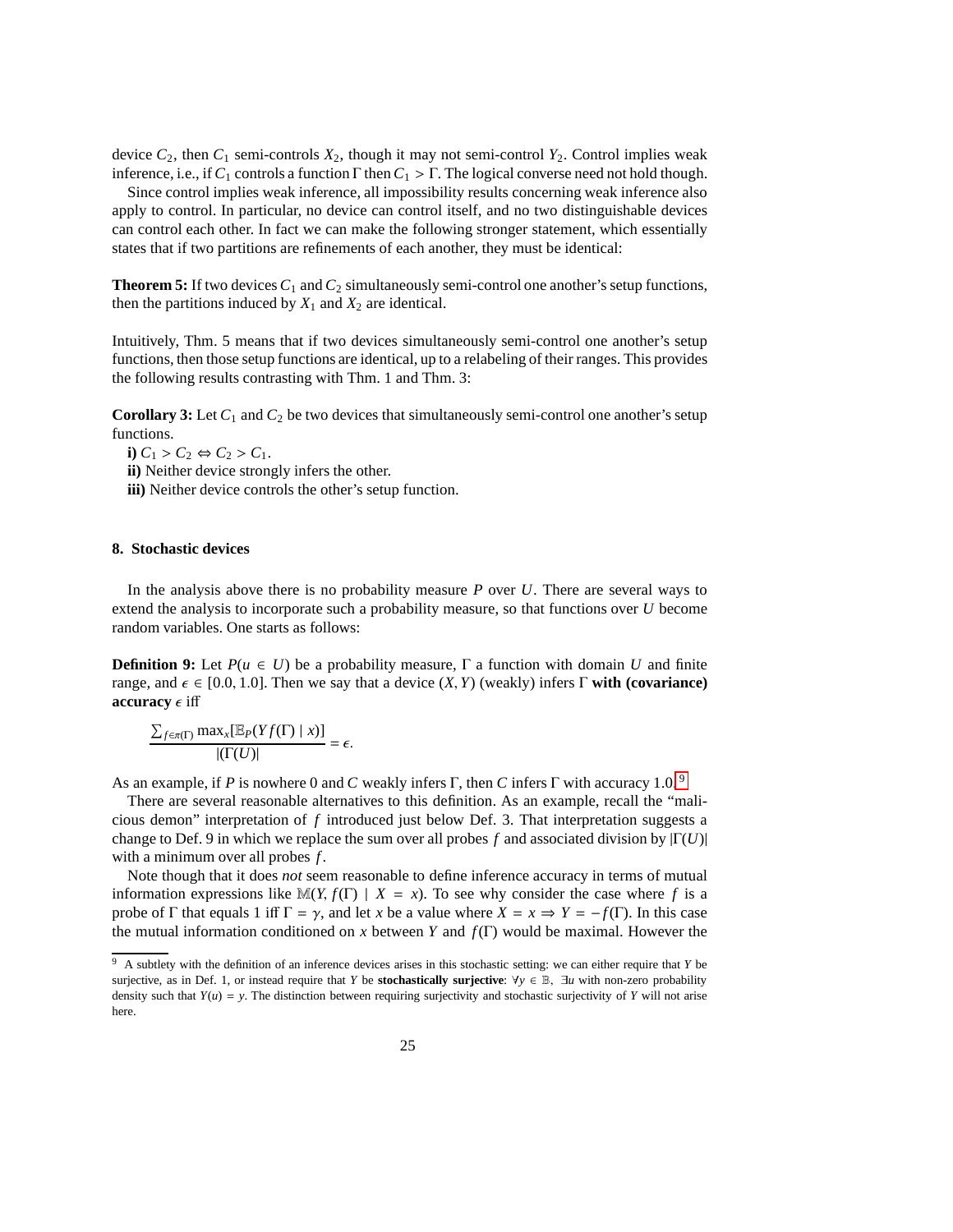device $C_2$, then $C_1$ semi-controls $X_2$, though it may not semi-control $Y_2$. Control implies weak inference, i.e., if $C_1$ controls a function $\Gamma$ then $C_1 > \Gamma$. The logical converse need not hold though.

Since control implies weak inference, all impossibility results concerning weak inference also apply to control. In particular, no device can control itself, and no two distinguishable devices can control each other. In fact we can make the following stronger statement, which essentially states that if two partitions are refinements of each another, they must be identical:

**Theorem 5:** If two devices $C_1$ and $C_2$ simultaneously semi-control one another's setup functions, then the partitions induced by $X_1$ and $X_2$ are identical.

Intuitively, Thm. 5 means that if two devices simultaneously semi-control one another's setup functions, then those setup functions are identical, up to a relabeling of their ranges. This provides the following results contrasting with Thm. 1 and Thm. 3:

**Corollary 3:** Let $C_1$ and $C_2$ be two devices that simultaneously semi-control one another's setup functions.

**i)** $C_1 > C_2 \Leftrightarrow C_2 > C_1$.

**ii)** Neither device strongly infers the other.

**iii)** Neither device controls the other's setup function.

## 8. Stochastic devices

In the analysis above there is no probability measure $P$ over $U$. There are several ways to extend the analysis to incorporate such a probability measure, so that functions over $U$ become random variables. One starts as follows:

**Definition 9:** Let $P(u \in U)$ be a probability measure, $\Gamma$ a function with domain $U$ and finite range, and $\epsilon \in [0.0, 1.0]$. Then we say that a device $(X, Y)$ (weakly) infers $\Gamma$ **with (covariance) accuracy** $\epsilon$ iff

$$\frac{\sum_{f \in \pi(\Gamma)} \max_x [\mathbb{E}_P(Y f(\Gamma) \mid x)]}{|(\Gamma(U)|} = \epsilon.$$

As an example, if $P$ is nowhere 0 and $C$ weakly infers $\Gamma$, then $C$ infers $\Gamma$ with accuracy 1.0.[9]

There are several reasonable alternatives to this definition. As an example, recall the "malicious demon" interpretation of $f$ introduced just below Def. 3. That interpretation suggests a change to Def. 9 in which we replace the sum over all probes $f$ and associated division by $|\Gamma(U)|$ with a minimum over all probes $f$.

Note though that it does *not* seem reasonable to define inference accuracy in terms of mutual information expressions like $\mathbb{M}(Y, f(\Gamma) \mid X = x)$. To see why consider the case where $f$ is a probe of $\Gamma$ that equals 1 iff $\Gamma = \gamma$, and let $x$ be a value where $X = x \Rightarrow Y = -f(\Gamma)$. In this case the mutual information conditioned on $x$ between $Y$ and $f(\Gamma)$ would be maximal. However the

[9] A subtlety with the definition of an inference devices arises in this stochastic setting: we can either require that $Y$ be surjective, as in Def. 1, or instead require that $Y$ be **stochastically surjective**: $\forall y \in \mathbb{B}$, $\exists u$ with non-zero probability density such that $Y(u) = y$. The distinction between requiring surjectivity and stochastic surjectivity of $Y$ will not arise here.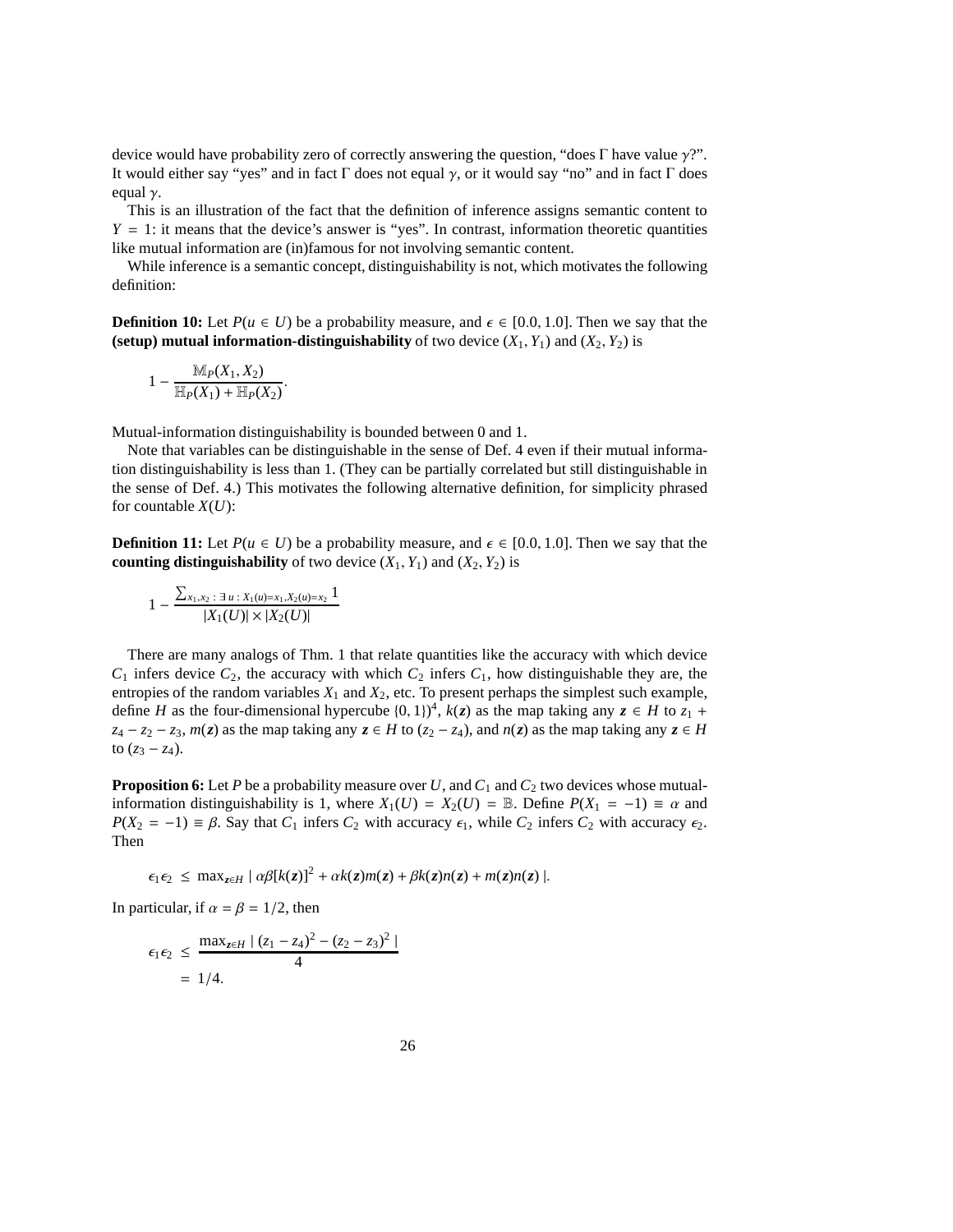device would have probability zero of correctly answering the question, "does $\Gamma$ have value $\gamma$?". It would either say "yes" and in fact $\Gamma$ does not equal $\gamma$, or it would say "no" and in fact $\Gamma$ does equal $\gamma$.

This is an illustration of the fact that the definition of inference assigns semantic content to $Y = 1$: it means that the device's answer is "yes". In contrast, information theoretic quantities like mutual information are (in)famous for not involving semantic content.

While inference is a semantic concept, distinguishability is not, which motivates the following definition:

**Definition 10:** Let $P(u \in U)$ be a probability measure, and $\epsilon \in [0.0, 1.0]$. Then we say that the **(setup) mutual information-distinguishability** of two device $(X_1, Y_1)$ and $(X_2, Y_2)$ is

$$1 - \frac{\mathbb{M}_P(X_1, X_2)}{\mathbb{H}_P(X_1) + \mathbb{H}_P(X_2)}.$$

Mutual-information distinguishability is bounded between 0 and 1.

Note that variables can be distinguishable in the sense of Def. 4 even if their mutual information distinguishability is less than 1. (They can be partially correlated but still distinguishable in the sense of Def. 4.) This motivates the following alternative definition, for simplicity phrased for countable $X(U)$:

**Definition 11:** Let $P(u \in U)$ be a probability measure, and $\epsilon \in [0.0, 1.0]$. Then we say that the **counting distinguishability** of two device $(X_1, Y_1)$ and $(X_2, Y_2)$ is

$$1 - \frac{\sum_{x_1, x_2 \,:\, \exists\, u \,:\, X_1(u) = x_1, X_2(u) = x_2} 1}{|X_1(U)| \times |X_2(U)|}$$

There are many analogs of Thm. 1 that relate quantities like the accuracy with which device $C_1$ infers device $C_2$, the accuracy with which $C_2$ infers $C_1$, how distinguishable they are, the entropies of the random variables $X_1$ and $X_2$, etc. To present perhaps the simplest such example, define $H$ as the four-dimensional hypercube $\{0, 1\})^4$, $k(\boldsymbol{z})$ as the map taking any $\boldsymbol{z} \in H$ to $z_1 + z_4 - z_2 - z_3$, $m(\boldsymbol{z})$ as the map taking any $\boldsymbol{z} \in H$ to $(z_2 - z_4)$, and $n(\boldsymbol{z})$ as the map taking any $\boldsymbol{z} \in H$ to $(z_3 - z_4)$.

**Proposition 6:** Let $P$ be a probability measure over $U$, and $C_1$ and $C_2$ two devices whose mutual-information distinguishability is 1, where $X_1(U) = X_2(U) = \mathbb{B}$. Define $P(X_1 = -1) \equiv \alpha$ and $P(X_2 = -1) \equiv \beta$. Say that $C_1$ infers $C_2$ with accuracy $\epsilon_1$, while $C_2$ infers $C_2$ with accuracy $\epsilon_2$. Then

$$\epsilon_1 \epsilon_2 \;\leq\; \max_{\boldsymbol{z} \in H} \mid \alpha\beta[k(\boldsymbol{z})]^2 + \alpha k(\boldsymbol{z}) m(\boldsymbol{z}) + \beta k(\boldsymbol{z}) n(\boldsymbol{z}) + m(\boldsymbol{z}) n(\boldsymbol{z}) \mid.$$

In particular, if $\alpha = \beta = 1/2$, then

$$\begin{aligned}
\epsilon_1 \epsilon_2 \;&\leq\; \frac{\max_{\boldsymbol{z} \in H} \mid (z_1 - z_4)^2 - (z_2 - z_3)^2 \mid}{4} \\
&=\; 1/4.
\end{aligned}$$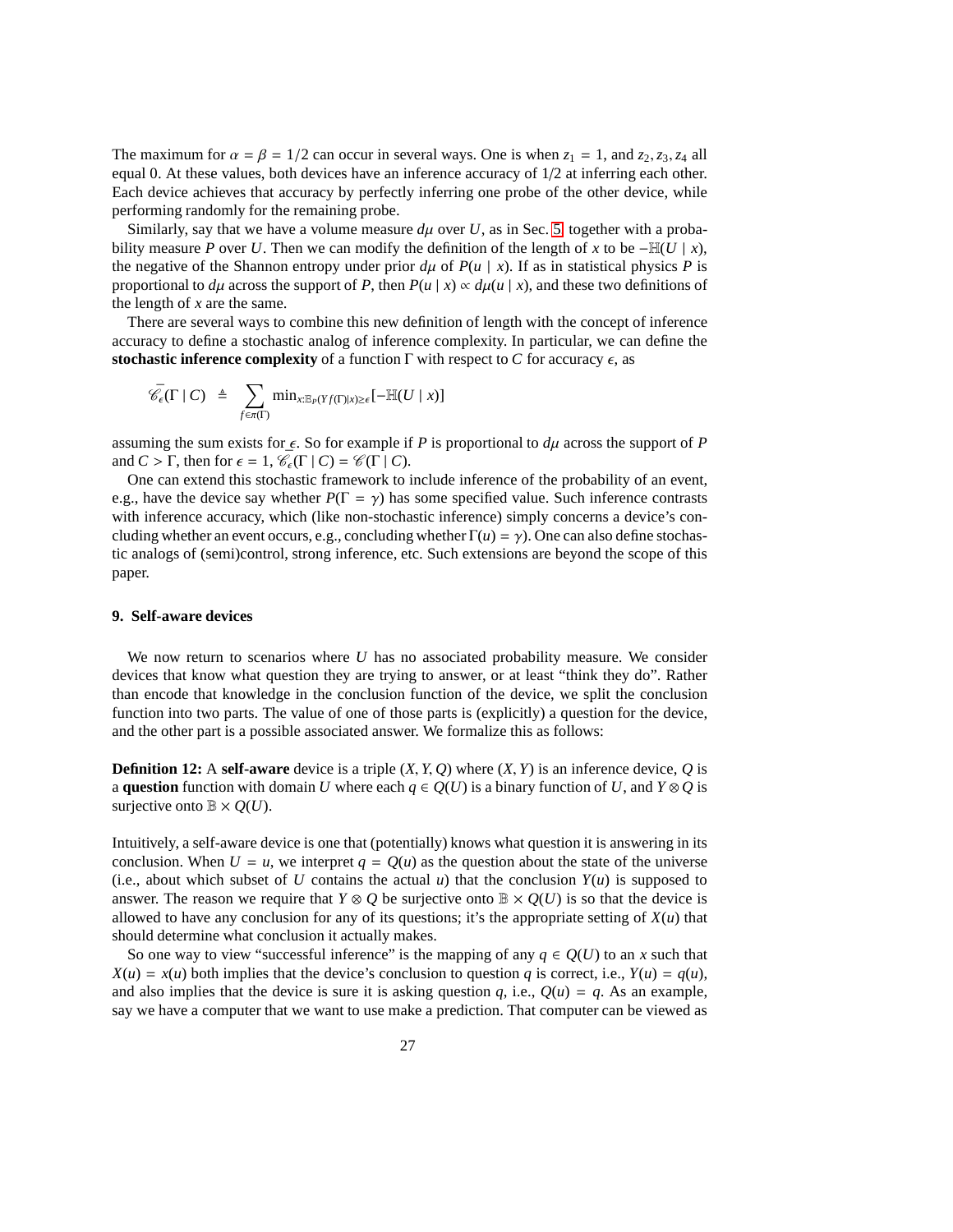The maximum for $\alpha = \beta = 1/2$ can occur in several ways. One is when $z_1 = 1$, and $z_2, z_3, z_4$ all equal 0. At these values, both devices have an inference accuracy of 1/2 at inferring each other. Each device achieves that accuracy by perfectly inferring one probe of the other device, while performing randomly for the remaining probe.

Similarly, say that we have a volume measure $d\mu$ over $U$, as in Sec. 5 together with a probability measure $P$ over $U$. Then we can modify the definition of the length of $x$ to be $-\mathbb{H}(U \mid x)$, the negative of the Shannon entropy under prior $d\mu$ of $P(u \mid x)$. If as in statistical physics $P$ is proportional to $d\mu$ across the support of $P$, then $P(u \mid x) \propto d\mu(u \mid x)$, and these two definitions of the length of $x$ are the same.

There are several ways to combine this new definition of length with the concept of inference accuracy to define a stochastic analog of inference complexity. In particular, we can define the **stochastic inference complexity** of a function $\Gamma$ with respect to $C$ for accuracy $\epsilon$, as

$$\bar{\mathscr{C}}_\epsilon(\Gamma \mid C) \;\triangleq\; \sum_{f \in \pi(\Gamma)} \min_{x : \mathbb{E}_P(Y f(\Gamma) | x) \geq \epsilon} [-\mathbb{H}(U \mid x)]$$

assuming the sum exists for $\epsilon$. So for example if $P$ is proportional to $d\mu$ across the support of $P$ and $C > \Gamma$, then for $\epsilon = 1$, $\bar{\mathscr{C}}_\epsilon(\Gamma \mid C) = \mathscr{C}(\Gamma \mid C)$.

One can extend this stochastic framework to include inference of the probability of an event, e.g., have the device say whether $P(\Gamma = \gamma)$ has some specified value. Such inference contrasts with inference accuracy, which (like non-stochastic inference) simply concerns a device's concluding whether an event occurs, e.g., concluding whether $\Gamma(u) = \gamma$). One can also define stochastic analogs of (semi)control, strong inference, etc. Such extensions are beyond the scope of this paper.

## 9. Self-aware devices

We now return to scenarios where $U$ has no associated probability measure. We consider devices that know what question they are trying to answer, or at least "think they do". Rather than encode that knowledge in the conclusion function of the device, we split the conclusion function into two parts. The value of one of those parts is (explicitly) a question for the device, and the other part is a possible associated answer. We formalize this as follows:

**Definition 12:** A **self-aware** device is a triple $(X, Y, Q)$ where $(X, Y)$ is an inference device, $Q$ is a **question** function with domain $U$ where each $q \in Q(U)$ is a binary function of $U$, and $Y \otimes Q$ is surjective onto $\mathbb{B} \times Q(U)$.

Intuitively, a self-aware device is one that (potentially) knows what question it is answering in its conclusion. When $U = u$, we interpret $q = Q(u)$ as the question about the state of the universe (i.e., about which subset of $U$ contains the actual $u$) that the conclusion $Y(u)$ is supposed to answer. The reason we require that $Y \otimes Q$ be surjective onto $\mathbb{B} \times Q(U)$ is so that the device is allowed to have any conclusion for any of its questions; it's the appropriate setting of $X(u)$ that should determine what conclusion it actually makes.

So one way to view "successful inference" is the mapping of any $q \in Q(U)$ to an $x$ such that $X(u) = x(u)$ both implies that the device's conclusion to question $q$ is correct, i.e., $Y(u) = q(u)$, and also implies that the device is sure it is asking question $q$, i.e., $Q(u) = q$. As an example, say we have a computer that we want to use make a prediction. That computer can be viewed as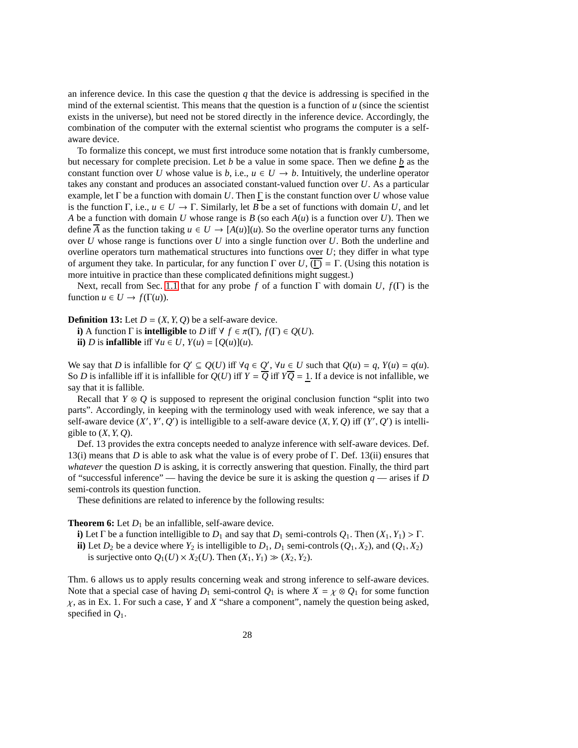an inference device. In this case the question $q$ that the device is addressing is specified in the mind of the external scientist. This means that the question is a function of $u$ (since the scientist exists in the universe), but need not be stored directly in the inference device. Accordingly, the combination of the computer with the external scientist who programs the computer is a self-aware device.

To formalize this concept, we must first introduce some notation that is frankly cumbersome, but necessary for complete precision. Let $b$ be a value in some space. Then we define $\underline{b}$ as the constant function over $U$ whose value is $b$, i.e., $u \in U \to b$. Intuitively, the underline operator takes any constant and produces an associated constant-valued function over $U$. As a particular example, let $\Gamma$ be a function with domain $U$. Then $\underline{\Gamma}$ is the constant function over $U$ whose value is the function $\Gamma$, i.e., $u \in U \to \Gamma$. Similarly, let $B$ be a set of functions with domain $U$, and let $A$ be a function with domain $U$ whose range is $B$ (so each $A(u)$ is a function over $U$). Then we define $\overline{A}$ as the function taking $u \in U \to [A(u)](u)$. So the overline operator turns any function over $U$ whose range is functions over $U$ into a single function over $U$. Both the underline and overline operators turn mathematical structures into functions over $U$; they differ in what type of argument they take. In particular, for any function $\Gamma$ over $U$, $\overline{(\underline{\Gamma})} = \Gamma$. (Using this notation is more intuitive in practice than these complicated definitions might suggest.)

Next, recall from Sec. 1.1 that for any probe $f$ of a function $\Gamma$ with domain $U$, $f(\Gamma)$ is the function $u \in U \to f(\Gamma(u))$.

**Definition 13:** Let $D = (X, Y, Q)$ be a self-aware device.

**i)** A function $\Gamma$ is **intelligible** to $D$ iff $\forall\ f \in \pi(\Gamma)$, $f(\Gamma) \in Q(U)$.

**ii)** $D$ is **infallible** iff $\forall u \in U$, $Y(u) = [Q(u)](u)$.

We say that $D$ is infallible for $Q' \subseteq Q(U)$ iff $\forall q \in Q'$, $\forall u \in U$ such that $Q(u) = q$, $Y(u) = q(u)$. So $D$ is infallible iff it is infallible for $Q(U)$ iff $Y = \overline{Q}$ iff $Y\overline{Q} = \underline{1}$. If a device is not infallible, we say that it is fallible.

Recall that $Y \otimes Q$ is supposed to represent the original conclusion function "split into two parts". Accordingly, in keeping with the terminology used with weak inference, we say that a self-aware device $(X', Y', Q')$ is intelligible to a self-aware device $(X, Y, Q)$ iff $(Y', Q')$ is intelligible to $(X, Y, Q)$.

Def. 13 provides the extra concepts needed to analyze inference with self-aware devices. Def. 13(i) means that $D$ is able to ask what the value is of every probe of $\Gamma$. Def. 13(ii) ensures that *whatever* the question $D$ is asking, it is correctly answering that question. Finally, the third part of "successful inference" — having the device be sure it is asking the question $q$ — arises if $D$ semi-controls its question function.

These definitions are related to inference by the following results:

**Theorem 6:** Let $D_1$ be an infallible, self-aware device.

**i)** Let $\Gamma$ be a function intelligible to $D_1$ and say that $D_1$ semi-controls $Q_1$. Then $(X_1, Y_1) > \Gamma$.

**ii)** Let $D_2$ be a device where $Y_2$ is intelligible to $D_1$, $D_1$ semi-controls $(Q_1, X_2)$, and $(Q_1, X_2)$ is surjective onto $Q_1(U) \times X_2(U)$. Then $(X_1, Y_1) \gg (X_2, Y_2)$.

Thm. 6 allows us to apply results concerning weak and strong inference to self-aware devices. Note that a special case of having $D_1$ semi-control $Q_1$ is where $X = \chi \otimes Q_1$ for some function $\chi$, as in Ex. 1. For such a case, $Y$ and $X$ "share a component", namely the question being asked, specified in $Q_1$.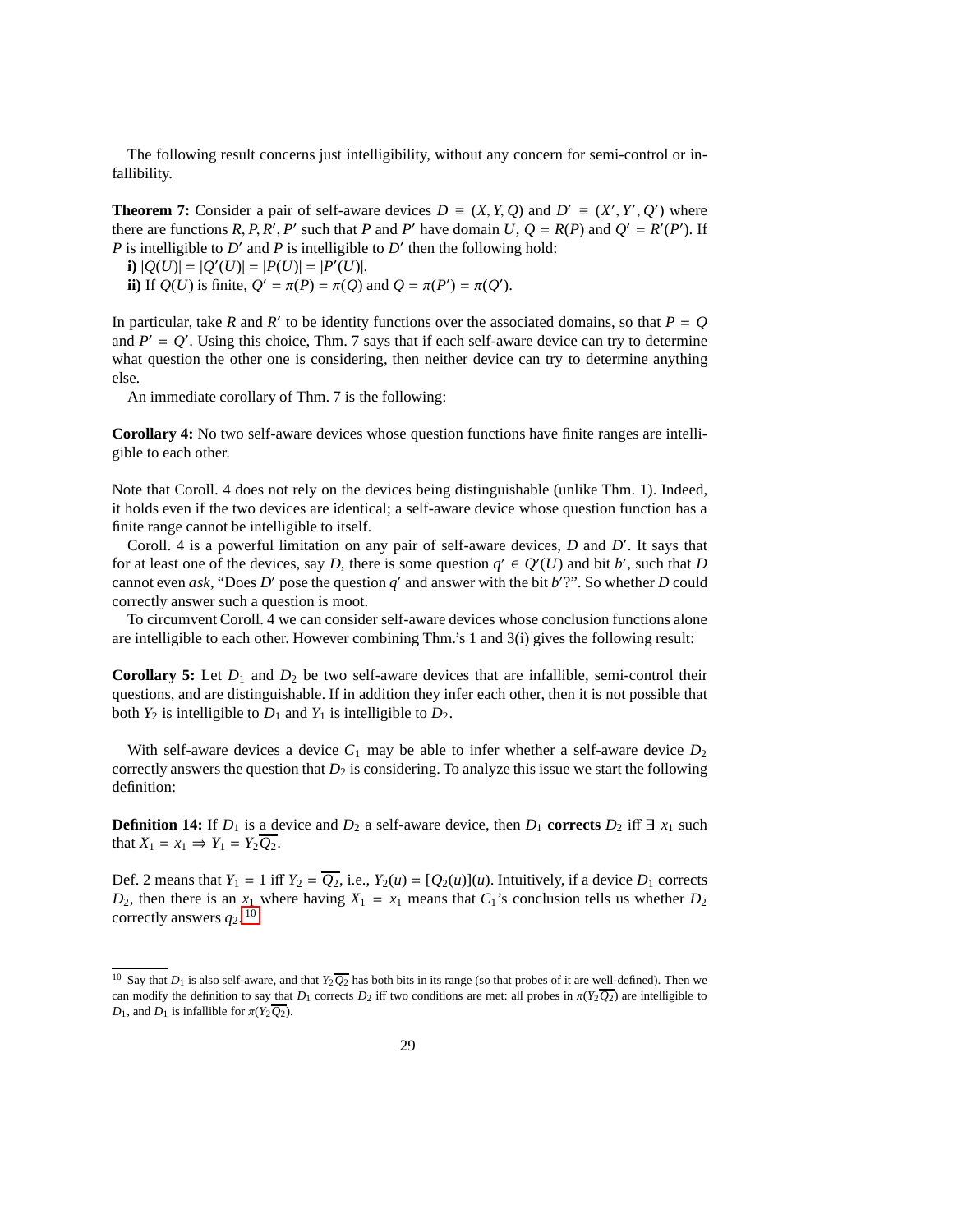The following result concerns just intelligibility, without any concern for semi-control or infallibility.

**Theorem 7:** Consider a pair of self-aware devices $D \equiv (X, Y, Q)$ and $D' \equiv (X', Y', Q')$ where there are functions $R, P, R', P'$ such that $P$ and $P'$ have domain $U$, $Q = R(P)$ and $Q' = R'(P')$. If $P$ is intelligible to $D'$ and $P$ is intelligible to $D'$ then the following hold:

**i)** $|Q(U)| = |Q'(U)| = |P(U)| = |P'(U)|$.

**ii)** If $Q(U)$ is finite, $Q' = \pi(P) = \pi(Q)$ and $Q = \pi(P') = \pi(Q')$.

In particular, take $R$ and $R'$ to be identity functions over the associated domains, so that $P = Q$ and $P' = Q'$. Using this choice, Thm. 7 says that if each self-aware device can try to determine what question the other one is considering, then neither device can try to determine anything else.

An immediate corollary of Thm. 7 is the following:

**Corollary 4:** No two self-aware devices whose question functions have finite ranges are intelligible to each other.

Note that Coroll. 4 does not rely on the devices being distinguishable (unlike Thm. 1). Indeed, it holds even if the two devices are identical; a self-aware device whose question function has a finite range cannot be intelligible to itself.

Coroll. 4 is a powerful limitation on any pair of self-aware devices, $D$ and $D'$. It says that for at least one of the devices, say $D$, there is some question $q' \in Q'(U)$ and bit $b'$, such that $D$ cannot even *ask*, "Does $D'$ pose the question $q'$ and answer with the bit $b'$?". So whether $D$ could correctly answer such a question is moot.

To circumvent Coroll. 4 we can consider self-aware devices whose conclusion functions alone are intelligible to each other. However combining Thm.'s 1 and 3(i) gives the following result:

**Corollary 5:** Let $D_1$ and $D_2$ be two self-aware devices that are infallible, semi-control their questions, and are distinguishable. If in addition they infer each other, then it is not possible that both $Y_2$ is intelligible to $D_1$ and $Y_1$ is intelligible to $D_2$.

With self-aware devices a device $C_1$ may be able to infer whether a self-aware device $D_2$ correctly answers the question that $D_2$ is considering. To analyze this issue we start the following definition:

**Definition 14:** If $D_1$ is a device and $D_2$ a self-aware device, then $D_1$ **corrects** $D_2$ iff $\exists\ x_1$ such that $X_1 = x_1 \Rightarrow Y_1 = Y_2\overline{Q_2}$.

Def. 2 means that $Y_1 = 1$ iff $Y_2 = \overline{Q_2}$, i.e., $Y_2(u) = [Q_2(u)](u)$. Intuitively, if a device $D_1$ corrects $D_2$, then there is an $x_1$ where having $X_1 = x_1$ means that $C_1$'s conclusion tells us whether $D_2$ correctly answers $q_2$.[10]

[10] Say that $D_1$ is also self-aware, and that $Y_2\overline{Q_2}$ has both bits in its range (so that probes of it are well-defined). Then we can modify the definition to say that $D_1$ corrects $D_2$ iff two conditions are met: all probes in $\pi(Y_2\overline{Q_2})$ are intelligible to $D_1$, and $D_1$ is infallible for $\pi(Y_2\overline{Q_2})$.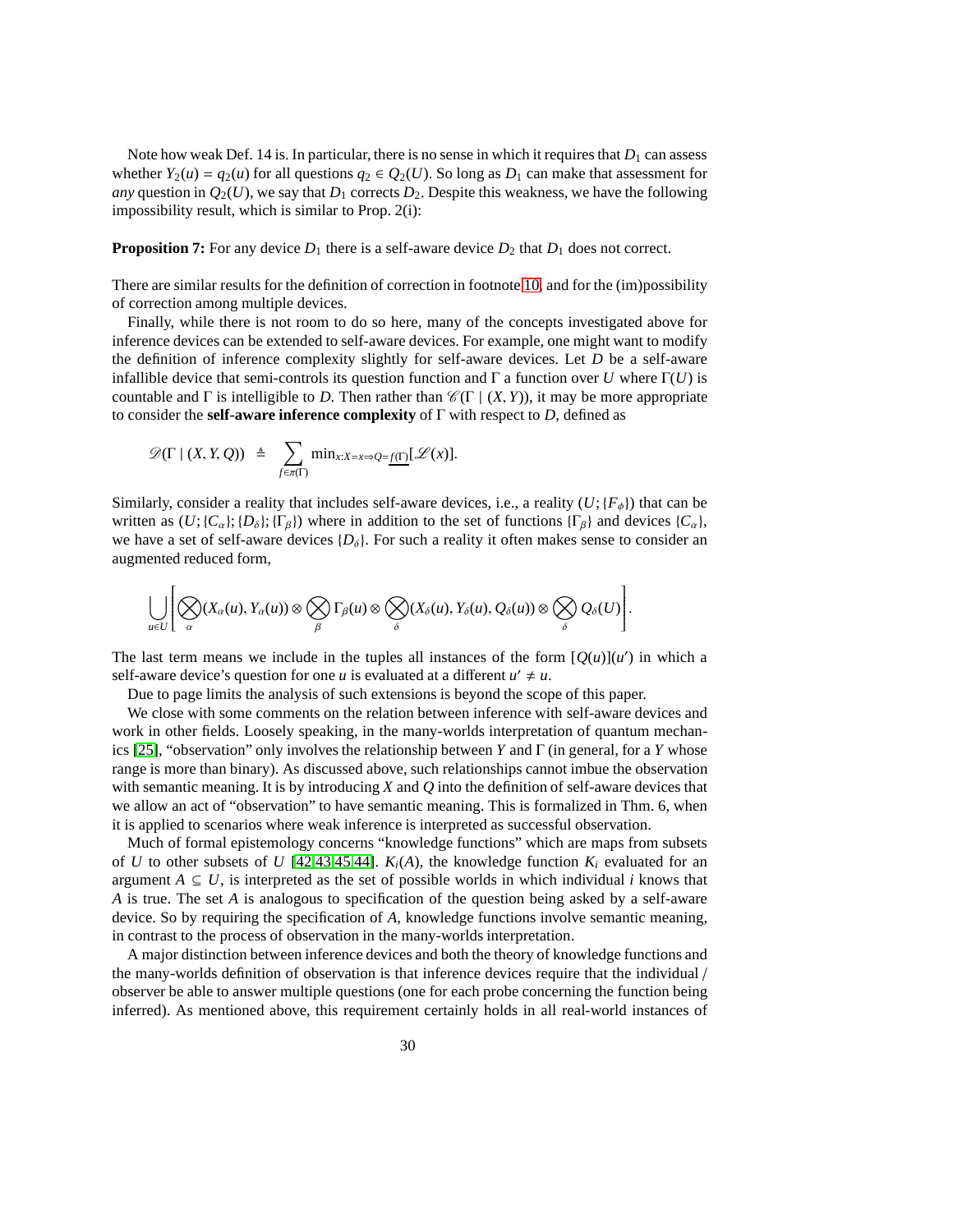Note how weak Def. 14 is. In particular, there is no sense in which it requires that $D_1$ can assess whether $Y_2(u) = q_2(u)$ for all questions $q_2 \in Q_2(U)$. So long as $D_1$ can make that assessment for *any* question in $Q_2(U)$, we say that $D_1$ corrects $D_2$. Despite this weakness, we have the following impossibility result, which is similar to Prop. 2(i):

**Proposition 7:** For any device $D_1$ there is a self-aware device $D_2$ that $D_1$ does not correct.

There are similar results for the definition of correction in footnote 10, and for the (im)possibility of correction among multiple devices.

Finally, while there is not room to do so here, many of the concepts investigated above for inference devices can be extended to self-aware devices. For example, one might want to modify the definition of inference complexity slightly for self-aware devices. Let $D$ be a self-aware infallible device that semi-controls its question function and $\Gamma$ a function over $U$ where $\Gamma(U)$ is countable and $\Gamma$ is intelligible to $D$. Then rather than $\mathscr{C}(\Gamma \mid (X, Y))$, it may be more appropriate to consider the **self-aware inference complexity** of $\Gamma$ with respect to $D$, defined as

$$\mathscr{D}(\Gamma \mid (X, Y, Q)) \;\triangleq\; \sum_{f \in \pi(\Gamma)} \min_{x : X = x \Rightarrow Q = \underline{f(\Gamma)}}[\mathscr{L}(x)].$$

Similarly, consider a reality that includes self-aware devices, i.e., a reality $(U; \{F_\phi\})$ that can be written as $(U; \{C_\alpha\}; \{D_\delta\}; \{\Gamma_\beta\})$ where in addition to the set of functions $\{\Gamma_\beta\}$ and devices $\{C_\alpha\}$, we have a set of self-aware devices $\{D_\delta\}$. For such a reality it often makes sense to consider an augmented reduced form,

$$\bigcup_{u \in U} \left[ \bigotimes_{\alpha} (X_\alpha(u), Y_\alpha(u)) \otimes \bigotimes_{\beta} \Gamma_\beta(u) \otimes \bigotimes_{\delta} (X_\delta(u), Y_\delta(u), Q_\delta(u)) \otimes \bigotimes_{\delta} Q_\delta(U) \right].$$

The last term means we include in the tuples all instances of the form $[Q(u)](u')$ in which a self-aware device's question for one $u$ is evaluated at a different $u' \neq u$.

Due to page limits the analysis of such extensions is beyond the scope of this paper.

We close with some comments on the relation between inference with self-aware devices and work in other fields. Loosely speaking, in the many-worlds interpretation of quantum mechanics [25], "observation" only involves the relationship between $Y$ and $\Gamma$ (in general, for a $Y$ whose range is more than binary). As discussed above, such relationships cannot imbue the observation with semantic meaning. It is by introducing $X$ and $Q$ into the definition of self-aware devices that we allow an act of "observation" to have semantic meaning. This is formalized in Thm. 6, when it is applied to scenarios where weak inference is interpreted as successful observation.

Much of formal epistemology concerns "knowledge functions" which are maps from subsets of $U$ to other subsets of $U$ [42,43,45,44]. $K_i(A)$, the knowledge function $K_i$ evaluated for an argument $A \subseteq U$, is interpreted as the set of possible worlds in which individual $i$ knows that $A$ is true. The set $A$ is analogous to specification of the question being asked by a self-aware device. So by requiring the specification of $A$, knowledge functions involve semantic meaning, in contrast to the process of observation in the many-worlds interpretation.

A major distinction between inference devices and both the theory of knowledge functions and the many-worlds definition of observation is that inference devices require that the individual / observer be able to answer multiple questions (one for each probe concerning the function being inferred). As mentioned above, this requirement certainly holds in all real-world instances of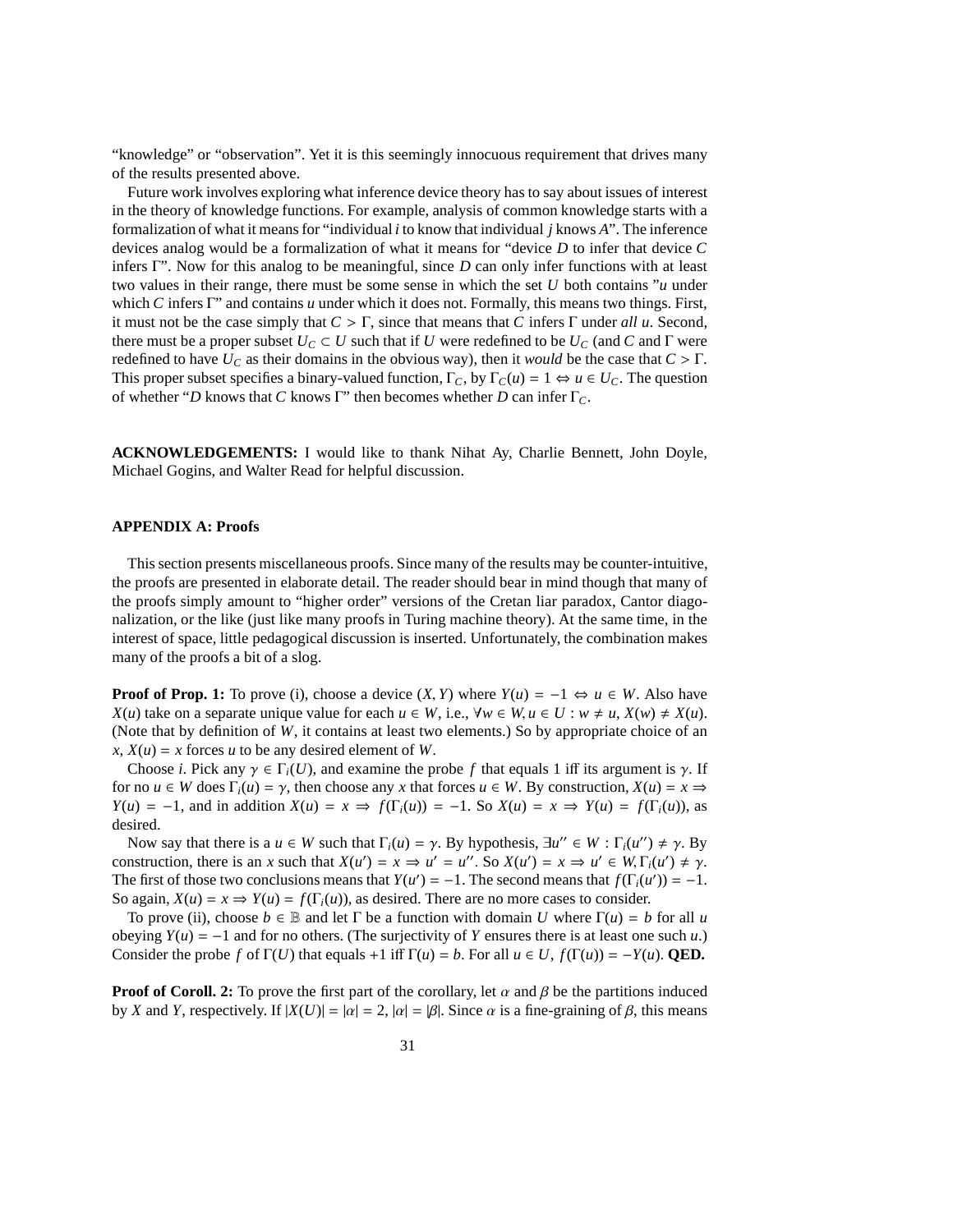"knowledge" or "observation". Yet it is this seemingly innocuous requirement that drives many of the results presented above.

Future work involves exploring what inference device theory has to say about issues of interest in the theory of knowledge functions. For example, analysis of common knowledge starts with a formalization of what it means for "individual $i$ to know that individual $j$ knows $A$". The inference devices analog would be a formalization of what it means for "device $D$ to infer that device $C$ infers $\Gamma$". Now for this analog to be meaningful, since $D$ can only infer functions with at least two values in their range, there must be some sense in which the set $U$ both contains "$u$ under which $C$ infers $\Gamma$" and contains $u$ under which it does not. Formally, this means two things. First, it must not be the case simply that $C > \Gamma$, since that means that $C$ infers $\Gamma$ under *all* $u$. Second, there must be a proper subset $U_C \subset U$ such that if $U$ were redefined to be $U_C$ (and $C$ and $\Gamma$ were redefined to have $U_C$ as their domains in the obvious way), then it *would* be the case that $C > \Gamma$. This proper subset specifies a binary-valued function, $\Gamma_C$, by $\Gamma_C(u) = 1 \Leftrightarrow u \in U_C$. The question of whether "$D$ knows that $C$ knows $\Gamma$" then becomes whether $D$ can infer $\Gamma_C$.

**ACKNOWLEDGEMENTS:** I would like to thank Nihat Ay, Charlie Bennett, John Doyle, Michael Gogins, and Walter Read for helpful discussion.

## APPENDIX A: Proofs

This section presents miscellaneous proofs. Since many of the results may be counter-intuitive, the proofs are presented in elaborate detail. The reader should bear in mind though that many of the proofs simply amount to "higher order" versions of the Cretan liar paradox, Cantor diagonalization, or the like (just like many proofs in Turing machine theory). At the same time, in the interest of space, little pedagogical discussion is inserted. Unfortunately, the combination makes many of the proofs a bit of a slog.

**Proof of Prop. 1:** To prove (i), choose a device $(X, Y)$ where $Y(u) = -1 \Leftrightarrow u \in W$. Also have $X(u)$ take on a separate unique value for each $u \in W$, i.e., $\forall w \in W, u \in U : w \neq u, X(w) \neq X(u)$. (Note that by definition of $W$, it contains at least two elements.) So by appropriate choice of an $x$, $X(u) = x$ forces $u$ to be any desired element of $W$.

Choose $i$. Pick any $\gamma \in \Gamma_i(U)$, and examine the probe $f$ that equals 1 iff its argument is $\gamma$. If for no $u \in W$ does $\Gamma_i(u) = \gamma$, then choose any $x$ that forces $u \in W$. By construction, $X(u) = x \Rightarrow Y(u) = -1$, and in addition $X(u) = x \Rightarrow f(\Gamma_i(u)) = -1$. So $X(u) = x \Rightarrow Y(u) = f(\Gamma_i(u))$, as desired.

Now say that there is a $u \in W$ such that $\Gamma_i(u) = \gamma$. By hypothesis, $\exists u'' \in W : \Gamma_i(u'') \neq \gamma$. By construction, there is an $x$ such that $X(u') = x \Rightarrow u' = u''$. So $X(u') = x \Rightarrow u' \in W, \Gamma_i(u') \neq \gamma$. The first of those two conclusions means that $Y(u') = -1$. The second means that $f(\Gamma_i(u')) = -1$. So again, $X(u) = x \Rightarrow Y(u) = f(\Gamma_i(u))$, as desired. There are no more cases to consider.

To prove (ii), choose $b \in \mathbb{B}$ and let $\Gamma$ be a function with domain $U$ where $\Gamma(u) = b$ for all $u$ obeying $Y(u) = -1$ and for no others. (The surjectivity of $Y$ ensures there is at least one such $u$.) Consider the probe $f$ of $\Gamma(U)$ that equals $+1$ iff $\Gamma(u) = b$. For all $u \in U$, $f(\Gamma(u)) = -Y(u)$. **QED.**

**Proof of Coroll. 2:** To prove the first part of the corollary, let $\alpha$ and $\beta$ be the partitions induced by $X$ and $Y$, respectively. If $|X(U)| = |\alpha| = 2$, $|\alpha| = |\beta|$. Since $\alpha$ is a fine-graining of $\beta$, this means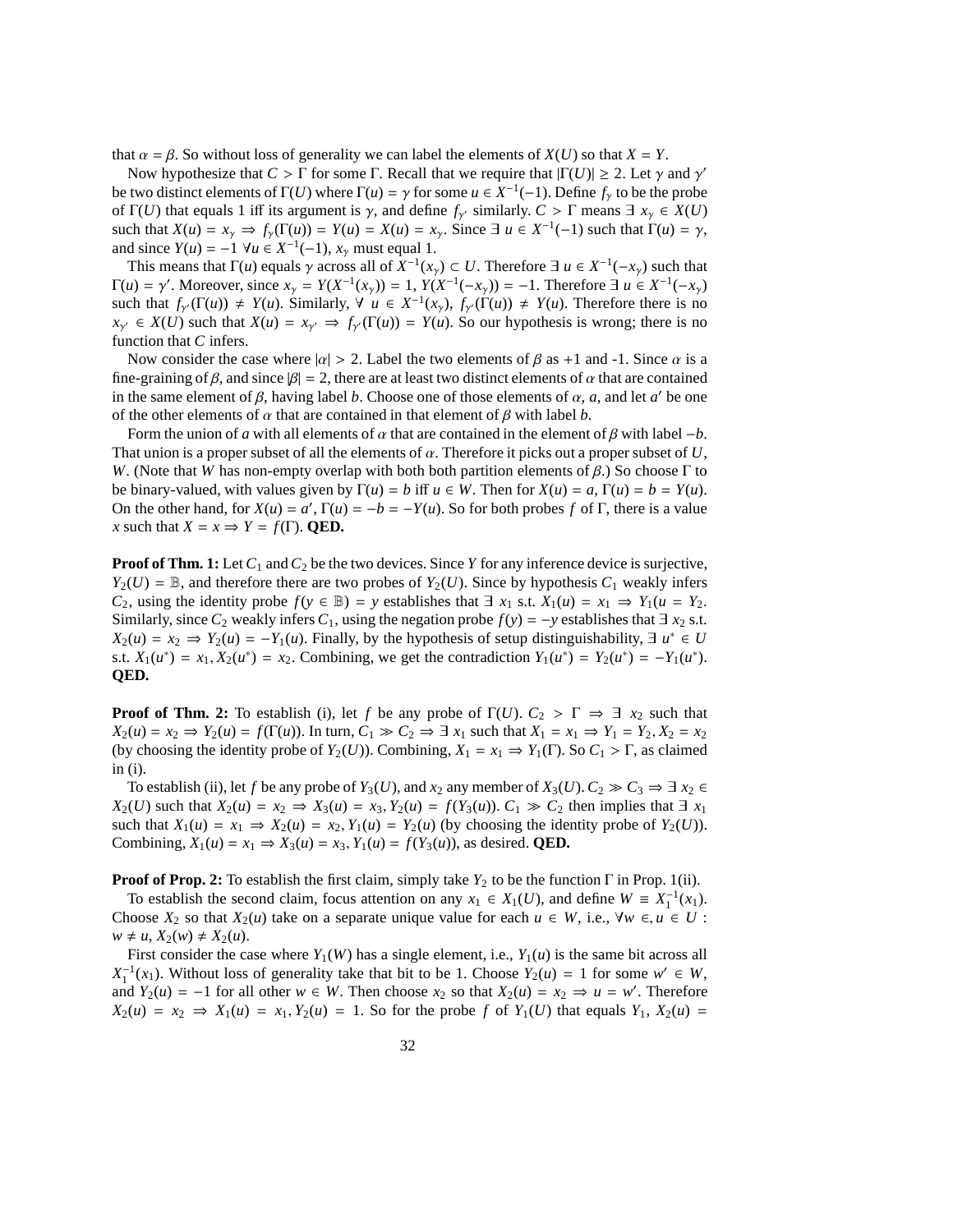that $\alpha = \beta$. So without loss of generality we can label the elements of $X(U)$ so that $X = Y$.

Now hypothesize that $C > \Gamma$ for some $\Gamma$. Recall that we require that $|\Gamma(U)| \geq 2$. Let $\gamma$ and $\gamma'$ be two distinct elements of $\Gamma(U)$ where $\Gamma(u) = \gamma$ for some $u \in X^{-1}(-1)$. Define $f_\gamma$ to be the probe of $\Gamma(U)$ that equals 1 iff its argument is $\gamma$, and define $f_{\gamma'}$ similarly. $C > \Gamma$ means $\exists\ x_\gamma \in X(U)$ such that $X(u) = x_\gamma \Rightarrow f_\gamma(\Gamma(u)) = Y(u) = X(u) = x_\gamma$. Since $\exists\ u \in X^{-1}(-1)$ such that $\Gamma(u) = \gamma$, and since $Y(u) = -1\ \forall u \in X^{-1}(-1)$, $x_\gamma$ must equal 1.

This means that $\Gamma(u)$ equals $\gamma$ across all of $X^{-1}(x_\gamma) \subset U$. Therefore $\exists\ u \in X^{-1}(-x_\gamma)$ such that $\Gamma(u) = \gamma'$. Moreover, since $x_\gamma = Y(X^{-1}(x_\gamma)) = 1$, $Y(X^{-1}(-x_\gamma)) = -1$. Therefore $\exists\ u \in X^{-1}(-x_\gamma)$ such that $f_{\gamma'}(\Gamma(u)) \neq Y(u)$. Similarly, $\forall\ u \in X^{-1}(x_\gamma)$, $f_{\gamma'}(\Gamma(u)) \neq Y(u)$. Therefore there is no $x_{\gamma'} \in X(U)$ such that $X(u) = x_{\gamma'} \Rightarrow f_{\gamma'}(\Gamma(u)) = Y(u)$. So our hypothesis is wrong; there is no function that $C$ infers.

Now consider the case where $|\alpha| > 2$. Label the two elements of $\beta$ as +1 and -1. Since $\alpha$ is a fine-graining of $\beta$, and since $|\beta| = 2$, there are at least two distinct elements of $\alpha$ that are contained in the same element of $\beta$, having label $b$. Choose one of those elements of $\alpha$, $a$, and let $a'$ be one of the other elements of $\alpha$ that are contained in that element of $\beta$ with label $b$.

Form the union of $a$ with all elements of $\alpha$ that are contained in the element of $\beta$ with label $-b$. That union is a proper subset of all the elements of $\alpha$. Therefore it picks out a proper subset of $U$, $W$. (Note that $W$ has non-empty overlap with both both partition elements of $\beta$.) So choose $\Gamma$ to be binary-valued, with values given by $\Gamma(u) = b$ iff $u \in W$. Then for $X(u) = a$, $\Gamma(u) = b = Y(u)$. On the other hand, for $X(u) = a'$, $\Gamma(u) = -b = -Y(u)$. So for both probes $f$ of $\Gamma$, there is a value $x$ such that $X = x \Rightarrow Y = f(\Gamma)$. **QED.**

**Proof of Thm. 1:** Let $C_1$ and $C_2$ be the two devices. Since $Y$ for any inference device is surjective, $Y_2(U) = \mathbb{B}$, and therefore there are two probes of $Y_2(U)$. Since by hypothesis $C_1$ weakly infers $C_2$, using the identity probe $f(y \in \mathbb{B}) = y$ establishes that $\exists\ x_1$ s.t. $X_1(u) = x_1 \Rightarrow Y_1(u = Y_2$. Similarly, since $C_2$ weakly infers $C_1$, using the negation probe $f(y) = -y$ establishes that $\exists\ x_2$ s.t. $X_2(u) = x_2 \Rightarrow Y_2(u) = -Y_1(u)$. Finally, by the hypothesis of setup distinguishability, $\exists\ u^* \in U$ s.t. $X_1(u^*) = x_1, X_2(u^*) = x_2$. Combining, we get the contradiction $Y_1(u^*) = Y_2(u^*) = -Y_1(u^*)$. **QED.**

**Proof of Thm. 2:** To establish (i), let $f$ be any probe of $\Gamma(U)$. $C_2 > \Gamma \Rightarrow \exists\ x_2$ such that $X_2(u) = x_2 \Rightarrow Y_2(u) = f(\Gamma(u))$. In turn, $C_1 \gg C_2 \Rightarrow \exists\ x_1$ such that $X_1 = x_1 \Rightarrow Y_1 = Y_2, X_2 = x_2$ (by choosing the identity probe of $Y_2(U)$). Combining, $X_1 = x_1 \Rightarrow Y_1(\Gamma)$. So $C_1 > \Gamma$, as claimed in (i).

To establish (ii), let $f$ be any probe of $Y_3(U)$, and $x_2$ any member of $X_3(U)$. $C_2 \gg C_3 \Rightarrow \exists\ x_2 \in X_2(U)$ such that $X_2(u) = x_2 \Rightarrow X_3(u) = x_3, Y_2(u) = f(Y_3(u))$. $C_1 \gg C_2$ then implies that $\exists\ x_1$ such that $X_1(u) = x_1 \Rightarrow X_2(u) = x_2, Y_1(u) = Y_2(u)$ (by choosing the identity probe of $Y_2(U)$). Combining, $X_1(u) = x_1 \Rightarrow X_3(u) = x_3, Y_1(u) = f(Y_3(u))$, as desired. **QED.**

**Proof of Prop. 2:** To establish the first claim, simply take $Y_2$ to be the function $\Gamma$ in Prop. 1(ii).

To establish the second claim, focus attention on any $x_1 \in X_1(U)$, and define $W \equiv X_1^{-1}(x_1)$. Choose $X_2$ so that $X_2(u)$ take on a separate unique value for each $u \in W$, i.e., $\forall w \in, u \in U$ : $w \neq u, X_2(w) \neq X_2(u)$.

First consider the case where $Y_1(W)$ has a single element, i.e., $Y_1(u)$ is the same bit across all $X_1^{-1}(x_1)$. Without loss of generality take that bit to be 1. Choose $Y_2(u) = 1$ for some $w' \in W$, and $Y_2(u) = -1$ for all other $w \in W$. Then choose $x_2$ so that $X_2(u) = x_2 \Rightarrow u = w'$. Therefore $X_2(u) = x_2 \Rightarrow X_1(u) = x_1, Y_2(u) = 1$. So for the probe $f$ of $Y_1(U)$ that equals $Y_1$, $X_2(u) =$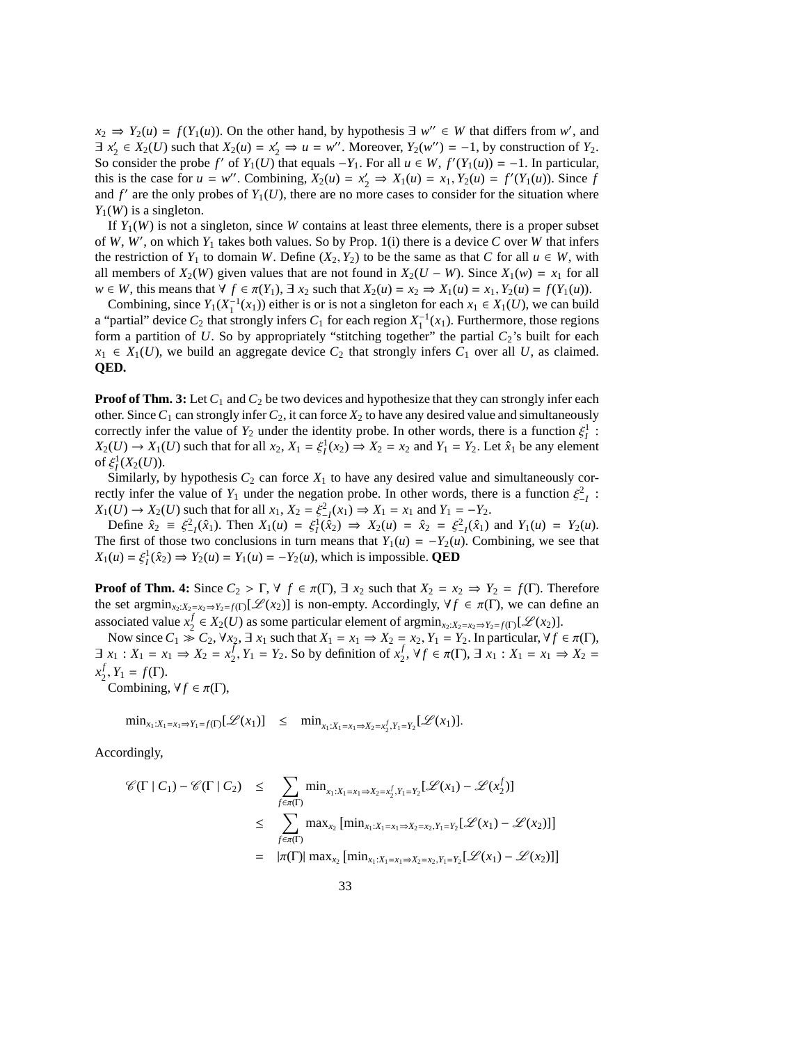$x_2 \Rightarrow Y_2(u) = f(Y_1(u))$. On the other hand, by hypothesis $\exists\ w'' \in W$ that differs from $w'$, and $\exists\ x_2' \in X_2(U)$ such that $X_2(u) = x_2' \Rightarrow u = w''$. Moreover, $Y_2(w'') = -1$, by construction of $Y_2$. So consider the probe $f'$ of $Y_1(U)$ that equals $-Y_1$. For all $u \in W$, $f'(Y_1(u)) = -1$. In particular, this is the case for $u = w''$. Combining, $X_2(u) = x_2' \Rightarrow X_1(u) = x_1, Y_2(u) = f'(Y_1(u))$. Since $f$ and $f'$ are the only probes of $Y_1(U)$, there are no more cases to consider for the situation where $Y_1(W)$ is a singleton.

If $Y_1(W)$ is not a singleton, since $W$ contains at least three elements, there is a proper subset of $W$, $W'$, on which $Y_1$ takes both values. So by Prop. 1(i) there is a device $C$ over $W$ that infers the restriction of $Y_1$ to domain $W$. Define $(X_2, Y_2)$ to be the same as that $C$ for all $u \in W$, with all members of $X_2(W)$ given values that are not found in $X_2(U - W)$. Since $X_1(w) = x_1$ for all $w \in W$, this means that $\forall\ f \in \pi(Y_1)$, $\exists\ x_2$ such that $X_2(u) = x_2 \Rightarrow X_1(u) = x_1, Y_2(u) = f(Y_1(u))$.

Combining, since $Y_1(X_1^{-1}(x_1))$ either is or is not a singleton for each $x_1 \in X_1(U)$, we can build a "partial" device $C_2$ that strongly infers $C_1$ for each region $X_1^{-1}(x_1)$. Furthermore, those regions form a partition of $U$. So by appropriately "stitching together" the partial $C_2$'s built for each $x_1 \in X_1(U)$, we build an aggregate device $C_2$ that strongly infers $C_1$ over all $U$, as claimed. **QED.**

**Proof of Thm. 3:** Let $C_1$ and $C_2$ be two devices and hypothesize that they can strongly infer each other. Since $C_1$ can strongly infer $C_2$, it can force $X_2$ to have any desired value and simultaneously correctly infer the value of $Y_2$ under the identity probe. In other words, there is a function $\xi_I^1 : X_2(U) \to X_1(U)$ such that for all $x_2$, $X_1 = \xi_I^1(x_2) \Rightarrow X_2 = x_2$ and $Y_1 = Y_2$. Let $\hat{x}_1$ be any element of $\xi_I^1(X_2(U))$.

Similarly, by hypothesis $C_2$ can force $X_1$ to have any desired value and simultaneously correctly infer the value of $Y_1$ under the negation probe. In other words, there is a function $\xi_{-I}^2 : X_1(U) \to X_2(U)$ such that for all $x_1$, $X_2 = \xi_{-I}^2(x_1) \Rightarrow X_1 = x_1$ and $Y_1 = -Y_2$.

Define $\hat{x}_2 \equiv \xi_{-I}^2(\hat{x}_1)$. Then $X_1(u) = \xi_I^1(\hat{x}_2) \Rightarrow X_2(u) = \hat{x}_2 = \xi_{-I}^2(\hat{x}_1)$ and $Y_1(u) = Y_2(u)$. The first of those two conclusions in turn means that $Y_1(u) = -Y_2(u)$. Combining, we see that $X_1(u) = \xi_I^1(\hat{x}_2) \Rightarrow Y_2(u) = Y_1(u) = -Y_2(u)$, which is impossible. **QED**

**Proof of Thm. 4:** Since $C_2 > \Gamma$, $\forall\ f \in \pi(\Gamma)$, $\exists\ x_2$ such that $X_2 = x_2 \Rightarrow Y_2 = f(\Gamma)$. Therefore the set $\text{argmin}_{x_2 : X_2 = x_2 \Rightarrow Y_2 = f(\Gamma)}[\mathscr{L}(x_2)]$ is non-empty. Accordingly, $\forall f \in \pi(\Gamma)$, we can define an associated value $x_2^f \in X_2(U)$ as some particular element of $\text{argmin}_{x_2 : X_2 = x_2 \Rightarrow Y_2 = f(\Gamma)}[\mathscr{L}(x_2)]$.

Now since $C_1 \gg C_2$, $\forall x_2$, $\exists\ x_1$ such that $X_1 = x_1 \Rightarrow X_2 = x_2, Y_1 = Y_2$. In particular, $\forall f \in \pi(\Gamma)$, $\exists\ x_1 : X_1 = x_1 \Rightarrow X_2 = x_2^f, Y_1 = Y_2$. So by definition of $x_2^f$, $\forall f \in \pi(\Gamma)$, $\exists\ x_1 : X_1 = x_1 \Rightarrow X_2 = x_2^f, Y_1 = f(\Gamma)$.

Combining, $\forall f \in \pi(\Gamma)$,

$$\min_{x_1 : X_1 = x_1 \Rightarrow Y_1 = f(\Gamma)}[\mathscr{L}(x_1)] \quad \leq \quad \min_{x_1 : X_1 = x_1 \Rightarrow X_2 = x_2^f, Y_1 = Y_2}[\mathscr{L}(x_1)].$$

Accordingly,

$$\begin{aligned}
\mathscr{C}(\Gamma \mid C_1) - \mathscr{C}(\Gamma \mid C_2) &\leq \sum_{f \in \pi(\Gamma)} \min_{x_1 : X_1 = x_1 \Rightarrow X_2 = x_2^f, Y_1 = Y_2}[\mathscr{L}(x_1) - \mathscr{L}(x_2^f)] \\
&\leq \sum_{f \in \pi(\Gamma)} \max_{x_2}\, [\min_{x_1 : X_1 = x_1 \Rightarrow X_2 = x_2, Y_1 = Y_2}[\mathscr{L}(x_1) - \mathscr{L}(x_2)]] \\
&= |\pi(\Gamma)|\, \max_{x_2}\, [\min_{x_1 : X_1 = x_1 \Rightarrow X_2 = x_2, Y_1 = Y_2}[\mathscr{L}(x_1) - \mathscr{L}(x_2)]]
\end{aligned}$$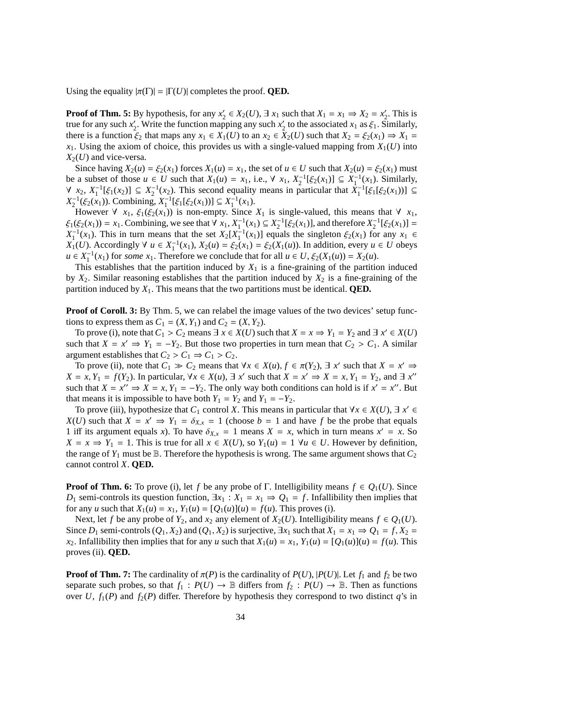Using the equality $|\pi(\Gamma)| = |\Gamma(U)|$ completes the proof. **QED.**

**Proof of Thm. 5:** By hypothesis, for any $x'_2 \in X_2(U)$, $\exists\ x_1$ such that $X_1 = x_1 \Rightarrow X_2 = x'_2$. This is true for any such $x'_2$. Write the function mapping any such $x'_2$ to the associated $x_1$ as $\xi_1$. Similarly, there is a function $\xi_2$ that maps any $x_1 \in X_1(U)$ to an $x_2 \in X_2(U)$ such that $X_2 = \xi_2(x_1) \Rightarrow X_1 = x_1$. Using the axiom of choice, this provides us with a single-valued mapping from $X_1(U)$ into $X_2(U)$ and vice-versa.

Since having $X_2(u) = \xi_2(x_1)$ forces $X_1(u) = x_1$, the set of $u \in U$ such that $X_2(u) = \xi_2(x_1)$ must be a subset of those $u \in U$ such that $X_1(u) = x_1$, i.e., $\forall\ x_1$, $X_2^{-1}[\xi_2(x_1)] \subseteq X_1^{-1}(x_1)$. Similarly, $\forall\ x_2$, $X_1^{-1}[\xi_1(x_2)] \subseteq X_2^{-1}(x_2)$. This second equality means in particular that $X_1^{-1}[\xi_1[\xi_2(x_1)]] \subseteq X_2^{-1}(\xi_2(x_1))$. Combining, $X_1^{-1}[\xi_1[\xi_2(x_1))] \subseteq X_1^{-1}(x_1)$.

However $\forall\ x_1$, $\xi_1(\xi_2(x_1))$ is non-empty. Since $X_1$ is single-valued, this means that $\forall\ x_1$, $\xi_1(\xi_2(x_1)) = x_1$. Combining, we see that $\forall\ x_1$, $X_1^{-1}(x_1) \subseteq X_2^{-1}[\xi_2(x_1)]$, and therefore $X_2^{-1}[\xi_2(x_1)] = X_1^{-1}(x_1)$. This in turn means that the set $X_2[X_1^{-1}(x_1)]$ equals the singleton $\xi_2(x_1)$ for any $x_1 \in X_1(U)$. Accordingly $\forall\ u \in X_1^{-1}(x_1)$, $X_2(u) = \xi_2(x_1) = \xi_2(X_1(u))$. In addition, every $u \in U$ obeys $u \in X_1^{-1}(x_1)$ for *some* $x_1$. Therefore we conclude that for all $u \in U$, $\xi_2(X_1(u)) = X_2(u)$.

This establishes that the partition induced by $X_1$ is a fine-graining of the partition induced by $X_2$. Similar reasoning establishes that the partition induced by $X_2$ is a fine-graining of the partition induced by $X_1$. This means that the two partitions must be identical. **QED.**

**Proof of Coroll. 3:** By Thm. 5, we can relabel the image values of the two devices' setup functions to express them as $C_1 = (X, Y_1)$ and $C_2 = (X, Y_2)$.

To prove (i), note that $C_1 > C_2$ means $\exists\ x \in X(U)$ such that $X = x \Rightarrow Y_1 = Y_2$ and $\exists\ x' \in X(U)$ such that $X = x' \Rightarrow Y_1 = -Y_2$. But those two properties in turn mean that $C_2 > C_1$. A similar argument establishes that $C_2 > C_1 \Rightarrow C_1 > C_2$.

To prove (ii), note that $C_1 \gg C_2$ means that $\forall x \in X(u)$, $f \in \pi(Y_2)$, $\exists\ x'$ such that $X = x' \Rightarrow X = x, Y_1 = f(Y_2)$. In particular, $\forall x \in X(u)$, $\exists\ x'$ such that $X = x' \Rightarrow X = x, Y_1 = Y_2$, and $\exists\ x''$ such that $X = x'' \Rightarrow X = x, Y_1 = -Y_2$. The only way both conditions can hold is if $x' = x''$. But that means it is impossible to have both $Y_1 = Y_2$ and $Y_1 = -Y_2$.

To prove (iii), hypothesize that $C_1$ control $X$. This means in particular that $\forall x \in X(U)$, $\exists\ x' \in X(U)$ such that $X = x' \Rightarrow Y_1 = \delta_{X,x} = 1$ (choose $b = 1$ and have $f$ be the probe that equals 1 iff its argument equals $x$). To have $\delta_{X,x} = 1$ means $X = x$, which in turn means $x' = x$. So $X = x \Rightarrow Y_1 = 1$. This is true for all $x \in X(U)$, so $Y_1(u) = 1\ \forall u \in U$. However by definition, the range of $Y_1$ must be $\mathbb{B}$. Therefore the hypothesis is wrong. The same argument shows that $C_2$ cannot control $X$. **QED.**

**Proof of Thm. 6:** To prove (i), let $f$ be any probe of $\Gamma$. Intelligibility means $f \in Q_1(U)$. Since $D_1$ semi-controls its question function, $\exists x_1 : X_1 = x_1 \Rightarrow Q_1 = f$. Infallibility then implies that for any $u$ such that $X_1(u) = x_1$, $Y_1(u) = [Q_1(u)](u) = f(u)$. This proves (i).

Next, let $f$ be any probe of $Y_2$, and $x_2$ any element of $X_2(U)$. Intelligibility means $f \in Q_1(U)$. Since $D_1$ semi-controls $(Q_1, X_2)$ and $(Q_1, X_2)$ is surjective, $\exists x_1$ such that $X_1 = x_1 \Rightarrow Q_1 = f, X_2 = x_2$. Infallibility then implies that for any $u$ such that $X_1(u) = x_1$, $Y_1(u) = [Q_1(u)](u) = f(u)$. This proves (ii). **QED.**

**Proof of Thm. 7:** The cardinality of $\pi(P)$ is the cardinality of $P(U)$, $|P(U)|$. Let $f_1$ and $f_2$ be two separate such probes, so that $f_1 : P(U) \to \mathbb{B}$ differs from $f_2 : P(U) \to \mathbb{B}$. Then as functions over $U$, $f_1(P)$ and $f_2(P)$ differ. Therefore by hypothesis they correspond to two distinct $q$'s in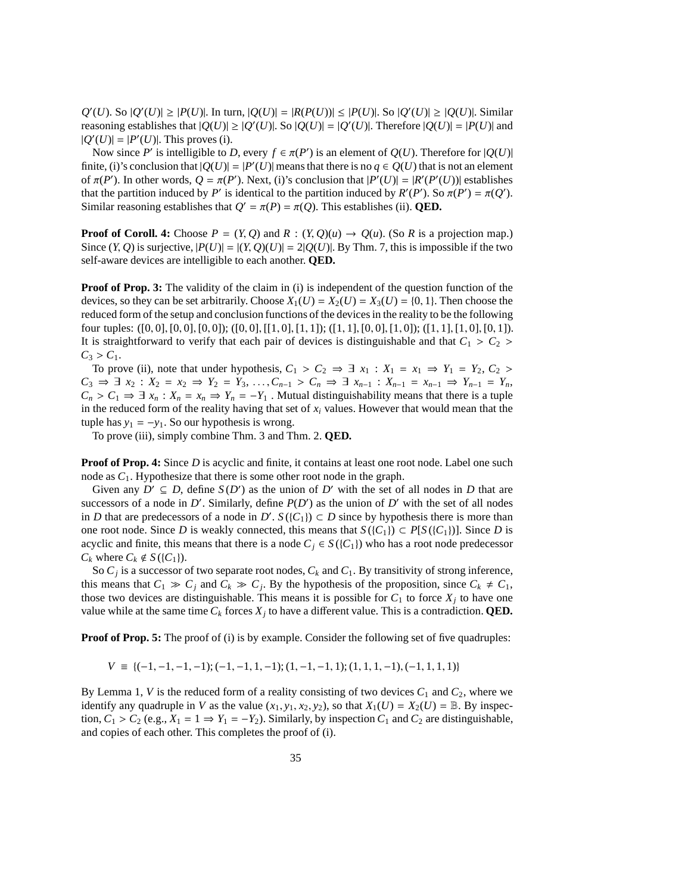$Q'(U)$. So $|Q'(U)| \geq |P(U)|$. In turn, $|Q(U)| = |R(P(U))| \leq |P(U)|$. So $|Q'(U)| \geq |Q(U)|$. Similar reasoning establishes that $|Q(U)| \geq |Q'(U)|$. So $|Q(U)| = |Q'(U)|$. Therefore $|Q(U)| = |P(U)|$ and $|Q'(U)| = |P'(U)|$. This proves (i).

Now since $P'$ is intelligible to $D$, every $f \in \pi(P')$ is an element of $Q(U)$. Therefore for $|Q(U)|$ finite, (i)'s conclusion that $|Q(U)| = |P'(U)|$ means that there is no $q \in Q(U)$ that is not an element of $\pi(P')$. In other words, $Q = \pi(P')$. Next, (i)'s conclusion that $|P'(U)| = |R'(P'(U))|$ establishes that the partition induced by $P'$ is identical to the partition induced by $R'(P')$. So $\pi(P') = \pi(Q')$. Similar reasoning establishes that $Q' = \pi(P) = \pi(Q)$. This establishes (ii). **QED.**

**Proof of Coroll. 4:** Choose $P = (Y, Q)$ and $R : (Y, Q)(u) \rightarrow Q(u)$. (So $R$ is a projection map.) Since $(Y, Q)$ is surjective, $|P(U)| = |(Y, Q)(U)| = 2|Q(U)|$. By Thm. 7, this is impossible if the two self-aware devices are intelligible to each another. **QED.**

**Proof of Prop. 3:** The validity of the claim in (i) is independent of the question function of the devices, so they can be set arbitrarily. Choose $X_1(U) = X_2(U) = X_3(U) = \{0, 1\}$. Then choose the reduced form of the setup and conclusion functions of the devices in the reality to be the following four tuples: $([0, 0], [0, 0], [0, 0])$; $([0, 0], [[1, 0], [1, 1])$; $([1, 1], [0, 0], [1, 0])$; $([1, 1], [1, 0], [0, 1])$. It is straightforward to verify that each pair of devices is distinguishable and that $C_1 > C_2 > C_3 > C_1$.

To prove (ii), note that under hypothesis, $C_1 > C_2 \Rightarrow \exists\ x_1 : X_1 = x_1 \Rightarrow Y_1 = Y_2$, $C_2 > C_3 \Rightarrow \exists\ x_2 : X_2 = x_2 \Rightarrow Y_2 = Y_3, \ldots, C_{n-1} > C_n \Rightarrow \exists\ x_{n-1} : X_{n-1} = x_{n-1} \Rightarrow Y_{n-1} = Y_n$, $C_n > C_1 \Rightarrow \exists\ x_n : X_n = x_n \Rightarrow Y_n = -Y_1$ . Mutual distinguishability means that there is a tuple in the reduced form of the reality having that set of $x_i$ values. However that would mean that the tuple has $y_1 = -y_1$. So our hypothesis is wrong.

To prove (iii), simply combine Thm. 3 and Thm. 2. **QED.**

**Proof of Prop. 4:** Since $D$ is acyclic and finite, it contains at least one root node. Label one such node as $C_1$. Hypothesize that there is some other root node in the graph.

Given any $D' \subseteq D$, define $S(D')$ as the union of $D'$ with the set of all nodes in $D$ that are successors of a node in $D'$. Similarly, define $P(D')$ as the union of $D'$ with the set of all nodes in $D$ that are predecessors of a node in $D'$. $S(\{C_1\}) \subset D$ since by hypothesis there is more than one root node. Since $D$ is weakly connected, this means that $S(\{C_1\}) \subset P[S(\{C_1\})]$. Since $D$ is acyclic and finite, this means that there is a node $C_j \in S(\{C_1\})$ who has a root node predecessor $C_k$ where $C_k \notin S(\{C_1\})$.

So $C_j$ is a successor of two separate root nodes, $C_k$ and $C_1$. By transitivity of strong inference, this means that $C_1 \gg C_j$ and $C_k \gg C_j$. By the hypothesis of the proposition, since $C_k \neq C_1$, those two devices are distinguishable. This means it is possible for $C_1$ to force $X_j$ to have one value while at the same time $C_k$ forces $X_j$ to have a different value. This is a contradiction. **QED.**

**Proof of Prop. 5:** The proof of (i) is by example. Consider the following set of five quadruples:

$$V \ \equiv\ \{(-1, -1, -1, -1); (-1, -1, 1, -1); (1, -1, -1, 1); (1, 1, 1, -1), (-1, 1, 1, 1)\}$$

By Lemma 1, $V$ is the reduced form of a reality consisting of two devices $C_1$ and $C_2$, where we identify any quadruple in $V$ as the value $(x_1, y_1, x_2, y_2)$, so that $X_1(U) = X_2(U) = \mathbb{B}$. By inspection, $C_1 > C_2$ (e.g., $X_1 = 1 \Rightarrow Y_1 = -Y_2$). Similarly, by inspection $C_1$ and $C_2$ are distinguishable, and copies of each other. This completes the proof of (i).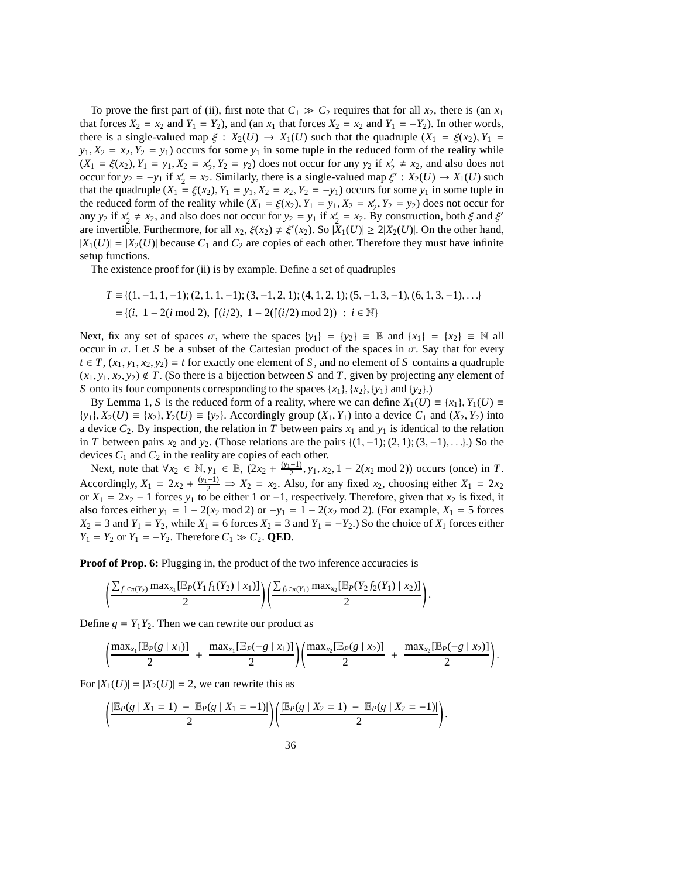To prove the first part of (ii), first note that $C_1 \gg C_2$ requires that for all $x_2$, there is (an $x_1$ that forces $X_2 = x_2$ and $Y_1 = Y_2$), and (an $x_1$ that forces $X_2 = x_2$ and $Y_1 = -Y_2$). In other words, there is a single-valued map $\xi : X_2(U) \to X_1(U)$ such that the quadruple $(X_1 = \xi(x_2), Y_1 = y_1, X_2 = x_2, Y_2 = y_1)$ occurs for some $y_1$ in some tuple in the reduced form of the reality while $(X_1 = \xi(x_2), Y_1 = y_1, X_2 = x_2', Y_2 = y_2)$ does not occur for any $y_2$ if $x_2' \neq x_2$, and also does not occur for $y_2 = -y_1$ if $x_2' = x_2$. Similarly, there is a single-valued map $\xi' : X_2(U) \to X_1(U)$ such that the quadruple $(X_1 = \xi(x_2), Y_1 = y_1, X_2 = x_2, Y_2 = -y_1)$ occurs for some $y_1$ in some tuple in the reduced form of the reality while $(X_1 = \xi(x_2), Y_1 = y_1, X_2 = x_2', Y_2 = y_2)$ does not occur for any $y_2$ if $x_2' \neq x_2$, and also does not occur for $y_2 = y_1$ if $x_2' = x_2$. By construction, both $\xi$ and $\xi'$ are invertible. Furthermore, for all $x_2$, $\xi(x_2) \neq \xi'(x_2)$. So $|X_1(U)| \geq 2|X_2(U)|$. On the other hand, $|X_1(U)| = |X_2(U)|$ because $C_1$ and $C_2$ are copies of each other. Therefore they must have infinite setup functions.

The existence proof for (ii) is by example. Define a set of quadruples

$$
\begin{aligned}
T &\equiv \{(1, -1, 1, -1); (2, 1, 1, -1); (3, -1, 2, 1); (4, 1, 2, 1); (5, -1, 3, -1), (6, 1, 3, -1), \ldots\} \\
&= \{(i,\ 1 - 2(i \bmod 2),\ \lceil (i/2),\ 1 - 2(\lceil (i/2) \bmod 2))\ :\ i \in \mathbb{N}\}
\end{aligned}
$$

Next, fix any set of spaces $\sigma$, where the spaces $\{y_1\} = \{y_2\} \equiv \mathbb{B}$ and $\{x_1\} = \{x_2\} \equiv \mathbb{N}$ all occur in $\sigma$. Let $S$ be a subset of the Cartesian product of the spaces in $\sigma$. Say that for every $t \in T$, $(x_1, y_1, x_2, y_2) = t$ for exactly one element of $S$, and no element of $S$ contains a quadruple $(x_1, y_1, x_2, y_2) \notin T$. (So there is a bijection between $S$ and $T$, given by projecting any element of $S$ onto its four components corresponding to the spaces $\{x_1\}, \{x_2\}, \{y_1\}$ and $\{y_2\}$.)

By Lemma 1, $S$ is the reduced form of a reality, where we can define $X_1(U) \equiv \{x_1\}, Y_1(U) \equiv \{y_1\}, X_2(U) \equiv \{x_2\}, Y_2(U) \equiv \{y_2\}$. Accordingly group $(X_1, Y_1)$ into a device $C_1$ and $(X_2, Y_2)$ into a device $C_2$. By inspection, the relation in $T$ between pairs $x_1$ and $y_1$ is identical to the relation in $T$ between pairs $x_2$ and $y_2$. (Those relations are the pairs $\{(1, -1); (2, 1); (3, -1), \ldots\}$.) So the devices $C_1$ and $C_2$ in the reality are copies of each other.

Next, note that $\forall x_2 \in \mathbb{N}, y_1 \in \mathbb{B}$, $(2x_2 + \frac{(y_1 - 1)}{2}, y_1, x_2, 1 - 2(x_2 \bmod 2))$ occurs (once) in $T$. Accordingly, $X_1 = 2x_2 + \frac{(y_1-1)}{2} \Rightarrow X_2 = x_2$. Also, for any fixed $x_2$, choosing either $X_1 = 2x_2$ or $X_1 = 2x_2 - 1$ forces $y_1$ to be either 1 or $-1$, respectively. Therefore, given that $x_2$ is fixed, it also forces either $y_1 = 1 - 2(x_2 \bmod 2)$ or $-y_1 = 1 - 2(x_2 \bmod 2)$. (For example, $X_1 = 5$ forces $X_2 = 3$ and $Y_1 = Y_2$, while $X_1 = 6$ forces $X_2 = 3$ and $Y_1 = -Y_2$.) So the choice of $X_1$ forces either $Y_1 = Y_2$ or $Y_1 = -Y_2$. Therefore $C_1 \gg C_2$. **QED**.

**Proof of Prop. 6:** Plugging in, the product of the two inference accuracies is

$$
\left( \frac{\sum_{f_1 \in \pi(Y_2)} \max_{x_1} [\mathbb{E}_P(Y_1 f_1(Y_2) \mid x_1)]}{2} \right) \left( \frac{\sum_{f_2 \in \pi(Y_1)} \max_{x_2} [\mathbb{E}_P(Y_2 f_2(Y_1) \mid x_2)]}{2} \right).
$$

Define $g \equiv Y_1 Y_2$. Then we can rewrite our product as

$$
\left( \frac{\max_{x_1} [\mathbb{E}_P(g \mid x_1)]}{2} + \frac{\max_{x_1} [\mathbb{E}_P(-g \mid x_1)]}{2} \right) \left( \frac{\max_{x_2} [\mathbb{E}_P(g \mid x_2)]}{2} + \frac{\max_{x_2} [\mathbb{E}_P(-g \mid x_2)]}{2} \right).
$$

For $|X_1(U)| = |X_2(U)| = 2$, we can rewrite this as

$$
\left( \frac{|\mathbb{E}_P(g \mid X_1 = 1) - \mathbb{E}_P(g \mid X_1 = -1)|}{2} \right) \left( \frac{|\mathbb{E}_P(g \mid X_2 = 1) - \mathbb{E}_P(g \mid X_2 = -1)|}{2} \right).
$$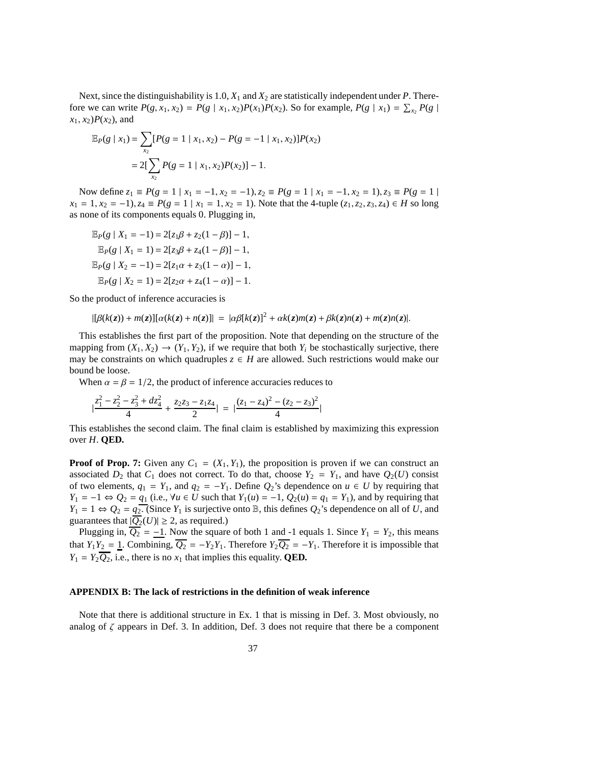Next, since the distinguishability is 1.0, $X_1$ and $X_2$ are statistically independent under $P$. Therefore we can write $P(g, x_1, x_2) = P(g \mid x_1, x_2)P(x_1)P(x_2)$. So for example, $P(g \mid x_1) = \sum_{x_2} P(g \mid x_1, x_2)P(x_2)$, and

$$
\begin{aligned}
\mathbb{E}_P(g \mid x_1) &= \sum_{x_2} [P(g = 1 \mid x_1, x_2) - P(g = -1 \mid x_1, x_2)]P(x_2) \\
&= 2[\sum_{x_2} P(g = 1 \mid x_1, x_2)P(x_2)] - 1.
\end{aligned}
$$

Now define $z_1 \equiv P(g = 1 \mid x_1 = -1, x_2 = -1), z_2 \equiv P(g = 1 \mid x_1 = -1, x_2 = 1), z_3 \equiv P(g = 1 \mid x_1 = 1, x_2 = -1), z_4 \equiv P(g = 1 \mid x_1 = 1, x_2 = 1)$. Note that the 4-tuple $(z_1, z_2, z_3, z_4) \in H$ so long as none of its components equals 0. Plugging in,

$$
\begin{aligned}
\mathbb{E}_P(g \mid X_1 = -1) &= 2[z_1\beta + z_2(1 - \beta)] - 1, \\
\mathbb{E}_P(g \mid X_1 = 1) &= 2[z_3\beta + z_4(1 - \beta)] - 1, \\
\mathbb{E}_P(g \mid X_2 = -1) &= 2[z_1\alpha + z_3(1 - \alpha)] - 1, \\
\mathbb{E}_P(g \mid X_2 = 1) &= 2[z_2\alpha + z_4(1 - \alpha)] - 1.
\end{aligned}
$$

So the product of inference accuracies is

$$
|[\beta(k(\boldsymbol{z})) + m(\boldsymbol{z})][\alpha(k(\boldsymbol{z}) + n(\boldsymbol{z})]| \;=\; |\alpha\beta[k(\boldsymbol{z})]^2 + \alpha k(\boldsymbol{z})m(\boldsymbol{z}) + \beta k(\boldsymbol{z})n(\boldsymbol{z}) + m(\boldsymbol{z})n(\boldsymbol{z})|.
$$

This establishes the first part of the proposition. Note that depending on the structure of the mapping from $(X_1, X_2) \to (Y_1, Y_2)$, if we require that both $Y_i$ be stochastically surjective, there may be constraints on which quadruples $z \in H$ are allowed. Such restrictions would make our bound be loose.

When $\alpha = \beta = 1/2$, the product of inference accuracies reduces to

$$
|\frac{z_1^2 - z_2^2 - z_3^2 + dz_4^2}{4} + \frac{z_2 z_3 - z_1 z_4}{2}| \;=\; |\frac{(z_1 - z_4)^2 - (z_2 - z_3)^2}{4}|
$$

This establishes the second claim. The final claim is established by maximizing this expression over $H$. **QED.**

**Proof of Prop. 7:** Given any $C_1 = (X_1, Y_1)$, the proposition is proven if we can construct an associated $D_2$ that $C_1$ does not correct. To do that, choose $Y_2 = Y_1$, and have $Q_2(U)$ consist of two elements, $q_1 = Y_1$, and $q_2 = -Y_1$. Define $Q_2$'s dependence on $u \in U$ by requiring that $Y_1 = -1 \Leftrightarrow Q_2 = \underline{q_1}$ (i.e., $\forall u \in U$ such that $Y_1(u) = -1$, $Q_2(u) = q_1 = Y_1$), and by requiring that $Y_1 = 1 \Leftrightarrow Q_2 = \underline{q_2}$. (Since $Y_1$ is surjective onto $\mathbb{B}$, this defines $Q_2$'s dependence on all of $U$, and guarantees that $|\overline{Q_2}(U)| \geq 2$, as required.)

Plugging in, $\overline{Q_2} = \underline{-1}$. Now the square of both 1 and -1 equals 1. Since $Y_1 = Y_2$, this means that $Y_1 Y_2 = \underline{1}$. Combining, $\overline{Q_2} = -Y_2 Y_1$. Therefore $Y_2\overline{Q_2} = -Y_1$. Therefore it is impossible that $Y_1 = Y_2\overline{Q_2}$, i.e., there is no $x_1$ that implies this equality. **QED.**

## APPENDIX B: The lack of restrictions in the definition of weak inference

Note that there is additional structure in Ex. 1 that is missing in Def. 3. Most obviously, no analog of $\zeta$ appears in Def. 3. In addition, Def. 3 does not require that there be a component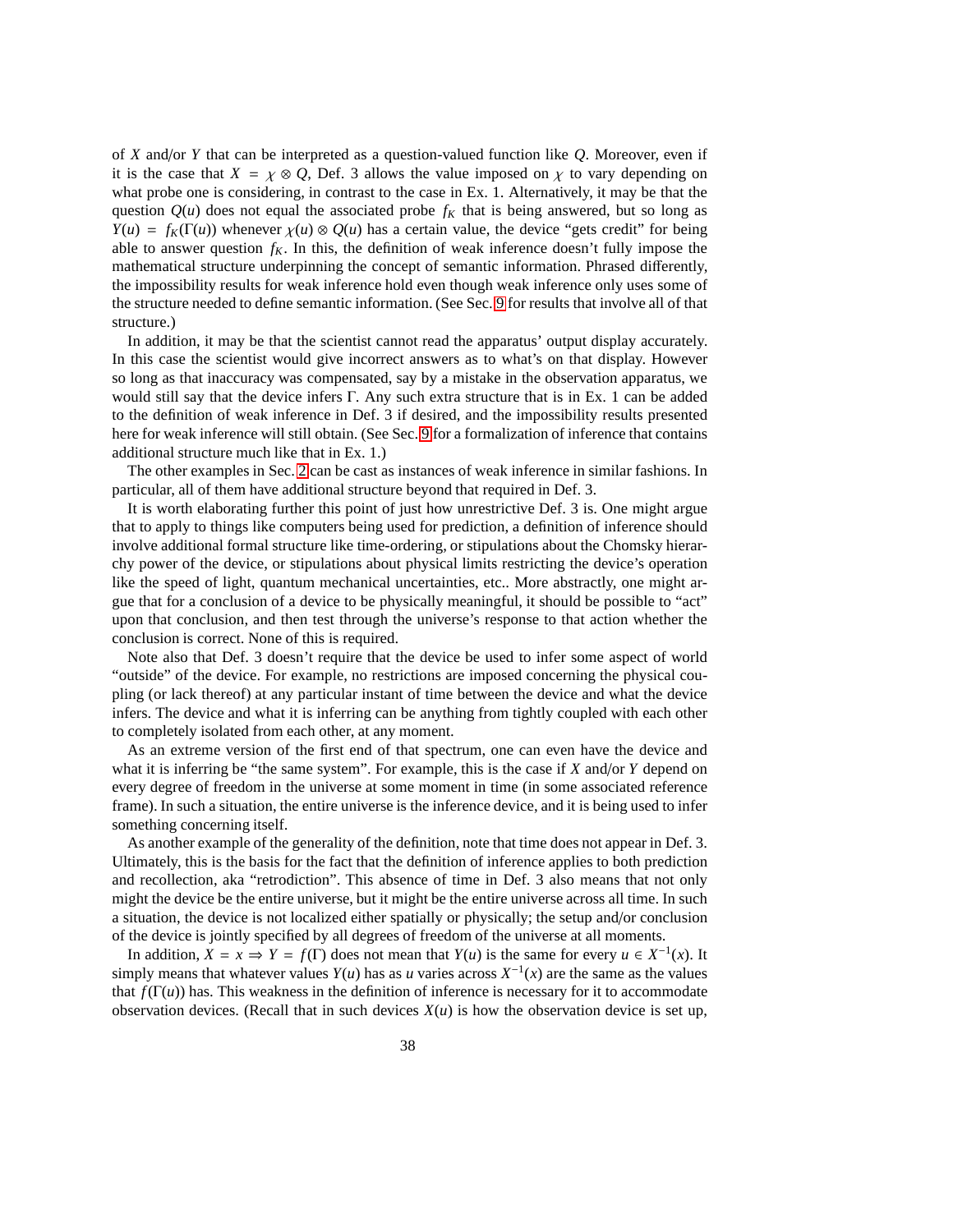of $X$ and/or $Y$ that can be interpreted as a question-valued function like $Q$. Moreover, even if it is the case that $X = \chi \otimes Q$, Def. 3 allows the value imposed on $\chi$ to vary depending on what probe one is considering, in contrast to the case in Ex. 1. Alternatively, it may be that the question $Q(u)$ does not equal the associated probe $f_K$ that is being answered, but so long as $Y(u) = f_K(\Gamma(u))$ whenever $\chi(u) \otimes Q(u)$ has a certain value, the device "gets credit" for being able to answer question $f_K$. In this, the definition of weak inference doesn't fully impose the mathematical structure underpinning the concept of semantic information. Phrased differently, the impossibility results for weak inference hold even though weak inference only uses some of the structure needed to define semantic information. (See Sec. 9 for results that involve all of that structure.)

In addition, it may be that the scientist cannot read the apparatus' output display accurately. In this case the scientist would give incorrect answers as to what's on that display. However so long as that inaccuracy was compensated, say by a mistake in the observation apparatus, we would still say that the device infers $\Gamma$. Any such extra structure that is in Ex. 1 can be added to the definition of weak inference in Def. 3 if desired, and the impossibility results presented here for weak inference will still obtain. (See Sec. 9 for a formalization of inference that contains additional structure much like that in Ex. 1.)

The other examples in Sec. 2 can be cast as instances of weak inference in similar fashions. In particular, all of them have additional structure beyond that required in Def. 3.

It is worth elaborating further this point of just how unrestrictive Def. 3 is. One might argue that to apply to things like computers being used for prediction, a definition of inference should involve additional formal structure like time-ordering, or stipulations about the Chomsky hierarchy power of the device, or stipulations about physical limits restricting the device's operation like the speed of light, quantum mechanical uncertainties, etc.. More abstractly, one might argue that for a conclusion of a device to be physically meaningful, it should be possible to "act" upon that conclusion, and then test through the universe's response to that action whether the conclusion is correct. None of this is required.

Note also that Def. 3 doesn't require that the device be used to infer some aspect of world "outside" of the device. For example, no restrictions are imposed concerning the physical coupling (or lack thereof) at any particular instant of time between the device and what the device infers. The device and what it is inferring can be anything from tightly coupled with each other to completely isolated from each other, at any moment.

As an extreme version of the first end of that spectrum, one can even have the device and what it is inferring be "the same system". For example, this is the case if $X$ and/or $Y$ depend on every degree of freedom in the universe at some moment in time (in some associated reference frame). In such a situation, the entire universe is the inference device, and it is being used to infer something concerning itself.

As another example of the generality of the definition, note that time does not appear in Def. 3. Ultimately, this is the basis for the fact that the definition of inference applies to both prediction and recollection, aka "retrodiction". This absence of time in Def. 3 also means that not only might the device be the entire universe, but it might be the entire universe across all time. In such a situation, the device is not localized either spatially or physically; the setup and/or conclusion of the device is jointly specified by all degrees of freedom of the universe at all moments.

In addition, $X = x \Rightarrow Y = f(\Gamma)$ does not mean that $Y(u)$ is the same for every $u \in X^{-1}(x)$. It simply means that whatever values $Y(u)$ has as $u$ varies across $X^{-1}(x)$ are the same as the values that $f(\Gamma(u))$ has. This weakness in the definition of inference is necessary for it to accommodate observation devices. (Recall that in such devices $X(u)$ is how the observation device is set up,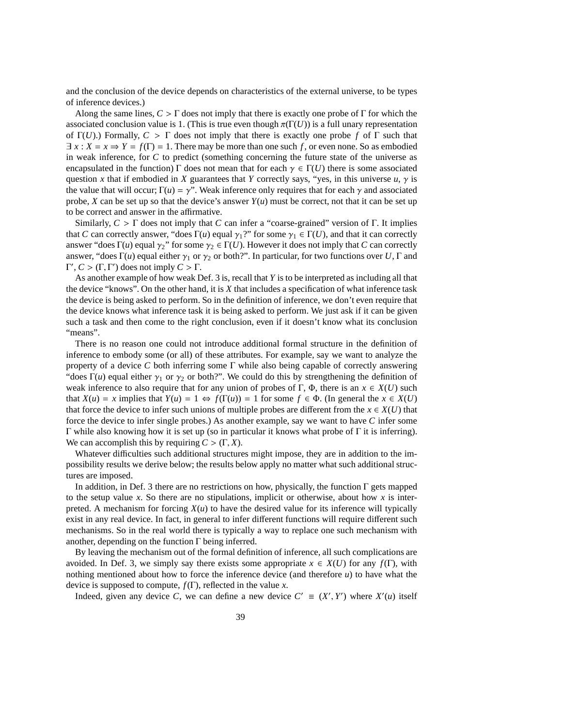and the conclusion of the device depends on characteristics of the external universe, to be types of inference devices.)

Along the same lines, $C > \Gamma$ does not imply that there is exactly one probe of $\Gamma$ for which the associated conclusion value is 1. (This is true even though $\pi(\Gamma(U))$ is a full unary representation of $\Gamma(U)$.) Formally, $C > \Gamma$ does not imply that there is exactly one probe $f$ of $\Gamma$ such that $\exists\, x : X = x \Rightarrow Y = f(\Gamma) = 1$. There may be more than one such $f$, or even none. So as embodied in weak inference, for $C$ to predict (something concerning the future state of the universe as encapsulated in the function) $\Gamma$ does not mean that for each $\gamma \in \Gamma(U)$ there is some associated question $x$ that if embodied in $X$ guarantees that $Y$ correctly says, "yes, in this universe $u$, $\gamma$ is the value that will occur; $\Gamma(u) = \gamma$". Weak inference only requires that for each $\gamma$ and associated probe, $X$ can be set up so that the device's answer $Y(u)$ must be correct, not that it can be set up to be correct and answer in the affirmative.

Similarly, $C > \Gamma$ does not imply that $C$ can infer a "coarse-grained" version of $\Gamma$. It implies that $C$ can correctly answer, "does $\Gamma(u)$ equal $\gamma_1$?" for some $\gamma_1 \in \Gamma(U)$, and that it can correctly answer "does $\Gamma(u)$ equal $\gamma_2$" for some $\gamma_2 \in \Gamma(U)$. However it does not imply that $C$ can correctly answer, "does $\Gamma(u)$ equal either $\gamma_1$ or $\gamma_2$ or both?". In particular, for two functions over $U$, $\Gamma$ and $\Gamma'$, $C > (\Gamma, \Gamma')$ does not imply $C > \Gamma$.

As another example of how weak Def. 3 is, recall that $Y$ is to be interpreted as including all that the device "knows". On the other hand, it is $X$ that includes a specification of what inference task the device is being asked to perform. So in the definition of inference, we don't even require that the device knows what inference task it is being asked to perform. We just ask if it can be given such a task and then come to the right conclusion, even if it doesn't know what its conclusion "means".

There is no reason one could not introduce additional formal structure in the definition of inference to embody some (or all) of these attributes. For example, say we want to analyze the property of a device $C$ both inferring some $\Gamma$ while also being capable of correctly answering "does $\Gamma(u)$ equal either $\gamma_1$ or $\gamma_2$ or both?". We could do this by strengthening the definition of weak inference to also require that for any union of probes of $\Gamma$, $\Phi$, there is an $x \in X(U)$ such that $X(u) = x$ implies that $Y(u) = 1 \Leftrightarrow f(\Gamma(u)) = 1$ for some $f \in \Phi$. (In general the $x \in X(U)$ that force the device to infer such unions of multiple probes are different from the $x \in X(U)$ that force the device to infer single probes.) As another example, say we want to have $C$ infer some $\Gamma$ while also knowing how it is set up (so in particular it knows what probe of $\Gamma$ it is inferring). We can accomplish this by requiring $C > (\Gamma, X)$.

Whatever difficulties such additional structures might impose, they are in addition to the impossibility results we derive below; the results below apply no matter what such additional structures are imposed.

In addition, in Def. 3 there are no restrictions on how, physically, the function $\Gamma$ gets mapped to the setup value $x$. So there are no stipulations, implicit or otherwise, about how $x$ is interpreted. A mechanism for forcing $X(u)$ to have the desired value for its inference will typically exist in any real device. In fact, in general to infer different functions will require different such mechanisms. So in the real world there is typically a way to replace one such mechanism with another, depending on the function $\Gamma$ being inferred.

By leaving the mechanism out of the formal definition of inference, all such complications are avoided. In Def. 3, we simply say there exists some appropriate $x \in X(U)$ for any $f(\Gamma)$, with nothing mentioned about how to force the inference device (and therefore $u$) to have what the device is supposed to compute, $f(\Gamma)$, reflected in the value $x$.

Indeed, given any device $C$, we can define a new device $C' \equiv (X', Y')$ where $X'(u)$ itself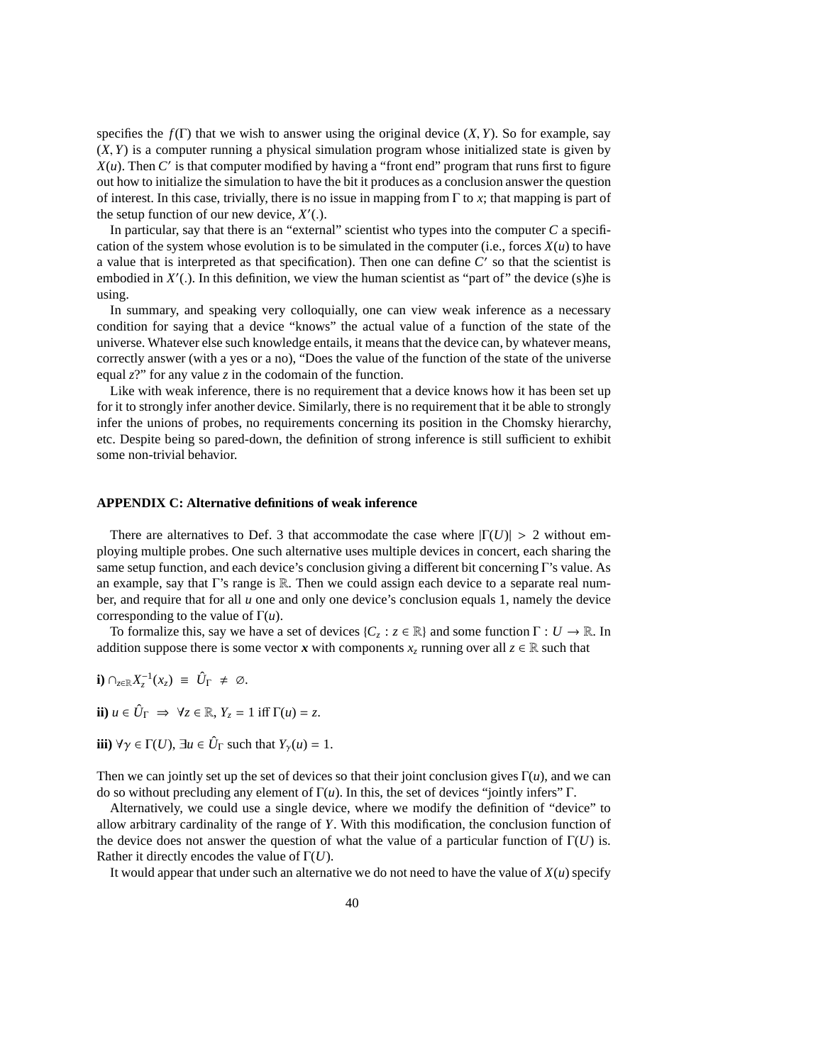specifies the $f(\Gamma)$ that we wish to answer using the original device $(X, Y)$. So for example, say $(X, Y)$ is a computer running a physical simulation program whose initialized state is given by $X(u)$. Then $C'$ is that computer modified by having a "front end" program that runs first to figure out how to initialize the simulation to have the bit it produces as a conclusion answer the question of interest. In this case, trivially, there is no issue in mapping from $\Gamma$ to $x$; that mapping is part of the setup function of our new device, $X'(.)$.

In particular, say that there is an "external" scientist who types into the computer $C$ a specification of the system whose evolution is to be simulated in the computer (i.e., forces $X(u)$ to have a value that is interpreted as that specification). Then one can define $C'$ so that the scientist is embodied in $X'(.)$. In this definition, we view the human scientist as "part of" the device (s)he is using.

In summary, and speaking very colloquially, one can view weak inference as a necessary condition for saying that a device "knows" the actual value of a function of the state of the universe. Whatever else such knowledge entails, it means that the device can, by whatever means, correctly answer (with a yes or a no), "Does the value of the function of the state of the universe equal $z$?" for any value $z$ in the codomain of the function.

Like with weak inference, there is no requirement that a device knows how it has been set up for it to strongly infer another device. Similarly, there is no requirement that it be able to strongly infer the unions of probes, no requirements concerning its position in the Chomsky hierarchy, etc. Despite being so pared-down, the definition of strong inference is still sufficient to exhibit some non-trivial behavior.

## APPENDIX C: Alternative definitions of weak inference

There are alternatives to Def. 3 that accommodate the case where $|\Gamma(U)| > 2$ without employing multiple probes. One such alternative uses multiple devices in concert, each sharing the same setup function, and each device's conclusion giving a different bit concerning $\Gamma$'s value. As an example, say that $\Gamma$'s range is $\mathbb{R}$. Then we could assign each device to a separate real number, and require that for all $u$ one and only one device's conclusion equals 1, namely the device corresponding to the value of $\Gamma(u)$.

To formalize this, say we have a set of devices $\{C_z : z \in \mathbb{R}\}$ and some function $\Gamma : U \to \mathbb{R}$. In addition suppose there is some vector $\boldsymbol{x}$ with components $x_z$ running over all $z \in \mathbb{R}$ such that

**i)** $\cap_{z\in\mathbb{R}} X_z^{-1}(x_z) \;\equiv\; \hat{U}_\Gamma \;\neq\; \varnothing$.

**ii)** $u \in \hat{U}_\Gamma \;\Rightarrow\; \forall z \in \mathbb{R}$, $Y_z = 1$ iff $\Gamma(u) = z$.

**iii)** $\forall \gamma \in \Gamma(U)$, $\exists u \in \hat{U}_\Gamma$ such that $Y_\gamma(u) = 1$.

Then we can jointly set up the set of devices so that their joint conclusion gives $\Gamma(u)$, and we can do so without precluding any element of $\Gamma(u)$. In this, the set of devices "jointly infers" $\Gamma$.

Alternatively, we could use a single device, where we modify the definition of "device" to allow arbitrary cardinality of the range of $Y$. With this modification, the conclusion function of the device does not answer the question of what the value of a particular function of $\Gamma(U)$ is. Rather it directly encodes the value of $\Gamma(U)$.

It would appear that under such an alternative we do not need to have the value of $X(u)$ specify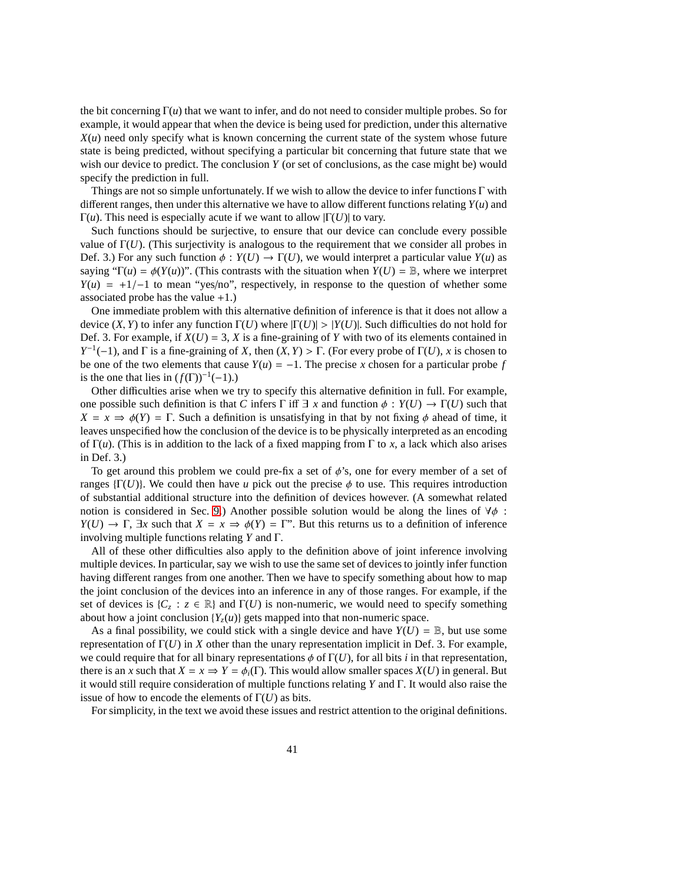the bit concerning $\Gamma(u)$ that we want to infer, and do not need to consider multiple probes. So for example, it would appear that when the device is being used for prediction, under this alternative $X(u)$ need only specify what is known concerning the current state of the system whose future state is being predicted, without specifying a particular bit concerning that future state that we wish our device to predict. The conclusion $Y$ (or set of conclusions, as the case might be) would specify the prediction in full.

Things are not so simple unfortunately. If we wish to allow the device to infer functions $\Gamma$ with different ranges, then under this alternative we have to allow different functions relating $Y(u)$ and $\Gamma(u)$. This need is especially acute if we want to allow $|\Gamma(U)|$ to vary.

Such functions should be surjective, to ensure that our device can conclude every possible value of $\Gamma(U)$. (This surjectivity is analogous to the requirement that we consider all probes in Def. 3.) For any such function $\phi : Y(U) \to \Gamma(U)$, we would interpret a particular value $Y(u)$ as saying "$\Gamma(u) = \phi(Y(u))$". (This contrasts with the situation when $Y(U) = \mathbb{B}$, where we interpret $Y(u) = +1/-1$ to mean "yes/no", respectively, in response to the question of whether some associated probe has the value $+1$.)

One immediate problem with this alternative definition of inference is that it does not allow a device $(X, Y)$ to infer any function $\Gamma(U)$ where $|\Gamma(U)| > |Y(U)|$. Such difficulties do not hold for Def. 3. For example, if $X(U) = 3$, $X$ is a fine-graining of $Y$ with two of its elements contained in $Y^{-1}(-1)$, and $\Gamma$ is a fine-graining of $X$, then $(X, Y) > \Gamma$. (For every probe of $\Gamma(U)$, $x$ is chosen to be one of the two elements that cause $Y(u) = -1$. The precise $x$ chosen for a particular probe $f$ is the one that lies in $(f(\Gamma))^{-1}(-1)$.)

Other difficulties arise when we try to specify this alternative definition in full. For example, one possible such definition is that $C$ infers $\Gamma$ iff $\exists\ x$ and function $\phi : Y(U) \to \Gamma(U)$ such that $X = x \Rightarrow \phi(Y) = \Gamma$. Such a definition is unsatisfying in that by not fixing $\phi$ ahead of time, it leaves unspecified how the conclusion of the device is to be physically interpreted as an encoding of $\Gamma(u)$. (This is in addition to the lack of a fixed mapping from $\Gamma$ to $x$, a lack which also arises in Def. 3.)

To get around this problem we could pre-fix a set of $\phi$'s, one for every member of a set of ranges $\{\Gamma(U)\}$. We could then have $u$ pick out the precise $\phi$ to use. This requires introduction of substantial additional structure into the definition of devices however. (A somewhat related notion is considered in Sec. 9.) Another possible solution would be along the lines of "$\forall \phi : Y(U) \to \Gamma$, $\exists x$ such that $X = x \Rightarrow \phi(Y) = \Gamma$". But this returns us to a definition of inference involving multiple functions relating $Y$ and $\Gamma$.

All of these other difficulties also apply to the definition above of joint inference involving multiple devices. In particular, say we wish to use the same set of devices to jointly infer function having different ranges from one another. Then we have to specify something about how to map the joint conclusion of the devices into an inference in any of those ranges. For example, if the set of devices is $\{C_z : z \in \mathbb{R}\}$ and $\Gamma(U)$ is non-numeric, we would need to specify something about how a joint conclusion $\{Y_z(u)\}$ gets mapped into that non-numeric space.

As a final possibility, we could stick with a single device and have $Y(U) = \mathbb{B}$, but use some representation of $\Gamma(U)$ in $X$ other than the unary representation implicit in Def. 3. For example, we could require that for all binary representations $\phi$ of $\Gamma(U)$, for all bits $i$ in that representation, there is an $x$ such that $X = x \Rightarrow Y = \phi_i(\Gamma)$. This would allow smaller spaces $X(U)$ in general. But it would still require consideration of multiple functions relating $Y$ and $\Gamma$. It would also raise the issue of how to encode the elements of $\Gamma(U)$ as bits.

For simplicity, in the text we avoid these issues and restrict attention to the original definitions.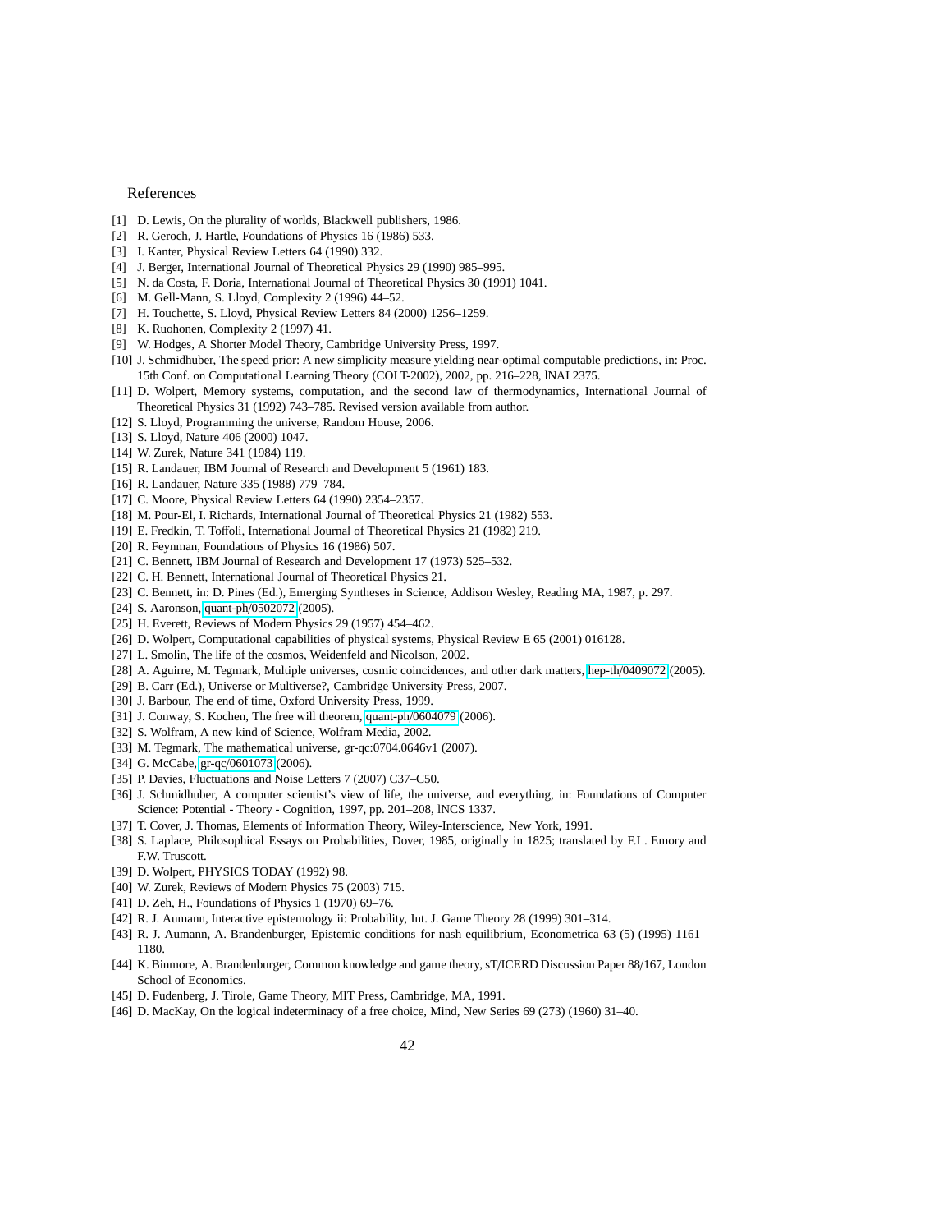## References

[1] D. Lewis, On the plurality of worlds, Blackwell publishers, 1986.
[2] R. Geroch, J. Hartle, Foundations of Physics 16 (1986) 533.
[3] I. Kanter, Physical Review Letters 64 (1990) 332.
[4] J. Berger, International Journal of Theoretical Physics 29 (1990) 985–995.
[5] N. da Costa, F. Doria, International Journal of Theoretical Physics 30 (1991) 1041.
[6] M. Gell-Mann, S. Lloyd, Complexity 2 (1996) 44–52.
[7] H. Touchette, S. Lloyd, Physical Review Letters 84 (2000) 1256–1259.
[8] K. Ruohonen, Complexity 2 (1997) 41.
[9] W. Hodges, A Shorter Model Theory, Cambridge University Press, 1997.
[10] J. Schmidhuber, The speed prior: A new simplicity measure yielding near-optimal computable predictions, in: Proc. 15th Conf. on Computational Learning Theory (COLT-2002), 2002, pp. 216–228, lNAI 2375.
[11] D. Wolpert, Memory systems, computation, and the second law of thermodynamics, International Journal of Theoretical Physics 31 (1992) 743–785. Revised version available from author.
[12] S. Lloyd, Programming the universe, Random House, 2006.
[13] S. Lloyd, Nature 406 (2000) 1047.
[14] W. Zurek, Nature 341 (1984) 119.
[15] R. Landauer, IBM Journal of Research and Development 5 (1961) 183.
[16] R. Landauer, Nature 335 (1988) 779–784.
[17] C. Moore, Physical Review Letters 64 (1990) 2354–2357.
[18] M. Pour-El, I. Richards, International Journal of Theoretical Physics 21 (1982) 553.
[19] E. Fredkin, T. Toffoli, International Journal of Theoretical Physics 21 (1982) 219.
[20] R. Feynman, Foundations of Physics 16 (1986) 507.
[21] C. Bennett, IBM Journal of Research and Development 17 (1973) 525–532.
[22] C. H. Bennett, International Journal of Theoretical Physics 21.
[23] C. Bennett, in: D. Pines (Ed.), Emerging Syntheses in Science, Addison Wesley, Reading MA, 1987, p. 297.
[24] S. Aaronson, quant-ph/0502072 (2005).
[25] H. Everett, Reviews of Modern Physics 29 (1957) 454–462.
[26] D. Wolpert, Computational capabilities of physical systems, Physical Review E 65 (2001) 016128.
[27] L. Smolin, The life of the cosmos, Weidenfeld and Nicolson, 2002.
[28] A. Aguirre, M. Tegmark, Multiple universes, cosmic coincidences, and other dark matters, hep-th/0409072 (2005).
[29] B. Carr (Ed.), Universe or Multiverse?, Cambridge University Press, 2007.
[30] J. Barbour, The end of time, Oxford University Press, 1999.
[31] J. Conway, S. Kochen, The free will theorem, quant-ph/0604079 (2006).
[32] S. Wolfram, A new kind of Science, Wolfram Media, 2002.
[33] M. Tegmark, The mathematical universe, gr-qc:0704.0646v1 (2007).
[34] G. McCabe, gr-qc/0601073 (2006).
[35] P. Davies, Fluctuations and Noise Letters 7 (2007) C37–C50.
[36] J. Schmidhuber, A computer scientist's view of life, the universe, and everything, in: Foundations of Computer Science: Potential - Theory - Cognition, 1997, pp. 201–208, lNCS 1337.
[37] T. Cover, J. Thomas, Elements of Information Theory, Wiley-Interscience, New York, 1991.
[38] S. Laplace, Philosophical Essays on Probabilities, Dover, 1985, originally in 1825; translated by F.L. Emory and F.W. Truscott.
[39] D. Wolpert, PHYSICS TODAY (1992) 98.
[40] W. Zurek, Reviews of Modern Physics 75 (2003) 715.
[41] D. Zeh, H., Foundations of Physics 1 (1970) 69–76.
[42] R. J. Aumann, Interactive epistemology ii: Probability, Int. J. Game Theory 28 (1999) 301–314.
[43] R. J. Aumann, A. Brandenburger, Epistemic conditions for nash equilibrium, Econometrica 63 (5) (1995) 1161–1180.
[44] K. Binmore, A. Brandenburger, Common knowledge and game theory, sT/ICERD Discussion Paper 88/167, London School of Economics.
[45] D. Fudenberg, J. Tirole, Game Theory, MIT Press, Cambridge, MA, 1991.
[46] D. MacKay, On the logical indeterminacy of a free choice, Mind, New Series 69 (273) (1960) 31–40.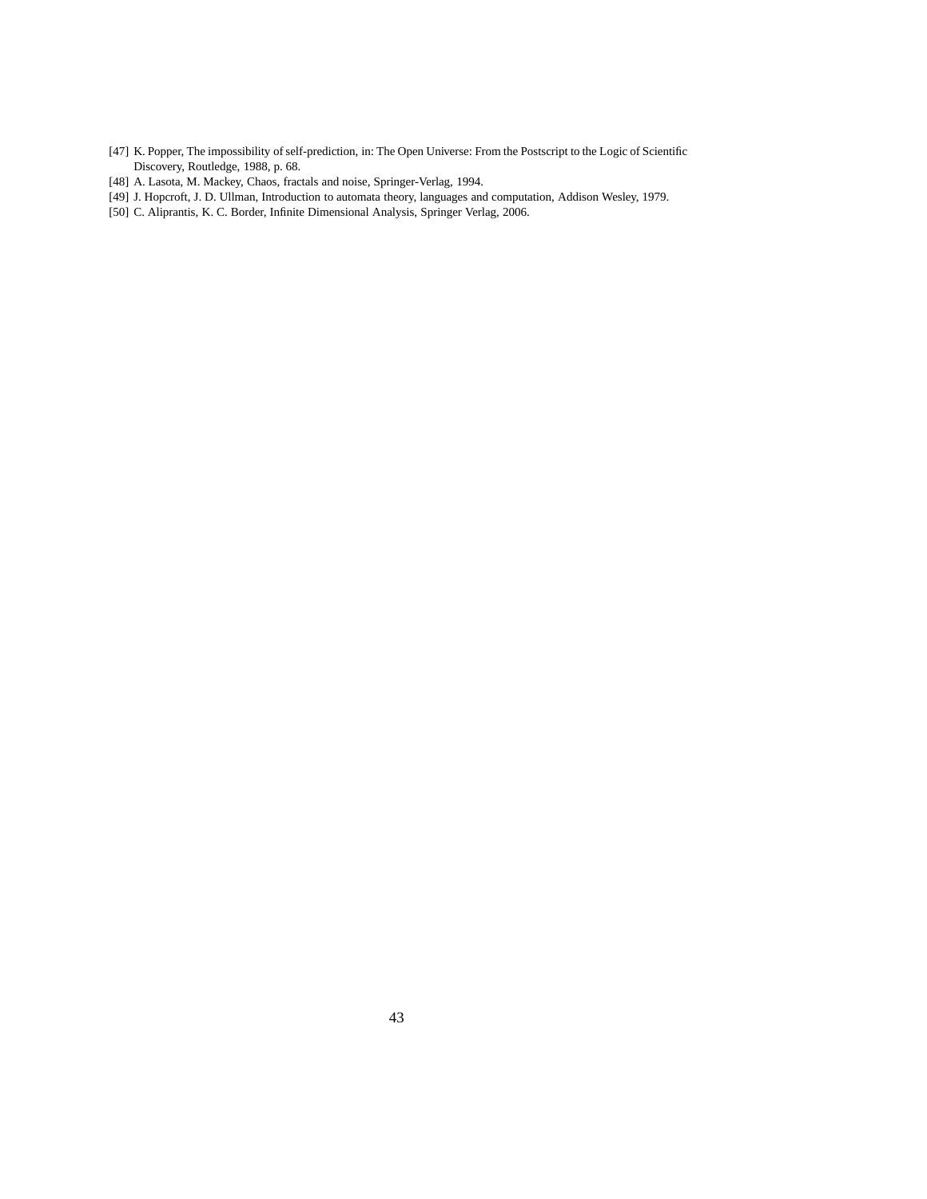[47] K. Popper, The impossibility of self-prediction, in: The Open Universe: From the Postscript to the Logic of Scientific Discovery, Routledge, 1988, p. 68.

[48] A. Lasota, M. Mackey, Chaos, fractals and noise, Springer-Verlag, 1994.

[49] J. Hopcroft, J. D. Ullman, Introduction to automata theory, languages and computation, Addison Wesley, 1979.

[50] C. Aliprantis, K. C. Border, Infinite Dimensional Analysis, Springer Verlag, 2006.